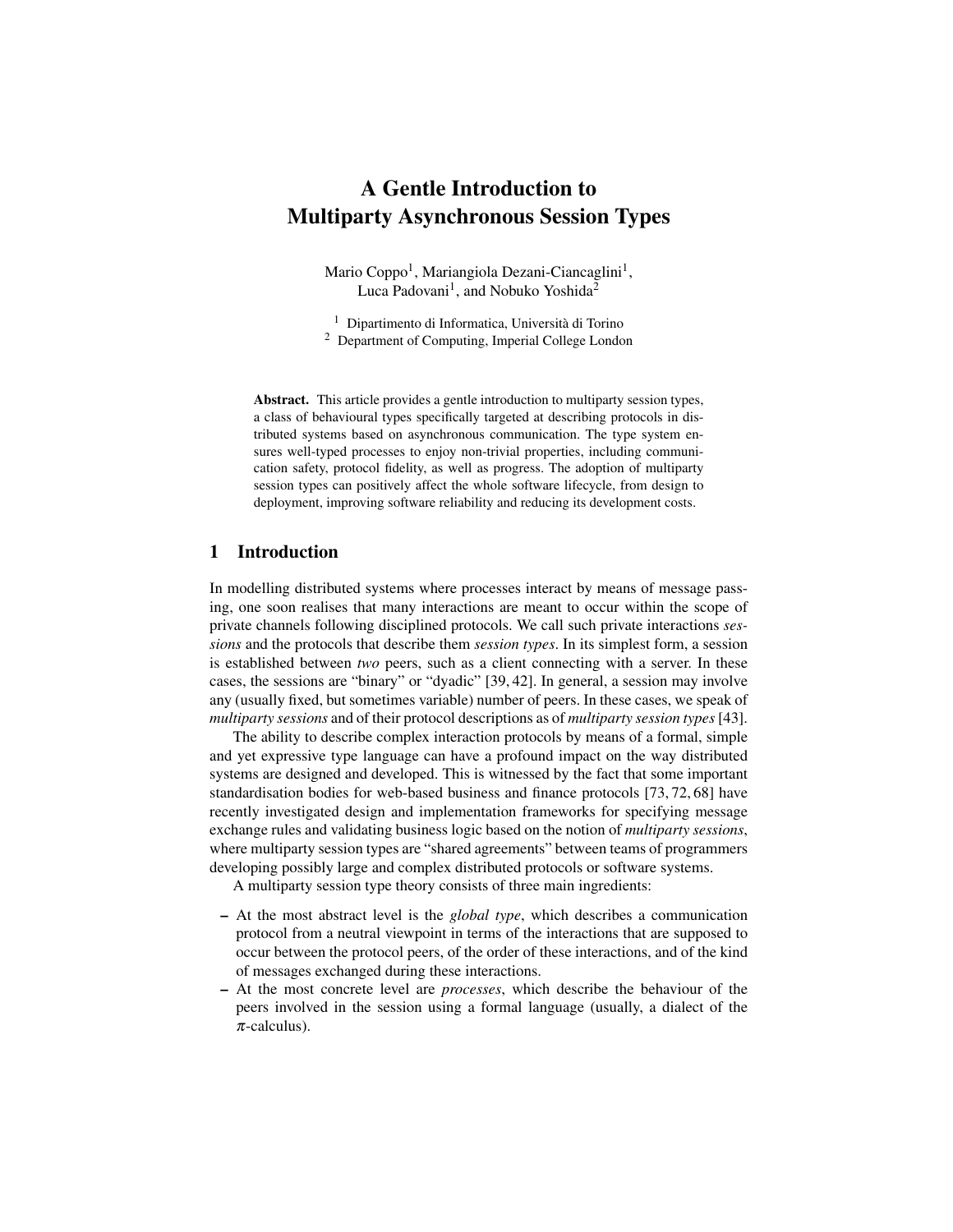# A Gentle Introduction to Multiparty Asynchronous Session Types

Mario Coppo[1], Mariangiola Dezani-Ciancaglini[1], Luca Padovani[1], and Nobuko Yoshida[2]

[1] Dipartimento di Informatica, Università di Torino
[2] Department of Computing, Imperial College London

**Abstract.** This article provides a gentle introduction to multiparty session types, a class of behavioural types specifically targeted at describing protocols in distributed systems based on asynchronous communication. The type system ensures well-typed processes to enjoy non-trivial properties, including communication safety, protocol fidelity, as well as progress. The adoption of multiparty session types can positively affect the whole software lifecycle, from design to deployment, improving software reliability and reducing its development costs.

## 1 Introduction

In modelling distributed systems where processes interact by means of message passing, one soon realises that many interactions are meant to occur within the scope of private channels following disciplined protocols. We call such private interactions *sessions* and the protocols that describe them *session types*. In its simplest form, a session is established between *two* peers, such as a client connecting with a server. In these cases, the sessions are "binary" or "dyadic" [39, 42]. In general, a session may involve any (usually fixed, but sometimes variable) number of peers. In these cases, we speak of *multiparty sessions* and of their protocol descriptions as of *multiparty session types* [43].

The ability to describe complex interaction protocols by means of a formal, simple and yet expressive type language can have a profound impact on the way distributed systems are designed and developed. This is witnessed by the fact that some important standardisation bodies for web-based business and finance protocols [73, 72, 68] have recently investigated design and implementation frameworks for specifying message exchange rules and validating business logic based on the notion of *multiparty sessions*, where multiparty session types are "shared agreements" between teams of programmers developing possibly large and complex distributed protocols or software systems.

A multiparty session type theory consists of three main ingredients:

- At the most abstract level is the *global type*, which describes a communication protocol from a neutral viewpoint in terms of the interactions that are supposed to occur between the protocol peers, of the order of these interactions, and of the kind of messages exchanged during these interactions.
- At the most concrete level are *processes*, which describe the behaviour of the peers involved in the session using a formal language (usually, a dialect of the $\pi$-calculus).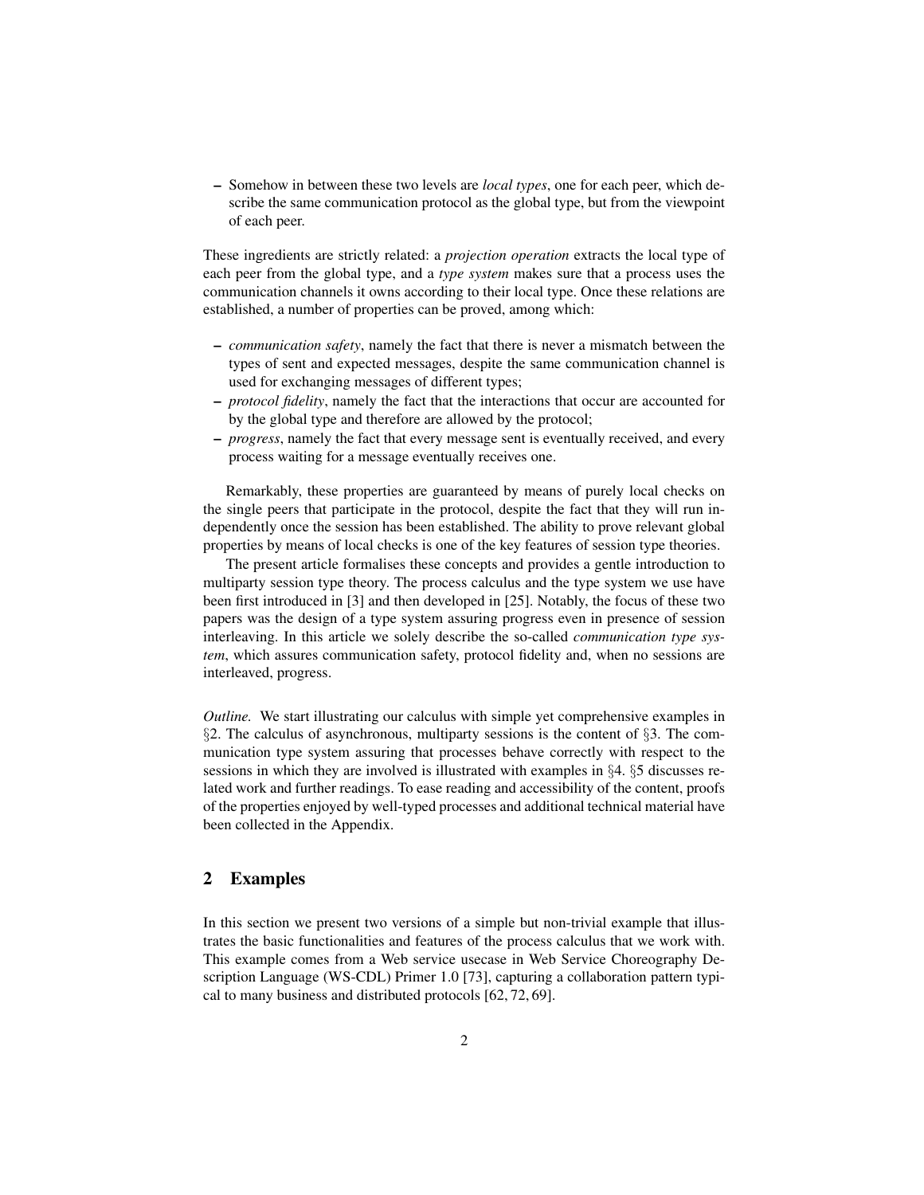- Somehow in between these two levels are *local types*, one for each peer, which describe the same communication protocol as the global type, but from the viewpoint of each peer.

These ingredients are strictly related: a *projection operation* extracts the local type of each peer from the global type, and a *type system* makes sure that a process uses the communication channels it owns according to their local type. Once these relations are established, a number of properties can be proved, among which:

- *communication safety*, namely the fact that there is never a mismatch between the types of sent and expected messages, despite the same communication channel is used for exchanging messages of different types;
- *protocol fidelity*, namely the fact that the interactions that occur are accounted for by the global type and therefore are allowed by the protocol;
- *progress*, namely the fact that every message sent is eventually received, and every process waiting for a message eventually receives one.

Remarkably, these properties are guaranteed by means of purely local checks on the single peers that participate in the protocol, despite the fact that they will run independently once the session has been established. The ability to prove relevant global properties by means of local checks is one of the key features of session type theories.

The present article formalises these concepts and provides a gentle introduction to multiparty session type theory. The process calculus and the type system we use have been first introduced in [3] and then developed in [25]. Notably, the focus of these two papers was the design of a type system assuring progress even in presence of session interleaving. In this article we solely describe the so-called *communication type system*, which assures communication safety, protocol fidelity and, when no sessions are interleaved, progress.

*Outline.* We start illustrating our calculus with simple yet comprehensive examples in §2. The calculus of asynchronous, multiparty sessions is the content of §3. The communication type system assuring that processes behave correctly with respect to the sessions in which they are involved is illustrated with examples in §4. §5 discusses related work and further readings. To ease reading and accessibility of the content, proofs of the properties enjoyed by well-typed processes and additional technical material have been collected in the Appendix.

## 2 Examples

In this section we present two versions of a simple but non-trivial example that illustrates the basic functionalities and features of the process calculus that we work with. This example comes from a Web service usecase in Web Service Choreography Description Language (WS-CDL) Primer 1.0 [73], capturing a collaboration pattern typical to many business and distributed protocols [62, 72, 69].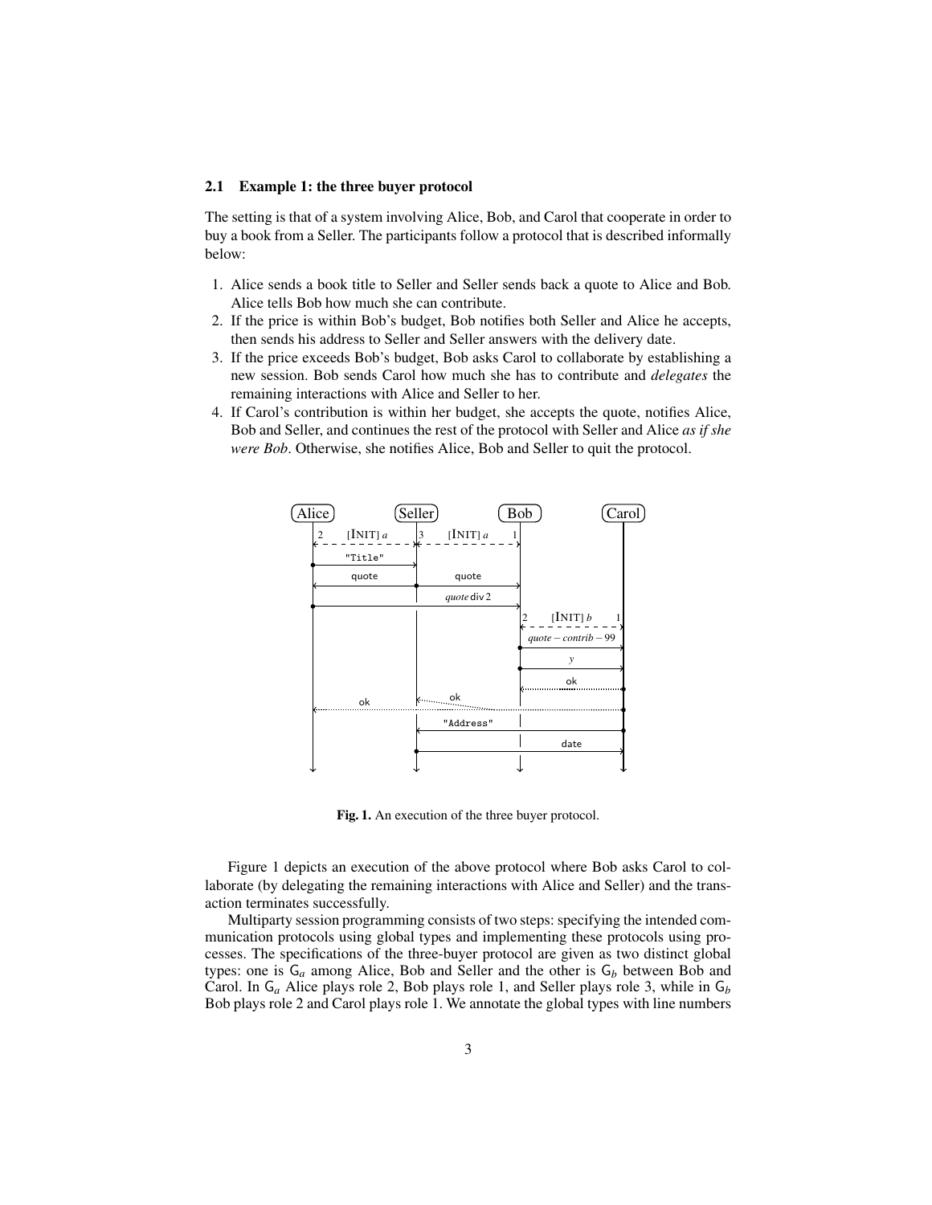### 2.1 Example 1: the three buyer protocol

The setting is that of a system involving Alice, Bob, and Carol that cooperate in order to buy a book from a Seller. The participants follow a protocol that is described informally below:

1. Alice sends a book title to Seller and Seller sends back a quote to Alice and Bob. Alice tells Bob how much she can contribute.
2. If the price is within Bob's budget, Bob notifies both Seller and Alice he accepts, then sends his address to Seller and Seller answers with the delivery date.
3. If the price exceeds Bob's budget, Bob asks Carol to collaborate by establishing a new session. Bob sends Carol how much she has to contribute and *delegates* the remaining interactions with Alice and Seller to her.
4. If Carol's contribution is within her budget, she accepts the quote, notifies Alice, Bob and Seller, and continues the rest of the protocol with Seller and Alice *as if she were Bob*. Otherwise, she notifies Alice, Bob and Seller to quit the protocol.

**Fig. 1.** An execution of the three buyer protocol.

Figure 1 depicts an execution of the above protocol where Bob asks Carol to collaborate (by delegating the remaining interactions with Alice and Seller) and the transaction terminates successfully.

Multiparty session programming consists of two steps: specifying the intended communication protocols using global types and implementing these protocols using processes. The specifications of the three-buyer protocol are given as two distinct global types: one is $\mathsf{G}_a$ among Alice, Bob and Seller and the other is $\mathsf{G}_b$ between Bob and Carol. In $\mathsf{G}_a$ Alice plays role 2, Bob plays role 1, and Seller plays role 3, while in $\mathsf{G}_b$ Bob plays role 2 and Carol plays role 1. We annotate the global types with line numbers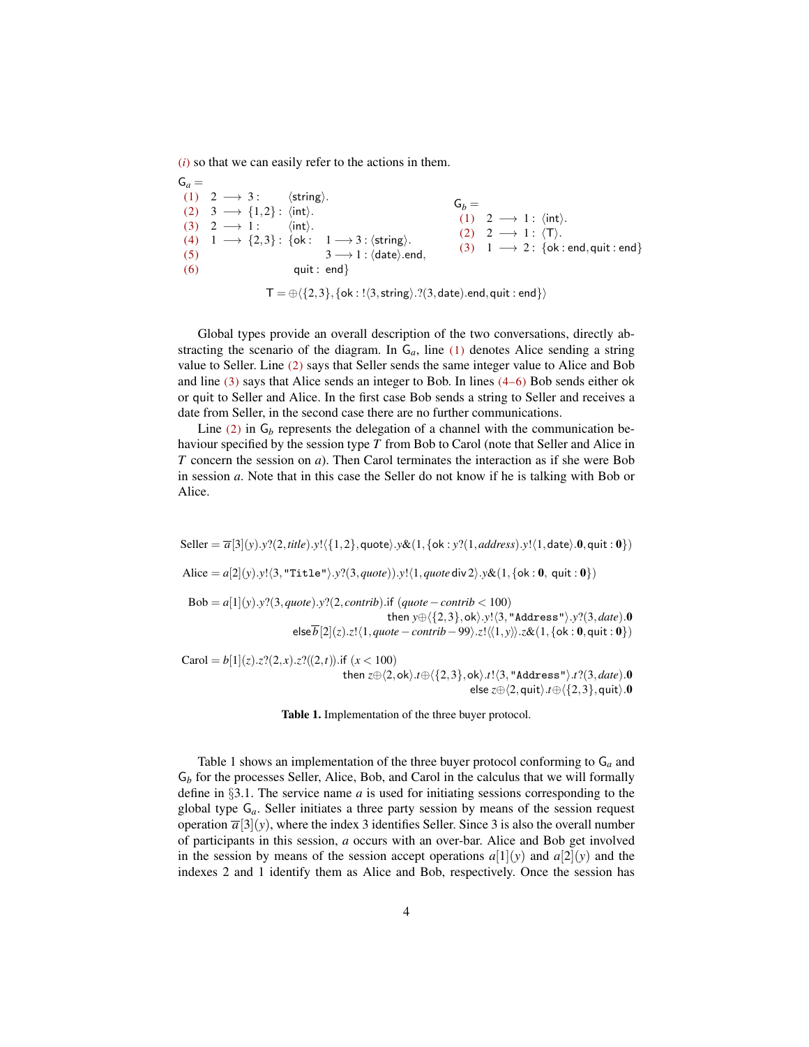(*i*) so that we can easily refer to the actions in them.

$$
\begin{array}{llll}
\mathsf{G}_a = & & & \\
(1) & 2 \longrightarrow 3: & \langle \mathsf{string} \rangle. & \\
(2) & 3 \longrightarrow \{1,2\}: & \langle \mathsf{int} \rangle. & \\
(3) & 2 \longrightarrow 1: & \langle \mathsf{int} \rangle. & \\
(4) & 1 \longrightarrow \{2,3\}: & \{\mathsf{ok}: & 1 \longrightarrow 3: \langle \mathsf{string} \rangle. \\
(5) & & & 3 \longrightarrow 1: \langle \mathsf{date} \rangle.\mathsf{end}, \\
(6) & & \mathsf{quit}: \ \mathsf{end}\} &
\end{array}
\qquad
\begin{array}{lll}
\mathsf{G}_b = & & \\
(1) & 2 \longrightarrow 1: & \langle \mathsf{int} \rangle. \\
(2) & 2 \longrightarrow 1: & \langle \mathsf{T} \rangle. \\
(3) & 1 \longrightarrow 2: & \{\mathsf{ok}: \mathsf{end}, \mathsf{quit}: \mathsf{end}\}
\end{array}
$$

$$\mathsf{T} = \oplus \langle \{2,3\}, \{\mathsf{ok}: !\langle 3, \mathsf{string} \rangle.?(3, \mathsf{date}).\mathsf{end}, \mathsf{quit}: \mathsf{end}\} \rangle$$

Global types provide an overall description of the two conversations, directly abstracting the scenario of the diagram. In $\mathsf{G}_a$, line (1) denotes Alice sending a string value to Seller. Line (2) says that Seller sends the same integer value to Alice and Bob and line (3) says that Alice sends an integer to Bob. In lines (4–6) Bob sends either ok or quit to Seller and Alice. In the first case Bob sends a string to Seller and receives a date from Seller, in the second case there are no further communications.

Line (2) in $\mathsf{G}_b$ represents the delegation of a channel with the communication behaviour specified by the session type $T$ from Bob to Carol (note that Seller and Alice in $T$ concern the session on $a$). Then Carol terminates the interaction as if she were Bob in session $a$. Note that in this case the Seller do not know if he is talking with Bob or Alice.

$$\text{Seller} = \overline{a}[3](y).y?(2, \mathit{title}).y!\langle \{1,2\}, \mathsf{quote} \rangle.y\&(1, \{\mathsf{ok}: y?(1, \mathit{address}).y!\langle 1, \mathsf{date} \rangle.\mathbf{0}, \mathsf{quit}: \mathbf{0}\})$$

$$\text{Alice} = a[2](y).y!\langle 3, \texttt{"Title"} \rangle.y?(3, \mathit{quote})).y!\langle 1, \mathit{quote}\ \mathsf{div}\ 2 \rangle.y\&(1, \{\mathsf{ok}: \mathbf{0},\ \mathsf{quit}: \mathbf{0}\})$$

$$
\begin{aligned}
\text{Bob} = a[1](y).y?(3, \mathit{quote}).y?(2, \mathit{contrib}).&\mathsf{if}\ (\mathit{quote} - \mathit{contrib} < 100) \\
&\mathsf{then}\ y \oplus \langle \{2,3\}, \mathsf{ok} \rangle.y!\langle 3, \texttt{"Address"} \rangle.y?(3, \mathit{date}).\mathbf{0} \\
&\mathsf{else}\, \overline{b}[2](z).z!\langle 1, \mathit{quote} - \mathit{contrib} - 99 \rangle.z!\langle\langle 1, y \rangle\rangle.z\&(1, \{\mathsf{ok}: \mathbf{0}, \mathsf{quit}: \mathbf{0}\})
\end{aligned}
$$

$$
\begin{aligned}
\text{Carol} = b[1](z).z?(2, x).z?((2, t)).&\mathsf{if}\ (x < 100) \\
&\mathsf{then}\ z \oplus \langle 2, \mathsf{ok} \rangle.t \oplus \langle \{2,3\}, \mathsf{ok} \rangle.t!\langle 3, \texttt{"Address"} \rangle.t?(3, \mathit{date}).\mathbf{0} \\
&\mathsf{else}\ z \oplus \langle 2, \mathsf{quit} \rangle.t \oplus \langle \{2,3\}, \mathsf{quit} \rangle.\mathbf{0}
\end{aligned}
$$

**Table 1.** Implementation of the three buyer protocol.

Table 1 shows an implementation of the three buyer protocol conforming to $\mathsf{G}_a$ and $\mathsf{G}_b$ for the processes Seller, Alice, Bob, and Carol in the calculus that we will formally define in §3.1. The service name $a$ is used for initiating sessions corresponding to the global type $\mathsf{G}_a$. Seller initiates a three party session by means of the session request operation $\overline{a}[3](y)$, where the index 3 identifies Seller. Since 3 is also the overall number of participants in this session, $a$ occurs with an over-bar. Alice and Bob get involved in the session by means of the session accept operations $a[1](y)$ and $a[2](y)$ and the indexes 2 and 1 identify them as Alice and Bob, respectively. Once the session has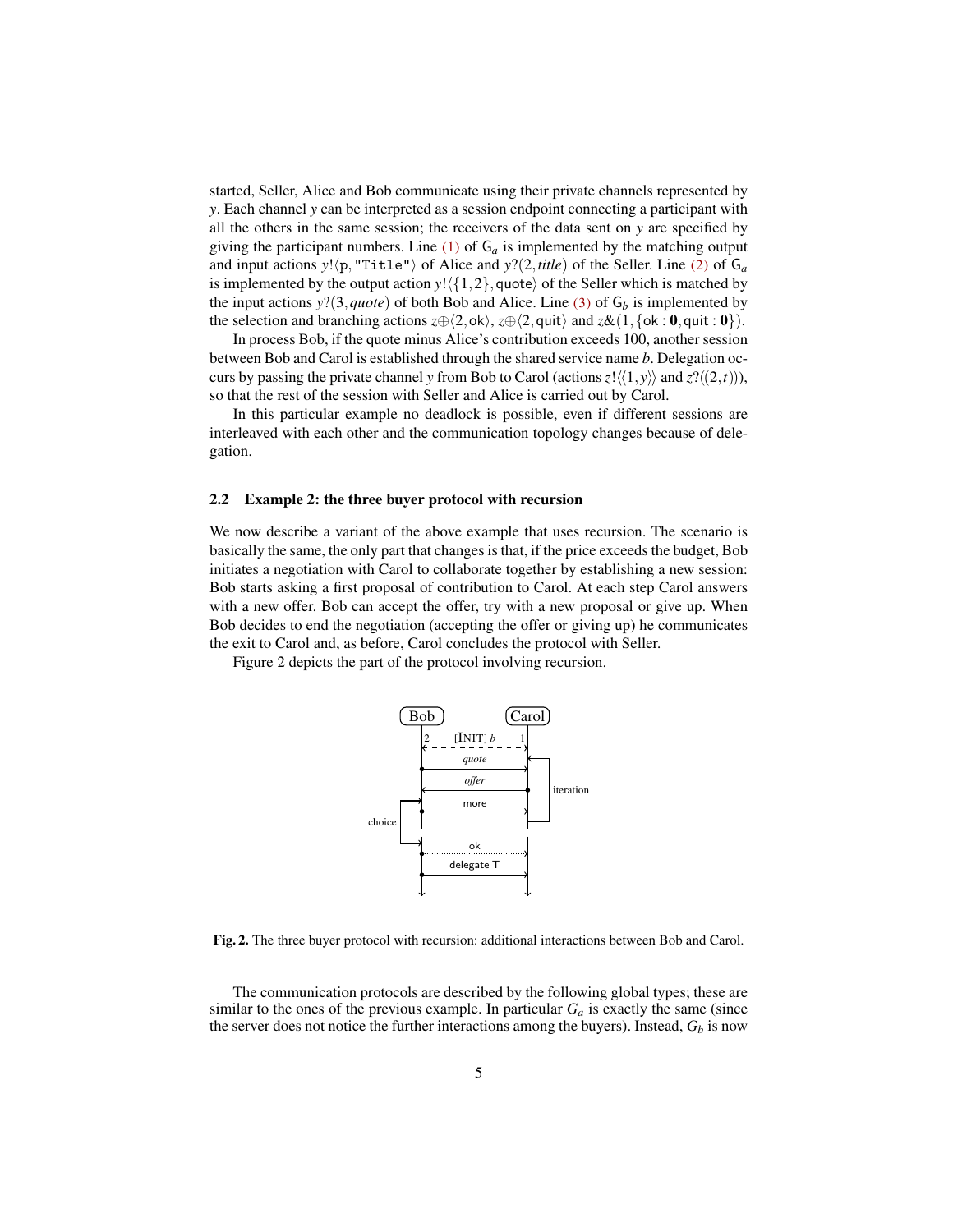started, Seller, Alice and Bob communicate using their private channels represented by $y$. Each channel $y$ can be interpreted as a session endpoint connecting a participant with all the others in the same session; the receivers of the data sent on $y$ are specified by giving the participant numbers. Line (1) of $\mathsf{G}_a$ is implemented by the matching output and input actions $y!\langle \mathtt{p}, \texttt{"Title"}\rangle$ of Alice and $y?(2, \mathit{title})$ of the Seller. Line (2) of $\mathsf{G}_a$ is implemented by the output action $y!\langle\{1,2\}, \mathsf{quote}\rangle$ of the Seller which is matched by the input actions $y?(3, \mathit{quote})$ of both Bob and Alice. Line (3) of $\mathsf{G}_b$ is implemented by the selection and branching actions $z\oplus\langle 2, \mathsf{ok}\rangle$, $z\oplus\langle 2, \mathsf{quit}\rangle$ and $z\&(1, \{\mathsf{ok} : \mathbf{0}, \mathsf{quit} : \mathbf{0}\})$.

In process Bob, if the quote minus Alice's contribution exceeds 100, another session between Bob and Carol is established through the shared service name $b$. Delegation occurs by passing the private channel $y$ from Bob to Carol (actions $z!\langle\langle 1, y\rangle\rangle$ and $z?((2,t))$), so that the rest of the session with Seller and Alice is carried out by Carol.

In this particular example no deadlock is possible, even if different sessions are interleaved with each other and the communication topology changes because of delegation.

### 2.2 Example 2: the three buyer protocol with recursion

We now describe a variant of the above example that uses recursion. The scenario is basically the same, the only part that changes is that, if the price exceeds the budget, Bob initiates a negotiation with Carol to collaborate together by establishing a new session: Bob starts asking a first proposal of contribution to Carol. At each step Carol answers with a new offer. Bob can accept the offer, try with a new proposal or give up. When Bob decides to end the negotiation (accepting the offer or giving up) he communicates the exit to Carol and, as before, Carol concludes the protocol with Seller.

Figure 2 depicts the part of the protocol involving recursion.

**Fig. 2.** The three buyer protocol with recursion: additional interactions between Bob and Carol.

The communication protocols are described by the following global types; these are similar to the ones of the previous example. In particular $G_a$ is exactly the same (since the server does not notice the further interactions among the buyers). Instead, $G_b$ is now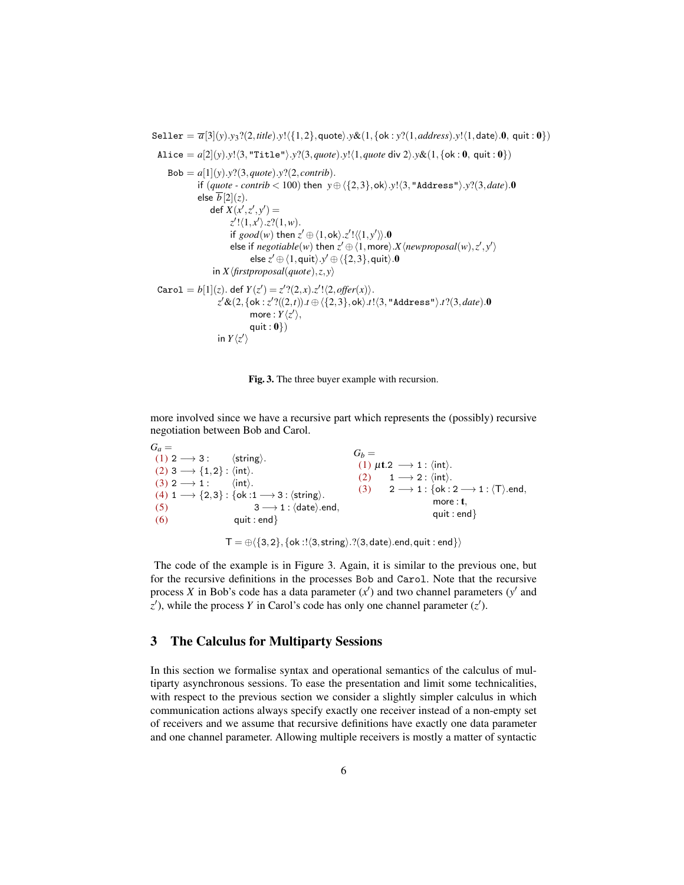$$
\begin{array}{l}
\texttt{Seller} = \overline{a}[3](y).y_3?(2,\mathit{title}).y!\langle\{1,2\},\mathsf{quote}\rangle.y\&(1,\{\mathsf{ok}: y?(1,\mathit{address}).y!\langle 1,\mathsf{date}\rangle.\mathbf{0},\ \mathsf{quit}:\mathbf{0}\})\\[4pt]
\texttt{Alice} = a[2](y).y!\langle 3,\texttt{"Title"}\rangle.y?(3,\mathit{quote}).y!\langle 1,\mathit{quote}\ \mathsf{div}\ 2\rangle.y\&(1,\{\mathsf{ok}:\mathbf{0},\ \mathsf{quit}:\mathbf{0}\})\\[4pt]
\texttt{Bob} = a[1](y).y?(3,\mathit{quote}).y?(2,\mathit{contrib}).\\
\quad \mathsf{if}\ (\mathit{quote}\ \text{-}\ \mathit{contrib} < 100)\ \mathsf{then}\ \ y\oplus\langle\{2,3\},\mathsf{ok}\rangle.y!\langle 3,\texttt{"Address"}\rangle.y?(3,\mathit{date}).\mathbf{0}\\
\quad \mathsf{else}\ \overline{b}[2](z).\\
\qquad \mathsf{def}\ X(x',z',y') =\\
\qquad\quad z'!\langle 1,x'\rangle.z?(1,w).\\
\qquad\quad \mathsf{if}\ \mathit{good}(w)\ \mathsf{then}\ z'\oplus\langle 1,\mathsf{ok}\rangle.z'!\langle\langle 1,y'\rangle\rangle.\mathbf{0}\\
\qquad\quad \mathsf{else\ if}\ \mathit{negotiable}(w)\ \mathsf{then}\ z'\oplus\langle 1,\mathsf{more}\rangle.X\langle \mathit{newproposal}(w),z',y'\rangle\\
\qquad\qquad \mathsf{else}\ z'\oplus\langle 1,\mathsf{quit}\rangle.y'\oplus\langle\{2,3\},\mathsf{quit}\rangle.\mathbf{0}\\
\qquad \mathsf{in}\ X\langle \mathit{firstproposal}(\mathit{quote}),z,y\rangle\\[4pt]
\texttt{Carol} = b[1](z).\ \mathsf{def}\ Y(z') = z'?(2,x).z'!\langle 2,\mathit{offer}(x)\rangle.\\
\qquad z'\&(2,\{\mathsf{ok}: z'?((2,t)).t\oplus\langle\{2,3\},\mathsf{ok}\rangle.t!\langle 3,\texttt{"Address"}\rangle.t?(3,\mathit{date}).\mathbf{0}\\
\qquad\qquad \mathsf{more}: Y\langle z'\rangle,\\
\qquad\qquad \mathsf{quit}:\mathbf{0}\})\\
\qquad \mathsf{in}\ Y\langle z'\rangle
\end{array}
$$

**Fig. 3.** The three buyer example with recursion.

more involved since we have a recursive part which represents the (possibly) recursive negotiation between Bob and Carol.

$$
\begin{array}{lll}
G_a = & & \\
(1) & 2 \longrightarrow 3: & \langle\mathsf{string}\rangle.\\
(2) & 3 \longrightarrow \{1,2\}: & \langle\mathsf{int}\rangle.\\
(3) & 2 \longrightarrow 1: & \langle\mathsf{int}\rangle.\\
(4) & 1 \longrightarrow \{2,3\}: & \{\mathsf{ok}: 1 \longrightarrow 3: \langle\mathsf{string}\rangle.\\
(5) & & \quad\ \ 3 \longrightarrow 1: \langle\mathsf{date}\rangle.\mathsf{end},\\
(6) & & \ \mathsf{quit}:\mathsf{end}\}
\end{array}
\qquad
\begin{array}{lll}
G_b = & & \\
(1) & \mu\mathbf{t}.2 \longrightarrow 1: & \langle\mathsf{int}\rangle.\\
(2) & \quad\ 1 \longrightarrow 2: & \langle\mathsf{int}\rangle.\\
(3) & \quad\ 2 \longrightarrow 1: & \{\mathsf{ok}: 2 \longrightarrow 1: \langle\mathsf{T}\rangle.\mathsf{end},\\
& & \ \mathsf{more}: \mathbf{t},\\
& & \ \mathsf{quit}:\mathsf{end}\}
\end{array}
$$

$$
\mathsf{T} = \oplus\langle\{3,2\},\{\mathsf{ok}: !\langle 3,\mathsf{string}\rangle.?(3,\mathsf{date}).\mathsf{end},\mathsf{quit}:\mathsf{end}\}\rangle
$$

The code of the example is in Figure 3. Again, it is similar to the previous one, but for the recursive definitions in the processes Bob and Carol. Note that the recursive process $X$ in Bob's code has a data parameter ($x'$) and two channel parameters ($y'$ and $z'$), while the process $Y$ in Carol's code has only one channel parameter ($z'$).

## 3 The Calculus for Multiparty Sessions

In this section we formalise syntax and operational semantics of the calculus of multiparty asynchronous sessions. To ease the presentation and limit some technicalities, with respect to the previous section we consider a slightly simpler calculus in which communication actions always specify exactly one receiver instead of a non-empty set of receivers and we assume that recursive definitions have exactly one data parameter and one channel parameter. Allowing multiple receivers is mostly a matter of syntactic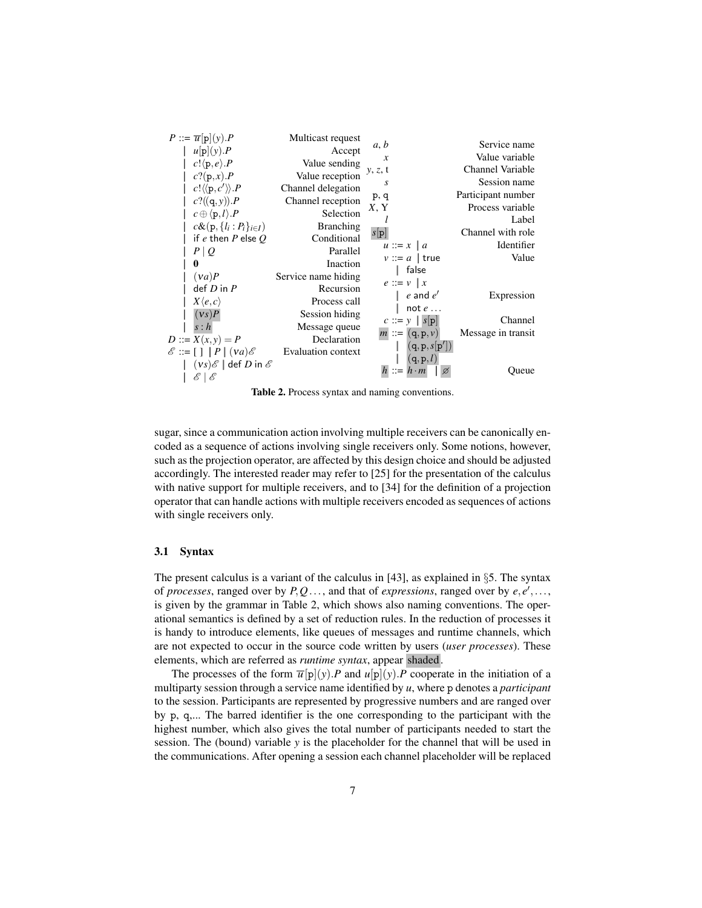| Syntax | Description | Name | Convention |
|---|---|---|---|
| $P ::= \overline{u}[\mathtt{p}](y).P$ | Multicast request | $a, b$ | Service name |
| $\mid\ u[\mathtt{p}](y).P$ | Accept | $x$ | Value variable |
| $\mid\ c!\langle \mathtt{p}, e\rangle.P$ | Value sending | $y, z, \mathrm{t}$ | Channel Variable |
| $\mid\ c?(\mathtt{p}, x).P$ | Value reception | $s$ | Session name |
| $\mid\ c!\langle\langle \mathtt{p}, c'\rangle\rangle.P$ | Channel delegation | $\mathtt{p}, \mathtt{q}$ | Participant number |
| $\mid\ c?((\mathtt{q}, y)).P$ | Channel reception | $X, \mathrm{Y}$ | Process variable |
| $\mid\ c \oplus \langle \mathtt{p}, l\rangle.P$ | Selection | $l$ | Label |
| $\mid\ c\&(\mathtt{p}, \{l_i : P_i\}_{i \in I})$ | Branching | $s[\mathtt{p}]$ | Channel with role |
| $\mid\ \mathsf{if}\ e\ \mathsf{then}\ P\ \mathsf{else}\ Q$ | Conditional | $u ::= x \mid a$ | Identifier |
| $\mid\ P \mid Q$ | Parallel | $v ::= a \mid \mathsf{true} \mid \mathsf{false}$ | Value |
| $\mid\ \mathbf{0}$ | Inaction | | |
| $\mid\ (\nu a)P$ | Service name hiding | $e ::= v \mid x \mid e\ \mathsf{and}\ e' \mid \mathsf{not}\ e \ldots$ | Expression |
| $\mid\ \mathsf{def}\ D\ \mathsf{in}\ P$ | Recursion | | |
| $\mid\ X\langle e, c\rangle$ | Process call | | |
| $\mid\ (\nu s)P$ | Session hiding | $c ::= y \mid s[\mathtt{p}]$ | Channel |
| $\mid\ s : h$ | Message queue | $m ::= (\mathtt{q}, \mathtt{p}, v) \mid (\mathtt{q}, \mathtt{p}, s[\mathtt{p}']) \mid (\mathtt{q}, \mathtt{p}, l)$ | Message in transit |
| $D ::= X(x, y) = P$ | Declaration | | |
| $\mathscr{E} ::= [\ ] \mid P \mid (\nu a)\mathscr{E} \mid (\nu s)\mathscr{E} \mid \mathsf{def}\ D\ \mathsf{in}\ \mathscr{E} \mid \mathscr{E} \mid \mathscr{E}$ | Evaluation context | $h ::= h \cdot m \mid \varnothing$ | Queue |

**Table 2.** Process syntax and naming conventions.

sugar, since a communication action involving multiple receivers can be canonically encoded as a sequence of actions involving single receivers only. Some notions, however, such as the projection operator, are affected by this design choice and should be adjusted accordingly. The interested reader may refer to [25] for the presentation of the calculus with native support for multiple receivers, and to [34] for the definition of a projection operator that can handle actions with multiple receivers encoded as sequences of actions with single receivers only.

### 3.1 Syntax

The present calculus is a variant of the calculus in [43], as explained in §5. The syntax of *processes*, ranged over by $P, Q \ldots$, and that of *expressions*, ranged over by $e, e', \ldots$, is given by the grammar in Table 2, which shows also naming conventions. The operational semantics is defined by a set of reduction rules. In the reduction of processes it is handy to introduce elements, like queues of messages and runtime channels, which are not expected to occur in the source code written by users (*user processes*). These elements, which are referred as *runtime syntax*, appear shaded.

The processes of the form $\overline{u}[\mathtt{p}](y).P$ and $u[\mathtt{p}](y).P$ cooperate in the initiation of a multiparty session through a service name identified by $u$, where $\mathtt{p}$ denotes a *participant* to the session. Participants are represented by progressive numbers and are ranged over by $\mathtt{p}$, $\mathtt{q}$,... The barred identifier is the one corresponding to the participant with the highest number, which also gives the total number of participants needed to start the session. The (bound) variable $y$ is the placeholder for the channel that will be used in the communications. After opening a session each channel placeholder will be replaced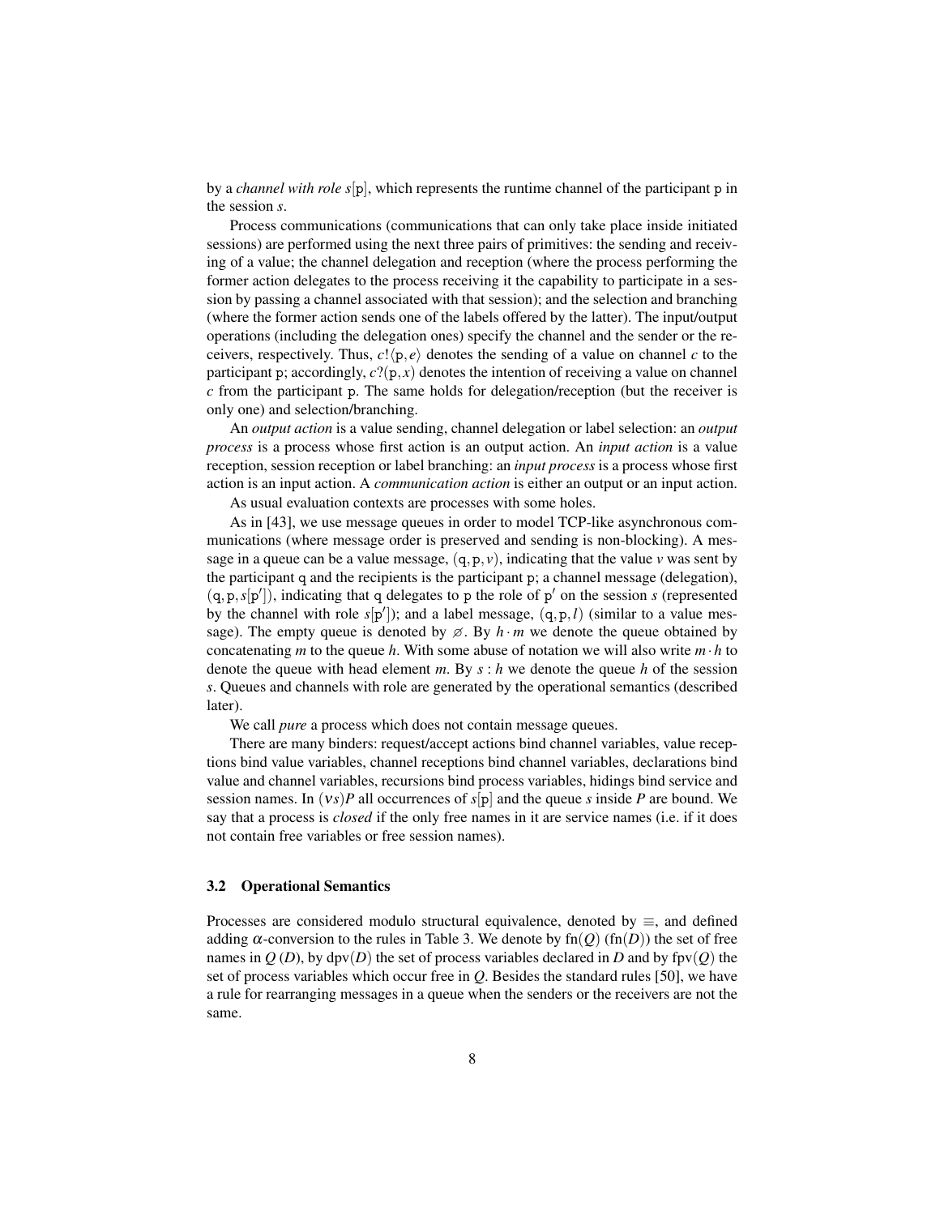by a *channel with role* $s[\mathtt{p}]$, which represents the runtime channel of the participant $\mathtt{p}$ in the session $s$.

Process communications (communications that can only take place inside initiated sessions) are performed using the next three pairs of primitives: the sending and receiving of a value; the channel delegation and reception (where the process performing the former action delegates to the process receiving it the capability to participate in a session by passing a channel associated with that session); and the selection and branching (where the former action sends one of the labels offered by the latter). The input/output operations (including the delegation ones) specify the channel and the sender or the receivers, respectively. Thus, $c!\langle \mathtt{p}, e\rangle$ denotes the sending of a value on channel $c$ to the participant $\mathtt{p}$; accordingly, $c?(\mathtt{p}, x)$ denotes the intention of receiving a value on channel $c$ from the participant $\mathtt{p}$. The same holds for delegation/reception (but the receiver is only one) and selection/branching.

An *output action* is a value sending, channel delegation or label selection: an *output process* is a process whose first action is an output action. An *input action* is a value reception, session reception or label branching: an *input process* is a process whose first action is an input action. A *communication action* is either an output or an input action.

As usual evaluation contexts are processes with some holes.

As in [43], we use message queues in order to model TCP-like asynchronous communications (where message order is preserved and sending is non-blocking). A message in a queue can be a value message, $(\mathtt{q}, \mathtt{p}, v)$, indicating that the value $v$ was sent by the participant $\mathtt{q}$ and the recipients is the participant $\mathtt{p}$; a channel message (delegation), $(\mathtt{q}, \mathtt{p}, s[\mathtt{p}'])$, indicating that $\mathtt{q}$ delegates to $\mathtt{p}$ the role of $\mathtt{p}'$ on the session $s$ (represented by the channel with role $s[\mathtt{p}']$); and a label message, $(\mathtt{q}, \mathtt{p}, l)$ (similar to a value message). The empty queue is denoted by $\varnothing$. By $h \cdot m$ we denote the queue obtained by concatenating $m$ to the queue $h$. With some abuse of notation we will also write $m \cdot h$ to denote the queue with head element $m$. By $s : h$ we denote the queue $h$ of the session $s$. Queues and channels with role are generated by the operational semantics (described later).

We call *pure* a process which does not contain message queues.

There are many binders: request/accept actions bind channel variables, value receptions bind value variables, channel receptions bind channel variables, declarations bind value and channel variables, recursions bind process variables, hidings bind service and session names. In $(\nu s)P$ all occurrences of $s[\mathtt{p}]$ and the queue $s$ inside $P$ are bound. We say that a process is *closed* if the only free names in it are service names (i.e. if it does not contain free variables or free session names).

### 3.2 Operational Semantics

Processes are considered modulo structural equivalence, denoted by $\equiv$, and defined adding $\alpha$-conversion to the rules in Table 3. We denote by $\mathrm{fn}(Q)$ ($\mathrm{fn}(D)$) the set of free names in $Q$ ($D$), by $\mathrm{dpv}(D)$ the set of process variables declared in $D$ and by $\mathrm{fpv}(Q)$ the set of process variables which occur free in $Q$. Besides the standard rules [50], we have a rule for rearranging messages in a queue when the senders or the receivers are not the same.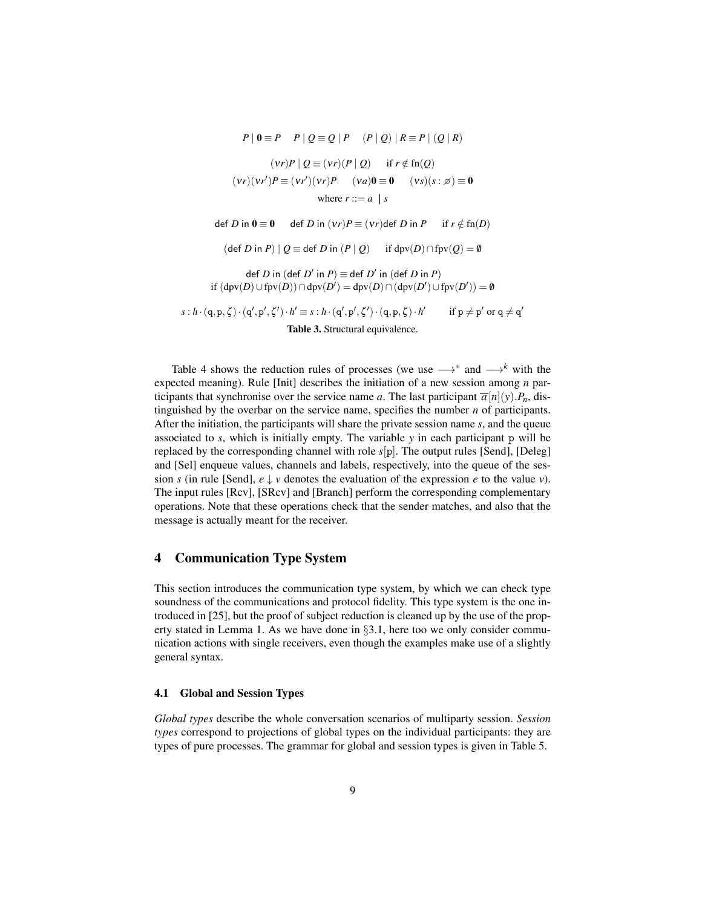$$P \mid \mathbf{0} \equiv P \qquad P \mid Q \equiv Q \mid P \qquad (P \mid Q) \mid R \equiv P \mid (Q \mid R)$$

$$(\nu r)P \mid Q \equiv (\nu r)(P \mid Q) \qquad \text{if } r \notin \text{fn}(Q)$$

$$(\nu r)(\nu r')P \equiv (\nu r')(\nu r)P \qquad (\nu a)\mathbf{0} \equiv \mathbf{0} \qquad (\nu s)(s : \varnothing) \equiv \mathbf{0}$$

$$\text{where } r ::= a \;\mid s$$

$$\mathsf{def}\ D\ \mathsf{in}\ \mathbf{0} \equiv \mathbf{0} \qquad \mathsf{def}\ D\ \mathsf{in}\ (\nu r)P \equiv (\nu r)\mathsf{def}\ D\ \mathsf{in}\ P \qquad \text{if } r \notin \text{fn}(D)$$

$$(\mathsf{def}\ D\ \mathsf{in}\ P) \mid Q \equiv \mathsf{def}\ D\ \mathsf{in}\ (P \mid Q) \qquad \text{if } \text{dpv}(D) \cap \text{fpv}(Q) = \emptyset$$

$$\mathsf{def}\ D\ \mathsf{in}\ (\mathsf{def}\ D'\ \mathsf{in}\ P) \equiv \mathsf{def}\ D'\ \mathsf{in}\ (\mathsf{def}\ D\ \mathsf{in}\ P)$$
$$\text{if } (\text{dpv}(D) \cup \text{fpv}(D)) \cap \text{dpv}(D') = \text{dpv}(D) \cap (\text{dpv}(D') \cup \text{fpv}(D')) = \emptyset$$

$$s : h \cdot (\mathtt{q}, \mathtt{p}, \zeta) \cdot (\mathtt{q}', \mathtt{p}', \zeta') \cdot h' \equiv s : h \cdot (\mathtt{q}', \mathtt{p}', \zeta') \cdot (\mathtt{q}, \mathtt{p}, \zeta) \cdot h' \qquad \text{if } \mathtt{p} \neq \mathtt{p}' \text{ or } \mathtt{q} \neq \mathtt{q}'$$

**Table 3.** Structural equivalence.

Table 4 shows the reduction rules of processes (we use $\longrightarrow^*$ and $\longrightarrow^k$ with the expected meaning). Rule [Init] describes the initiation of a new session among $n$ participants that synchronise over the service name $a$. The last participant $\overline{a}[n](y).P_n$, distinguished by the overbar on the service name, specifies the number $n$ of participants. After the initiation, the participants will share the private session name $s$, and the queue associated to $s$, which is initially empty. The variable $y$ in each participant $\mathtt{p}$ will be replaced by the corresponding channel with role $s[\mathtt{p}]$. The output rules [Send], [Deleg] and [Sel] enqueue values, channels and labels, respectively, into the queue of the session $s$ (in rule [Send], $e \downarrow v$ denotes the evaluation of the expression $e$ to the value $v$). The input rules [Rcv], [SRcv] and [Branch] perform the corresponding complementary operations. Note that these operations check that the sender matches, and also that the message is actually meant for the receiver.

## 4 Communication Type System

This section introduces the communication type system, by which we can check type soundness of the communications and protocol fidelity. This type system is the one introduced in [25], but the proof of subject reduction is cleaned up by the use of the property stated in Lemma 1. As we have done in §3.1, here too we only consider communication actions with single receivers, even though the examples make use of a slightly general syntax.

### 4.1 Global and Session Types

*Global types* describe the whole conversation scenarios of multiparty session. *Session types* correspond to projections of global types on the individual participants: they are types of pure processes. The grammar for global and session types is given in Table 5.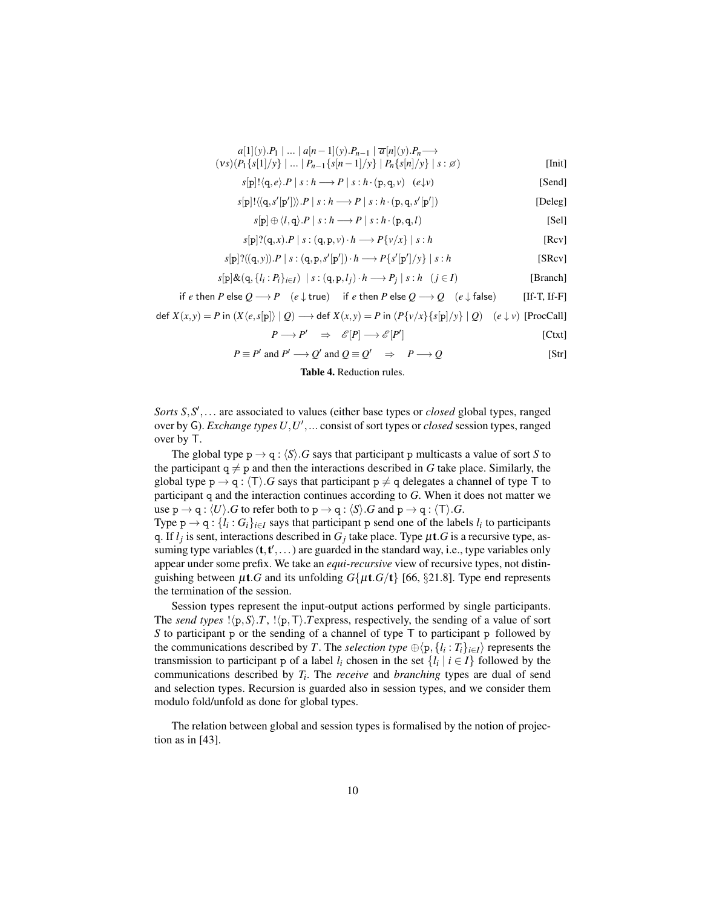$$a[1](y).P_1 \mid \ldots \mid a[n-1](y).P_{n-1} \mid \overline{a}[n](y).P_n \longrightarrow$$
$$(\nu s)(P_1\{s[1]/y\} \mid \ldots \mid P_{n-1}\{s[n-1]/y\} \mid P_n\{s[n]/y\} \mid s : \varnothing) \qquad \text{[Init]}$$

$$s[\mathtt{p}]!\langle \mathtt{q}, e\rangle.P \mid s : h \longrightarrow P \mid s : h \cdot (\mathtt{p}, \mathtt{q}, v) \quad (e{\downarrow}v) \qquad \text{[Send]}$$

$$s[\mathtt{p}]!\langle\langle \mathtt{q}, s'[\mathtt{p}']\rangle\rangle.P \mid s : h \longrightarrow P \mid s : h \cdot (\mathtt{p}, \mathtt{q}, s'[\mathtt{p}']) \qquad \text{[Deleg]}$$

$$s[\mathtt{p}] \oplus \langle l, \mathtt{q}\rangle.P \mid s : h \longrightarrow P \mid s : h \cdot (\mathtt{p}, \mathtt{q}, l) \qquad \text{[Sel]}$$

$$s[\mathtt{p}]?(\mathtt{q}, x).P \mid s : (\mathtt{q}, \mathtt{p}, v) \cdot h \longrightarrow P\{v/x\} \mid s : h \qquad \text{[Rcv]}$$

$$s[\mathtt{p}]?((\mathtt{q}, y)).P \mid s : (\mathtt{q}, \mathtt{p}, s'[\mathtt{p}']) \cdot h \longrightarrow P\{s'[\mathtt{p}']/y\} \mid s : h \qquad \text{[SRcv]}$$

$$s[\mathtt{p}]\&(\mathtt{q}, \{l_i : P_i\}_{i \in I}) \mid s : (\mathtt{q}, \mathtt{p}, l_j) \cdot h \longrightarrow P_j \mid s : h \quad (j \in I) \qquad \text{[Branch]}$$

$$\mathsf{if}\ e\ \mathsf{then}\ P\ \mathsf{else}\ Q \longrightarrow P \quad (e \downarrow \mathsf{true}) \qquad \mathsf{if}\ e\ \mathsf{then}\ P\ \mathsf{else}\ Q \longrightarrow Q \quad (e \downarrow \mathsf{false}) \qquad \text{[If-T, If-F]}$$

$$\mathsf{def}\ X(x,y) = P\ \mathsf{in}\ (X\langle e, s[\mathtt{p}]\rangle \mid Q) \longrightarrow \mathsf{def}\ X(x,y) = P\ \mathsf{in}\ (P\{v/x\}\{s[\mathtt{p}]/y\} \mid Q) \quad (e \downarrow v) \qquad \text{[ProcCall]}$$

$$P \longrightarrow P' \quad \Rightarrow \quad \mathscr{E}[P] \longrightarrow \mathscr{E}[P'] \qquad \text{[Ctxt]}$$

$$P \equiv P' \text{ and } P' \longrightarrow Q' \text{ and } Q \equiv Q' \quad \Rightarrow \quad P \longrightarrow Q \qquad \text{[Str]}$$

**Table 4.** Reduction rules.

*Sorts* $S, S', \ldots$ are associated to values (either base types or *closed* global types, ranged over by $\mathsf{G}$). *Exchange types* $U, U', \ldots$ consist of sort types or *closed* session types, ranged over by $\mathsf{T}$.

The global type $\mathtt{p} \to \mathtt{q} : \langle S\rangle.G$ says that participant $\mathtt{p}$ multicasts a value of sort $S$ to the participant $\mathtt{q} \neq \mathtt{p}$ and then the interactions described in $G$ take place. Similarly, the global type $\mathtt{p} \to \mathtt{q} : \langle \mathsf{T}\rangle.G$ says that participant $\mathtt{p} \neq \mathtt{q}$ delegates a channel of type $\mathsf{T}$ to participant $\mathtt{q}$ and the interaction continues according to $G$. When it does not matter we use $\mathtt{p} \to \mathtt{q} : \langle U\rangle.G$ to refer both to $\mathtt{p} \to \mathtt{q} : \langle S\rangle.G$ and $\mathtt{p} \to \mathtt{q} : \langle \mathsf{T}\rangle.G$.
Type $\mathtt{p} \to \mathtt{q} : \{l_i : G_i\}_{i \in I}$ says that participant $\mathtt{p}$ send one of the labels $l_i$ to participants $\mathtt{q}$. If $l_j$ is sent, interactions described in $G_j$ take place. Type $\mu\mathbf{t}.G$ is a recursive type, assuming type variables $(\mathbf{t}, \mathbf{t}', \ldots)$ are guarded in the standard way, i.e., type variables only appear under some prefix. We take an *equi-recursive* view of recursive types, not distinguishing between $\mu\mathbf{t}.G$ and its unfolding $G\{\mu\mathbf{t}.G/\mathbf{t}\}$ [66, §21.8]. Type end represents the termination of the session.

Session types represent the input-output actions performed by single participants. The *send types* $!\langle \mathtt{p}, S\rangle.T$, $!\langle \mathtt{p}, \mathsf{T}\rangle.T$express, respectively, the sending of a value of sort $S$ to participant $\mathtt{p}$ or the sending of a channel of type $\mathsf{T}$ to participant $\mathtt{p}$ followed by the communications described by $T$. The *selection type* $\oplus\langle \mathtt{p}, \{l_i : T_i\}_{i \in I}\rangle$ represents the transmission to participant $\mathtt{p}$ of a label $l_i$ chosen in the set $\{l_i \mid i \in I\}$ followed by the communications described by $T_i$. The *receive* and *branching* types are dual of send and selection types. Recursion is guarded also in session types, and we consider them modulo fold/unfold as done for global types.

The relation between global and session types is formalised by the notion of projection as in [43].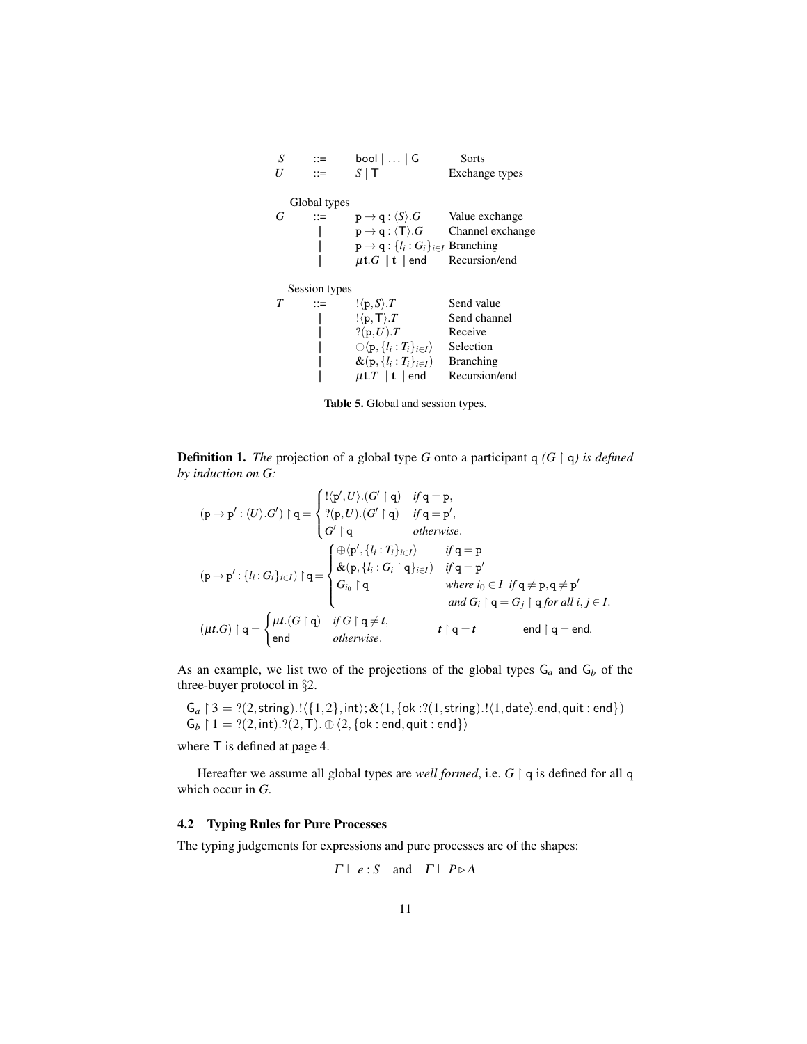| | | | |
|---|---|---|---|
| $S$ | ::= | $\mathsf{bool} \mid \ldots \mid \mathsf{G}$ | Sorts |
| $U$ | ::= | $S \mid \mathsf{T}$ | Exchange types |
| | | | |
| Global types | | | |
| $G$ | ::= | $\mathtt{p} \to \mathtt{q} : \langle S \rangle.G$ | Value exchange |
| | $\mid$ | $\mathtt{p} \to \mathtt{q} : \langle \mathsf{T} \rangle.G$ | Channel exchange |
| | $\mid$ | $\mathtt{p} \to \mathtt{q} : \{l_i : G_i\}_{i \in I}$ | Branching |
| | $\mid$ | $\mu \mathbf{t}.G \mid \mathbf{t} \mid \mathsf{end}$ | Recursion/end |
| | | | |
| Session types | | | |
| $T$ | ::= | $!\langle \mathtt{p}, S \rangle.T$ | Send value |
| | $\mid$ | $!\langle \mathtt{p}, \mathsf{T} \rangle.T$ | Send channel |
| | $\mid$ | $?(\mathtt{p}, U).T$ | Receive |
| | $\mid$ | $\oplus\langle \mathtt{p}, \{l_i : T_i\}_{i \in I} \rangle$ | Selection |
| | $\mid$ | $\&(\mathtt{p}, \{l_i : T_i\}_{i \in I})$ | Branching |
| | $\mid$ | $\mu \mathbf{t}.T \mid \mathbf{t} \mid \mathsf{end}$ | Recursion/end |

**Table 5.** Global and session types.

**Definition 1.** *The* projection of a global type $G$ onto a participant $\mathtt{q}$ *($G \upharpoonright \mathtt{q}$) is defined by induction on $G$:*

$$(\mathtt{p} \to \mathtt{p}' : \langle U \rangle.G') \upharpoonright \mathtt{q} = \begin{cases} !\langle \mathtt{p}', U \rangle.(G' \upharpoonright \mathtt{q}) & \text{if } \mathtt{q} = \mathtt{p}, \\ ?(\mathtt{p}, U).(G' \upharpoonright \mathtt{q}) & \text{if } \mathtt{q} = \mathtt{p}', \\ G' \upharpoonright \mathtt{q} & \text{otherwise}. \end{cases}$$

$$(\mathtt{p} \to \mathtt{p}' : \{l_i : G_i\}_{i \in I}) \upharpoonright \mathtt{q} = \begin{cases} \oplus\langle \mathtt{p}', \{l_i : T_i\}_{i \in I} \rangle & \text{if } \mathtt{q} = \mathtt{p} \\ \&(\mathtt{p}, \{l_i : G_i \upharpoonright \mathtt{q}\}_{i \in I}) & \text{if } \mathtt{q} = \mathtt{p}' \\ G_{i_0} \upharpoonright \mathtt{q} & \text{where } i_0 \in I \text{ if } \mathtt{q} \neq \mathtt{p}, \mathtt{q} \neq \mathtt{p}' \\ & \text{and } G_i \upharpoonright \mathtt{q} = G_j \upharpoonright \mathtt{q} \text{ for all } i, j \in I. \end{cases}$$

$$(\mu \boldsymbol{t}.G) \upharpoonright \mathtt{q} = \begin{cases} \mu \boldsymbol{t}.(G \upharpoonright \mathtt{q}) & \text{if } G \upharpoonright \mathtt{q} \neq \boldsymbol{t}, \\ \mathsf{end} & \text{otherwise}. \end{cases} \qquad \boldsymbol{t} \upharpoonright \mathtt{q} = \boldsymbol{t} \qquad \mathsf{end} \upharpoonright \mathtt{q} = \mathsf{end}.$$

As an example, we list two of the projections of the global types $\mathsf{G}_a$ and $\mathsf{G}_b$ of the three-buyer protocol in §2.

$\mathsf{G}_a \upharpoonright 3 = ?(2, \mathsf{string}).!\langle\{1,2\}, \mathsf{int}\rangle; \&(1, \{\mathsf{ok} : ?(1, \mathsf{string}).!\langle 1, \mathsf{date}\rangle.\mathsf{end}, \mathsf{quit} : \mathsf{end}\})$
$\mathsf{G}_b \upharpoonright 1 = ?(2, \mathsf{int}).?(2, \mathsf{T}). \oplus \langle 2, \{\mathsf{ok} : \mathsf{end}, \mathsf{quit} : \mathsf{end}\}\rangle$

where $\mathsf{T}$ is defined at page 4.

Hereafter we assume all global types are *well formed*, i.e. $G \upharpoonright \mathtt{q}$ is defined for all $\mathtt{q}$ which occur in $G$.

### 4.2 Typing Rules for Pure Processes

The typing judgements for expressions and pure processes are of the shapes:

$$\Gamma \vdash e : S \quad \text{and} \quad \Gamma \vdash P \triangleright \Delta$$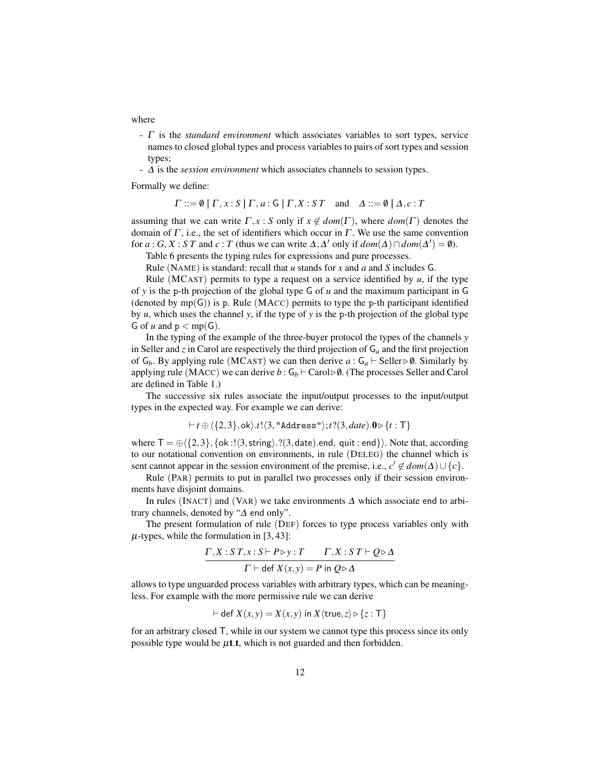where

- $\Gamma$ is the *standard environment* which associates variables to sort types, service names to closed global types and process variables to pairs of sort types and session types;
- $\Delta$ is the *session environment* which associates channels to session types.

Formally we define:

$$\Gamma ::= \emptyset \mid \Gamma, x : S \mid \Gamma, a : \mathsf{G} \mid \Gamma, X : S\,T \quad \text{and} \quad \Delta ::= \emptyset \mid \Delta, c : T$$

assuming that we can write $\Gamma, x : S$ only if $x \notin dom(\Gamma)$, where $dom(\Gamma)$ denotes the domain of $\Gamma$, i.e., the set of identifiers which occur in $\Gamma$. We use the same convention for $a : G$, $X : S\,T$ and $c : T$ (thus we can write $\Delta, \Delta'$ only if $dom(\Delta) \cap dom(\Delta') = \emptyset$).

Table 6 presents the typing rules for expressions and pure processes.

Rule (NAME) is standard: recall that $u$ stands for $x$ and $a$ and $S$ includes $\mathsf{G}$.

Rule (MCAST) permits to type a request on a service identified by $u$, if the type of $y$ is the $\mathtt{p}$-th projection of the global type $\mathsf{G}$ of $u$ and the maximum participant in $\mathsf{G}$ (denoted by $\mathrm{mp}(\mathsf{G})$) is $\mathtt{p}$. Rule (MACC) permits to type the $\mathtt{p}$-th participant identified by $u$, which uses the channel $y$, if the type of $y$ is the $\mathtt{p}$-th projection of the global type $\mathsf{G}$ of $u$ and $\mathtt{p} < \mathrm{mp}(\mathsf{G})$.

In the typing of the example of the three-buyer protocol the types of the channels $y$ in Seller and $z$ in Carol are respectively the third projection of $\mathsf{G}_a$ and the first projection of $\mathsf{G}_b$. By applying rule (MCAST) we can then derive $a : \mathsf{G}_a \vdash \text{Seller} \triangleright \emptyset$. Similarly by applying rule (MACC) we can derive $b : \mathsf{G}_b \vdash \text{Carol} \triangleright \emptyset$. (The processes Seller and Carol are defined in Table 1.)

The successive six rules associate the input/output processes to the input/output types in the expected way. For example we can derive:

$$\vdash t \oplus \langle \{2,3\}, \mathsf{ok} \rangle . t!\langle 3, \texttt{"Address"} \rangle ; t?(3, date).\mathbf{0} \triangleright \{t : \mathsf{T}\}$$

where $\mathsf{T} = \oplus\langle \{2,3\}, \{\mathsf{ok} : !\langle 3, \mathsf{string} \rangle . ?(3, \mathsf{date}).\mathsf{end},\ \mathsf{quit} : \mathsf{end}\} \rangle$. Note that, according to our notational convention on environments, in rule (DELEG) the channel which is sent cannot appear in the session environment of the premise, i.e., $c' \notin dom(\Delta) \cup \{c\}$.

Rule (PAR) permits to put in parallel two processes only if their session environments have disjoint domains.

In rules (INACT) and (VAR) we take environments $\Delta$ which associate end to arbitrary channels, denoted by "$\Delta$ end only".

The present formulation of rule (DEF) forces to type process variables only with $\mu$-types, while the formulation in [3, 43]:

$$\frac{\Gamma, X : S\,T, x : S \vdash P \triangleright y : T \qquad \Gamma, X : S\,T \vdash Q \triangleright \Delta}{\Gamma \vdash \mathsf{def}\ X(x,y) = P\ \mathsf{in}\ Q \triangleright \Delta}$$

allows to type unguarded process variables with arbitrary types, which can be meaningless. For example with the more permissive rule we can derive

$$\vdash \mathsf{def}\ X(x,y) = X(x,y)\ \mathsf{in}\ X\langle \mathsf{true}, z \rangle \triangleright \{z : \mathsf{T}\}$$

for an arbitrary closed $\mathsf{T}$, while in our system we cannot type this process since its only possible type would be $\mu\mathbf{t}.\mathbf{t}$, which is not guarded and then forbidden.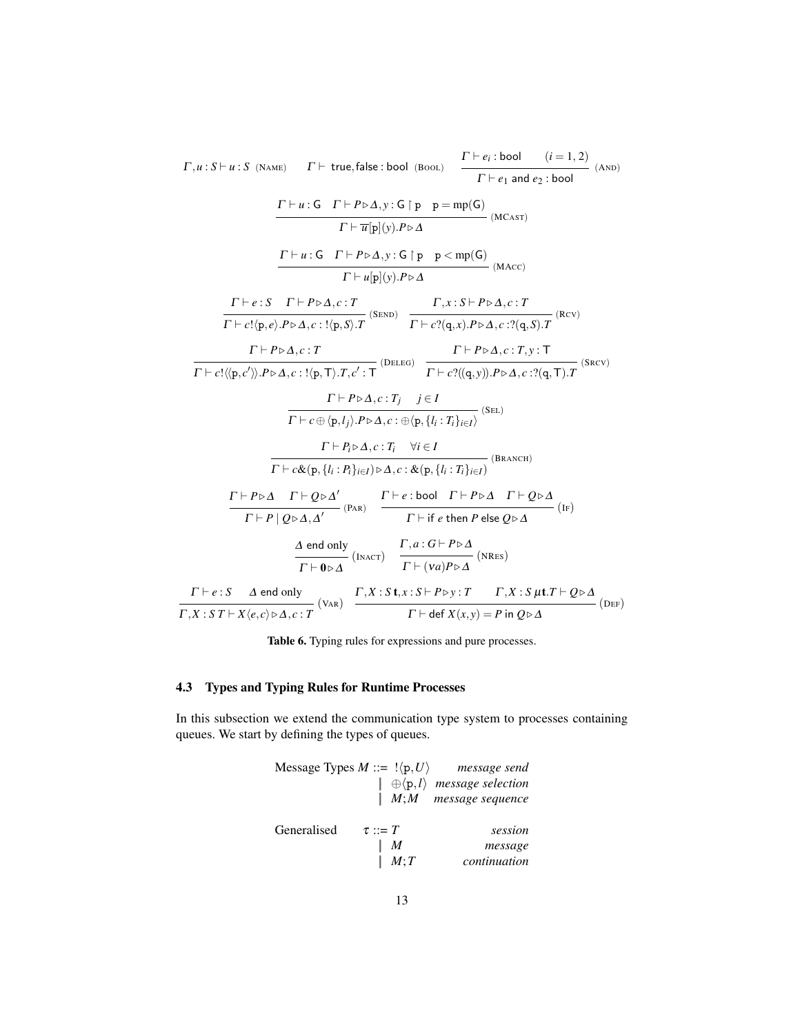$$\Gamma, u : S \vdash u : S \ \text{(Name)} \qquad \Gamma \vdash \text{true}, \text{false} : \text{bool} \ \text{(Bool)} \qquad \frac{\Gamma \vdash e_i : \text{bool} \qquad (i = 1, 2)}{\Gamma \vdash e_1 \text{ and } e_2 : \text{bool}} \ \text{(And)}$$

$$\frac{\Gamma \vdash u : \mathsf{G} \quad \Gamma \vdash P \triangleright \Delta, y : \mathsf{G} \upharpoonright \mathtt{p} \quad \mathtt{p} = \mathrm{mp}(\mathsf{G})}{\Gamma \vdash \overline{u}[\mathtt{p}](y).P \triangleright \Delta} \ \text{(MCast)}$$

$$\frac{\Gamma \vdash u : \mathsf{G} \quad \Gamma \vdash P \triangleright \Delta, y : \mathsf{G} \upharpoonright \mathtt{p} \quad \mathtt{p} < \mathrm{mp}(\mathsf{G})}{\Gamma \vdash u[\mathtt{p}](y).P \triangleright \Delta} \ \text{(MAcc)}$$

$$\frac{\Gamma \vdash e : S \quad \Gamma \vdash P \triangleright \Delta, c : T}{\Gamma \vdash c!\langle \mathtt{p}, e \rangle.P \triangleright \Delta, c : !\langle \mathtt{p}, S \rangle.T} \ \text{(Send)} \qquad \frac{\Gamma, x : S \vdash P \triangleright \Delta, c : T}{\Gamma \vdash c?(\mathtt{q}, x).P \triangleright \Delta, c : ?(\mathtt{q}, S).T} \ \text{(Rcv)}$$

$$\frac{\Gamma \vdash P \triangleright \Delta, c : T}{\Gamma \vdash c!\langle\langle \mathtt{p}, c' \rangle\rangle.P \triangleright \Delta, c : !\langle \mathtt{p}, \mathsf{T} \rangle.T, c' : \mathsf{T}} \ \text{(Deleg)} \qquad \frac{\Gamma \vdash P \triangleright \Delta, c : T, y : \mathsf{T}}{\Gamma \vdash c?((\mathtt{q}, y)).P \triangleright \Delta, c : ?(\mathtt{q}, \mathsf{T}).T} \ \text{(Srcv)}$$

$$\frac{\Gamma \vdash P \triangleright \Delta, c : T_j \quad j \in I}{\Gamma \vdash c \oplus \langle \mathtt{p}, l_j \rangle.P \triangleright \Delta, c : \oplus \langle \mathtt{p}, \{l_i : T_i\}_{i \in I} \rangle} \ \text{(Sel)}$$

$$\frac{\Gamma \vdash P_i \triangleright \Delta, c : T_i \quad \forall i \in I}{\Gamma \vdash c\&(\mathtt{p}, \{l_i : P_i\}_{i \in I}) \triangleright \Delta, c : \&(\mathtt{p}, \{l_i : T_i\}_{i \in I})} \ \text{(Branch)}$$

$$\frac{\Gamma \vdash P \triangleright \Delta \quad \Gamma \vdash Q \triangleright \Delta'}{\Gamma \vdash P \mid Q \triangleright \Delta, \Delta'} \ \text{(Par)} \qquad \frac{\Gamma \vdash e : \text{bool} \quad \Gamma \vdash P \triangleright \Delta \quad \Gamma \vdash Q \triangleright \Delta}{\Gamma \vdash \text{if } e \text{ then } P \text{ else } Q \triangleright \Delta} \ \text{(If)}$$

$$\frac{\Delta \text{ end only}}{\Gamma \vdash \mathbf{0} \triangleright \Delta} \ \text{(Inact)} \qquad \frac{\Gamma, a : G \vdash P \triangleright \Delta}{\Gamma \vdash (\nu a)P \triangleright \Delta} \ \text{(NRes)}$$

$$\frac{\Gamma \vdash e : S \quad \Delta \text{ end only}}{\Gamma, X : S\, T \vdash X\langle e, c \rangle \triangleright \Delta, c : T} \ \text{(Var)} \qquad \frac{\Gamma, X : S\, \mathbf{t}, x : S \vdash P \triangleright y : T \qquad \Gamma, X : S\, \mu\mathbf{t}.T \vdash Q \triangleright \Delta}{\Gamma \vdash \text{def } X(x, y) = P \text{ in } Q \triangleright \Delta} \ \text{(Def)}$$

**Table 6.** Typing rules for expressions and pure processes.

### 4.3 Types and Typing Rules for Runtime Processes

In this subsection we extend the communication type system to processes containing queues. We start by defining the types of queues.

$$
\begin{array}{llll}
\text{Message Types } M & ::= & !\langle \mathtt{p}, U \rangle & \textit{message send} \\
 & \mid & \oplus\langle \mathtt{p}, l \rangle & \textit{message selection} \\
 & \mid & M; M & \textit{message sequence} \\
 & & & \\
\text{Generalised} \quad \tau & ::= & T & \textit{session} \\
 & \mid & M & \textit{message} \\
 & \mid & M; T & \textit{continuation}
\end{array}
$$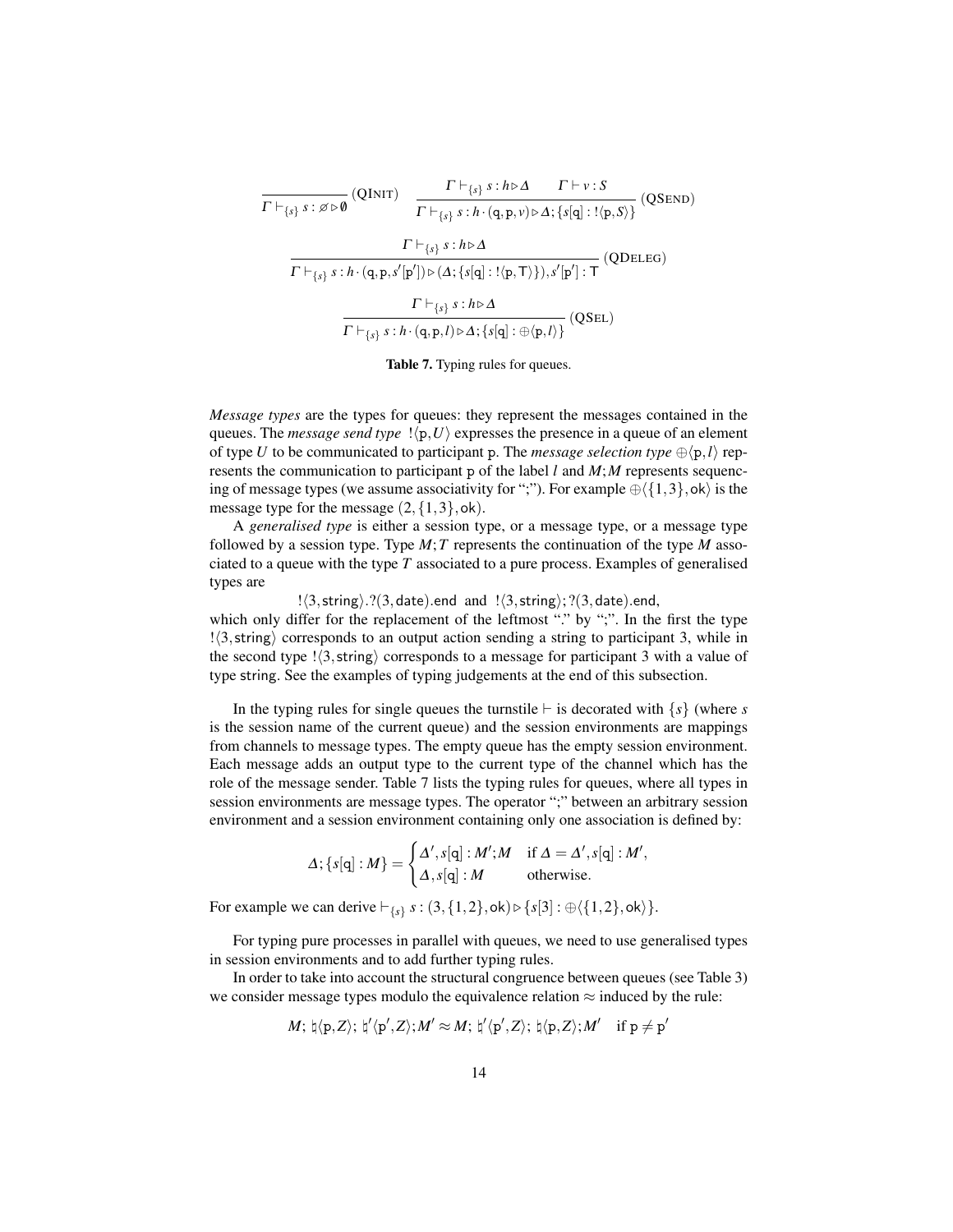$$\frac{}{\Gamma \vdash_{\{s\}} s : \varnothing \triangleright \emptyset} \text{(QINIT)} \qquad \frac{\Gamma \vdash_{\{s\}} s : h \triangleright \Delta \qquad \Gamma \vdash v : S}{\Gamma \vdash_{\{s\}} s : h \cdot (\mathtt{q}, \mathtt{p}, v) \triangleright \Delta; \{s[\mathtt{q}] : !\langle \mathtt{p}, S \rangle\}} \text{(QSEND)}$$

$$\frac{\Gamma \vdash_{\{s\}} s : h \triangleright \Delta}{\Gamma \vdash_{\{s\}} s : h \cdot (\mathtt{q}, \mathtt{p}, s'[\mathtt{p}']) \triangleright (\Delta; \{s[\mathtt{q}] : !\langle \mathtt{p}, \mathsf{T} \rangle\}), s'[\mathtt{p}'] : \mathsf{T}} \text{(QDELEG)}$$

$$\frac{\Gamma \vdash_{\{s\}} s : h \triangleright \Delta}{\Gamma \vdash_{\{s\}} s : h \cdot (\mathtt{q}, \mathtt{p}, l) \triangleright \Delta; \{s[\mathtt{q}] : \oplus \langle \mathtt{p}, l \rangle\}} \text{(QSEL)}$$

**Table 7.** Typing rules for queues.

*Message types* are the types for queues: they represent the messages contained in the queues. The *message send type* $!\langle \mathtt{p}, U \rangle$ expresses the presence in a queue of an element of type $U$ to be communicated to participant $\mathtt{p}$. The *message selection type* $\oplus\langle \mathtt{p}, l \rangle$ represents the communication to participant $\mathtt{p}$ of the label $l$ and $M;M$ represents sequencing of message types (we assume associativity for ";"). For example $\oplus\langle \{1,3\}, \mathsf{ok} \rangle$ is the message type for the message $(2, \{1,3\}, \mathsf{ok})$.

A *generalised type* is either a session type, or a message type, or a message type followed by a session type. Type $M;T$ represents the continuation of the type $M$ associated to a queue with the type $T$ associated to a pure process. Examples of generalised types are

$$!\langle 3, \mathsf{string} \rangle.?(3, \mathsf{date}).\mathsf{end} \text{ and } !\langle 3, \mathsf{string} \rangle; ?(3, \mathsf{date}).\mathsf{end},$$

which only differ for the replacement of the leftmost "." by ";". In the first the type $!\langle 3, \mathsf{string} \rangle$ corresponds to an output action sending a string to participant 3, while in the second type $!\langle 3, \mathsf{string} \rangle$ corresponds to a message for participant 3 with a value of type string. See the examples of typing judgements at the end of this subsection.

In the typing rules for single queues the turnstile $\vdash$ is decorated with $\{s\}$ (where $s$ is the session name of the current queue) and the session environments are mappings from channels to message types. The empty queue has the empty session environment. Each message adds an output type to the current type of the channel which has the role of the message sender. Table 7 lists the typing rules for queues, where all types in session environments are message types. The operator ";" between an arbitrary session environment and a session environment containing only one association is defined by:

$$\Delta; \{s[\mathtt{q}] : M\} = \begin{cases} \Delta', s[\mathtt{q}] : M'; M & \text{if } \Delta = \Delta', s[\mathtt{q}] : M', \\ \Delta, s[\mathtt{q}] : M & \text{otherwise.} \end{cases}$$

For example we can derive $\vdash_{\{s\}} s : (3, \{1,2\}, \mathsf{ok}) \triangleright \{s[3] : \oplus\langle \{1,2\}, \mathsf{ok} \rangle\}$.

For typing pure processes in parallel with queues, we need to use generalised types in session environments and to add further typing rules.

In order to take into account the structural congruence between queues (see Table 3) we consider message types modulo the equivalence relation $\approx$ induced by the rule:

$$M;\ \natural\langle \mathtt{p}, Z \rangle;\ \natural'\langle \mathtt{p}', Z \rangle; M' \approx M;\ \natural'\langle \mathtt{p}', Z \rangle;\ \natural\langle \mathtt{p}, Z \rangle; M' \quad \text{if } \mathtt{p} \neq \mathtt{p}'$$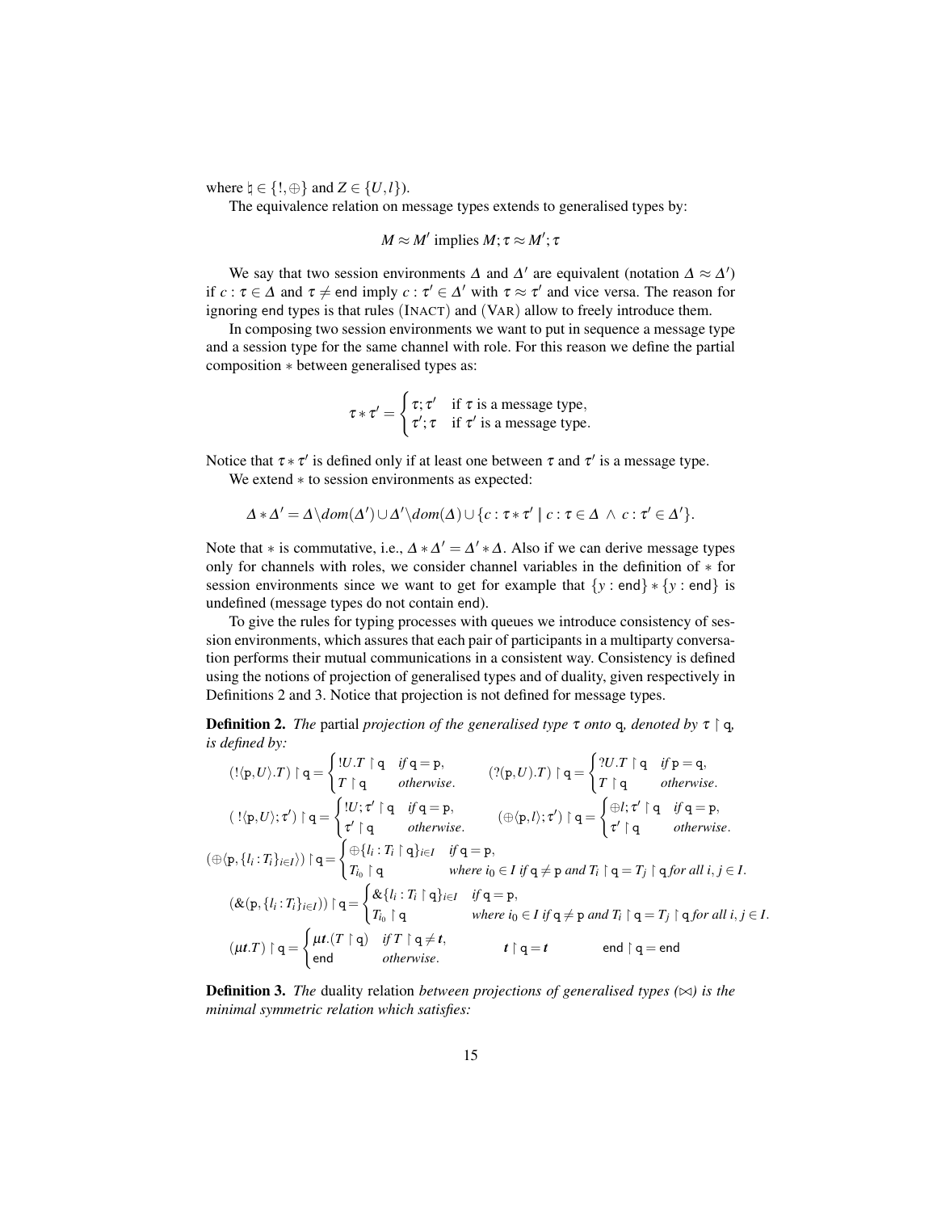where $\natural \in \{!, \oplus\}$ and $Z \in \{U, l\}$).

The equivalence relation on message types extends to generalised types by:

$$M \approx M' \text{ implies } M;\tau \approx M';\tau$$

We say that two session environments $\Delta$ and $\Delta'$ are equivalent (notation $\Delta \approx \Delta'$) if $c : \tau \in \Delta$ and $\tau \neq \mathsf{end}$ imply $c : \tau' \in \Delta'$ with $\tau \approx \tau'$ and vice versa. The reason for ignoring end types is that rules (INACT) and (VAR) allow to freely introduce them.

In composing two session environments we want to put in sequence a message type and a session type for the same channel with role. For this reason we define the partial composition $*$ between generalised types as:

$$\tau * \tau' = \begin{cases} \tau;\tau' & \text{if } \tau \text{ is a message type,} \\ \tau';\tau & \text{if } \tau' \text{ is a message type.} \end{cases}$$

Notice that $\tau * \tau'$ is defined only if at least one between $\tau$ and $\tau'$ is a message type.

We extend $*$ to session environments as expected:

$$\Delta * \Delta' = \Delta \backslash dom(\Delta') \cup \Delta' \backslash dom(\Delta) \cup \{c : \tau * \tau' \mid c : \tau \in \Delta \ \wedge \ c : \tau' \in \Delta'\}.$$

Note that $*$ is commutative, i.e., $\Delta * \Delta' = \Delta' * \Delta$. Also if we can derive message types only for channels with roles, we consider channel variables in the definition of $*$ for session environments since we want to get for example that $\{y : \mathsf{end}\} * \{y : \mathsf{end}\}$ is undefined (message types do not contain end).

To give the rules for typing processes with queues we introduce consistency of session environments, which assures that each pair of participants in a multiparty conversation performs their mutual communications in a consistent way. Consistency is defined using the notions of projection of generalised types and of duality, given respectively in Definitions 2 and 3. Notice that projection is not defined for message types.

**Definition 2.** *The* partial *projection of the generalised type $\tau$ onto $\mathtt{q}$, denoted by $\tau \upharpoonright \mathtt{q}$, is defined by:*

$$(!\langle \mathtt{p}, U\rangle.T) \upharpoonright \mathtt{q} = \begin{cases} !U.T \upharpoonright \mathtt{q} & \text{if } \mathtt{q} = \mathtt{p}, \\ T \upharpoonright \mathtt{q} & \text{otherwise.} \end{cases} \qquad (?(\mathtt{p}, U).T) \upharpoonright \mathtt{q} = \begin{cases} ?U.T \upharpoonright \mathtt{q} & \text{if } \mathtt{p} = \mathtt{q}, \\ T \upharpoonright \mathtt{q} & \text{otherwise.} \end{cases}$$

$$(\,!\langle \mathtt{p}, U\rangle;\tau') \upharpoonright \mathtt{q} = \begin{cases} !U;\tau' \upharpoonright \mathtt{q} & \text{if } \mathtt{q} = \mathtt{p}, \\ \tau' \upharpoonright \mathtt{q} & \text{otherwise.} \end{cases} \qquad (\oplus\langle \mathtt{p}, l\rangle;\tau') \upharpoonright \mathtt{q} = \begin{cases} \oplus l;\tau' \upharpoonright \mathtt{q} & \text{if } \mathtt{q} = \mathtt{p}, \\ \tau' \upharpoonright \mathtt{q} & \text{otherwise.} \end{cases}$$

$$(\oplus\langle \mathtt{p}, \{l_i : T_i\}_{i\in I}\rangle) \upharpoonright \mathtt{q} = \begin{cases} \oplus\{l_i : T_i \upharpoonright \mathtt{q}\}_{i\in I} & \text{if } \mathtt{q} = \mathtt{p}, \\ T_{i_0} \upharpoonright \mathtt{q} & \text{where } i_0 \in I \text{ if } \mathtt{q} \neq \mathtt{p} \text{ and } T_i \upharpoonright \mathtt{q} = T_j \upharpoonright \mathtt{q} \text{ for all } i,j \in I. \end{cases}$$

$$(\&(\mathtt{p}, \{l_i : T_i\}_{i\in I})) \upharpoonright \mathtt{q} = \begin{cases} \&\{l_i : T_i \upharpoonright \mathtt{q}\}_{i\in I} & \text{if } \mathtt{q} = \mathtt{p}, \\ T_{i_0} \upharpoonright \mathtt{q} & \text{where } i_0 \in I \text{ if } \mathtt{q} \neq \mathtt{p} \text{ and } T_i \upharpoonright \mathtt{q} = T_j \upharpoonright \mathtt{q} \text{ for all } i,j \in I. \end{cases}$$

$$(\mu \mathbf{t}.T) \upharpoonright \mathtt{q} = \begin{cases} \mu \mathbf{t}.(T \upharpoonright \mathtt{q}) & \text{if } T \upharpoonright \mathtt{q} \neq \mathbf{t}, \\ \mathsf{end} & \text{otherwise.} \end{cases} \qquad \mathbf{t} \upharpoonright \mathtt{q} = \mathbf{t} \qquad \mathsf{end} \upharpoonright \mathtt{q} = \mathsf{end}$$

**Definition 3.** *The* duality relation *between projections of generalised types ($\bowtie$) is the minimal symmetric relation which satisfies:*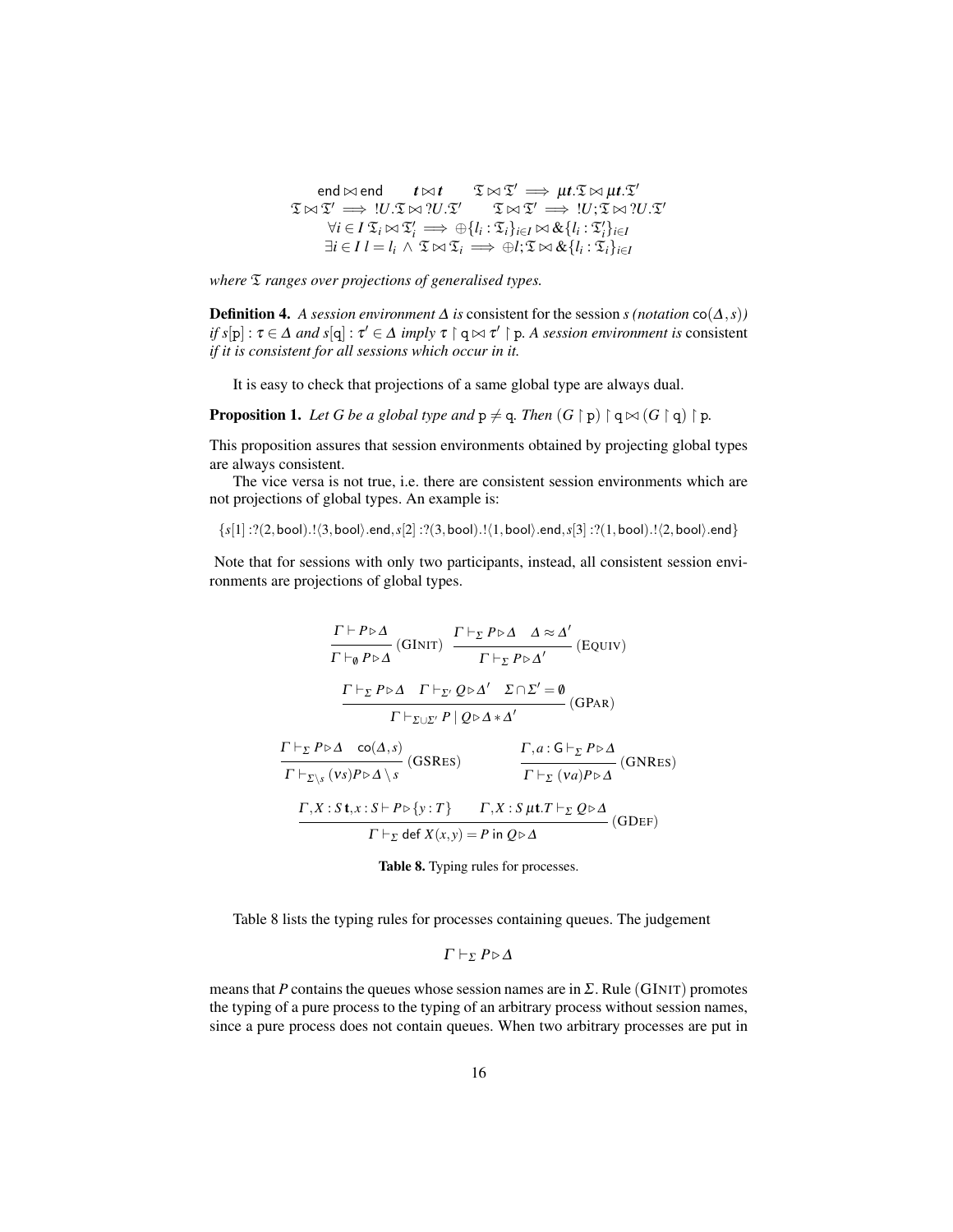$$\mathsf{end} \bowtie \mathsf{end} \qquad \boldsymbol{t} \bowtie \boldsymbol{t} \qquad \mathfrak{T} \bowtie \mathfrak{T}' \implies \mu \boldsymbol{t}.\mathfrak{T} \bowtie \mu \boldsymbol{t}.\mathfrak{T}'$$
$$\mathfrak{T} \bowtie \mathfrak{T}' \implies !U.\mathfrak{T} \bowtie ?U.\mathfrak{T}' \qquad \mathfrak{T} \bowtie \mathfrak{T}' \implies !U;\mathfrak{T} \bowtie ?U.\mathfrak{T}'$$
$$\forall i \in I\ \mathfrak{T}_i \bowtie \mathfrak{T}'_i \implies \oplus\{l_i : \mathfrak{T}_i\}_{i\in I} \bowtie \&\{l_i : \mathfrak{T}'_i\}_{i\in I}$$
$$\exists i \in I\ l = l_i \ \wedge\ \mathfrak{T} \bowtie \mathfrak{T}_i \implies \oplus l;\mathfrak{T} \bowtie \&\{l_i : \mathfrak{T}_i\}_{i\in I}$$

*where $\mathfrak{T}$ ranges over projections of generalised types.*

**Definition 4.** *A session environment $\Delta$ is* consistent *for the session $s$ (notation $\mathsf{co}(\Delta, s)$) if $s[\mathrm{p}] : \tau \in \Delta$ and $s[\mathrm{q}] : \tau' \in \Delta$ imply $\tau \upharpoonright \mathrm{q} \bowtie \tau' \upharpoonright \mathrm{p}$. A session environment is* consistent *if it is consistent for all sessions which occur in it.*

It is easy to check that projections of a same global type are always dual.

**Proposition 1.** *Let $G$ be a global type and $\mathrm{p} \neq \mathrm{q}$. Then $(G \upharpoonright \mathrm{p}) \upharpoonright \mathrm{q} \bowtie (G \upharpoonright \mathrm{q}) \upharpoonright \mathrm{p}$.*

This proposition assures that session environments obtained by projecting global types are always consistent.

The vice versa is not true, i.e. there are consistent session environments which are not projections of global types. An example is:

$$\{s[1] : ?(2,\mathsf{bool}).!\langle 3,\mathsf{bool}\rangle.\mathsf{end}, s[2] : ?(3,\mathsf{bool}).!\langle 1,\mathsf{bool}\rangle.\mathsf{end}, s[3] : ?(1,\mathsf{bool}).!\langle 2,\mathsf{bool}\rangle.\mathsf{end}\}$$

Note that for sessions with only two participants, instead, all consistent session environments are projections of global types.

$$\frac{\Gamma \vdash P \triangleright \Delta}{\Gamma \vdash_{\emptyset} P \triangleright \Delta}\ (\text{GINIT}) \qquad \frac{\Gamma \vdash_{\Sigma} P \triangleright \Delta \quad \Delta \approx \Delta'}{\Gamma \vdash_{\Sigma} P \triangleright \Delta'}\ (\text{EQUIV})$$

$$\frac{\Gamma \vdash_{\Sigma} P \triangleright \Delta \quad \Gamma \vdash_{\Sigma'} Q \triangleright \Delta' \quad \Sigma \cap \Sigma' = \emptyset}{\Gamma \vdash_{\Sigma \cup \Sigma'} P \mid Q \triangleright \Delta * \Delta'}\ (\text{GPAR})$$

$$\frac{\Gamma \vdash_{\Sigma} P \triangleright \Delta \quad \mathsf{co}(\Delta, s)}{\Gamma \vdash_{\Sigma \setminus s} (\nu s)P \triangleright \Delta \setminus s}\ (\text{GSRES}) \qquad \frac{\Gamma, a : \mathsf{G} \vdash_{\Sigma} P \triangleright \Delta}{\Gamma \vdash_{\Sigma} (\nu a)P \triangleright \Delta}\ (\text{GNRES})$$

$$\frac{\Gamma, X : S\,\mathbf{t}, x : S \vdash P \triangleright \{y : T\} \qquad \Gamma, X : S\,\mu\mathbf{t}.T \vdash_{\Sigma} Q \triangleright \Delta}{\Gamma \vdash_{\Sigma} \mathsf{def}\ X(x,y) = P\ \mathsf{in}\ Q \triangleright \Delta}\ (\text{GDEF})$$

**Table 8.** Typing rules for processes.

Table 8 lists the typing rules for processes containing queues. The judgement

$$\Gamma \vdash_{\Sigma} P \triangleright \Delta$$

means that $P$ contains the queues whose session names are in $\Sigma$. Rule (GINIT) promotes the typing of a pure process to the typing of an arbitrary process without session names, since a pure process does not contain queues. When two arbitrary processes are put in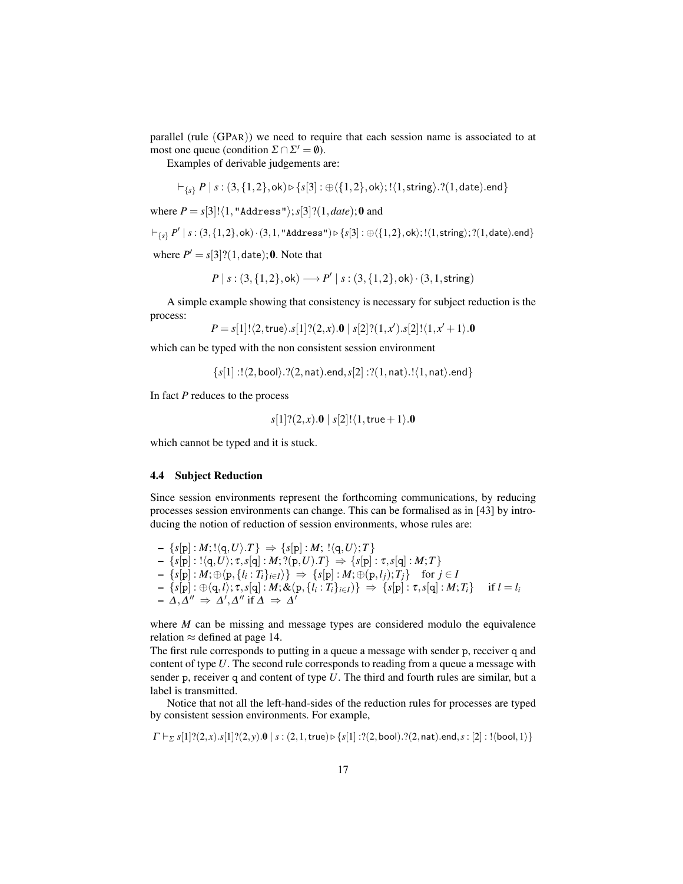parallel (rule (GPAR)) we need to require that each session name is associated to at most one queue (condition $\Sigma \cap \Sigma' = \emptyset$).

Examples of derivable judgements are:

$$\vdash_{\{s\}} P \mid s : (3, \{1,2\}, \mathsf{ok}) \triangleright \{s[3] : \oplus\langle\{1,2\}, \mathsf{ok}\rangle; !\langle 1, \mathsf{string}\rangle.?(1, \mathsf{date}).\mathsf{end}\}$$

where $P = s[3]!\langle 1, \texttt{"Address"}\rangle; s[3]?(1, date); \mathbf{0}$ and

$$\vdash_{\{s\}} P' \mid s : (3, \{1,2\}, \mathsf{ok}) \cdot (3, 1, \texttt{"Address"}) \triangleright \{s[3] : \oplus\langle\{1,2\}, \mathsf{ok}\rangle; !\langle 1, \mathsf{string}\rangle; ?(1, \mathsf{date}).\mathsf{end}\}$$

where $P' = s[3]?(1, \mathsf{date}); \mathbf{0}$. Note that

$$P \mid s : (3, \{1,2\}, \mathsf{ok}) \longrightarrow P' \mid s : (3, \{1,2\}, \mathsf{ok}) \cdot (3, 1, \mathsf{string})$$

A simple example showing that consistency is necessary for subject reduction is the process:

$$P = s[1]!\langle 2, \mathsf{true}\rangle.s[1]?(2, x).\mathbf{0} \mid s[2]?(1, x').s[2]!\langle 1, x' + 1\rangle.\mathbf{0}$$

which can be typed with the non consistent session environment

$$\{s[1] : !\langle 2, \mathsf{bool}\rangle.?(2, \mathsf{nat}).\mathsf{end}, s[2] : ?(1, \mathsf{nat}).!\langle 1, \mathsf{nat}\rangle.\mathsf{end}\}$$

In fact $P$ reduces to the process

$$s[1]?(2, x).\mathbf{0} \mid s[2]!\langle 1, \mathsf{true} + 1\rangle.\mathbf{0}$$

which cannot be typed and it is stuck.

### 4.4 Subject Reduction

Since session environments represent the forthcoming communications, by reducing processes session environments can change. This can be formalised as in [43] by introducing the notion of reduction of session environments, whose rules are:

- $\{s[\mathtt{p}] : M; !\langle \mathtt{q}, U\rangle.T\} \Rightarrow \{s[\mathtt{p}] : M; \, !\langle \mathtt{q}, U\rangle; T\}$
- $\{s[\mathtt{p}] : !\langle \mathtt{q}, U\rangle; \tau, s[\mathtt{q}] : M; ?(\mathtt{p}, U).T\} \Rightarrow \{s[\mathtt{p}] : \tau, s[\mathtt{q}] : M; T\}$
- $\{s[\mathtt{p}] : M; \oplus\langle \mathtt{p}, \{l_i : T_i\}_{i \in I}\rangle\} \Rightarrow \{s[\mathtt{p}] : M; \oplus(\mathtt{p}, l_j); T_j\}$ for $j \in I$
- $\{s[\mathtt{p}] : \oplus\langle \mathtt{q}, l\rangle; \tau, s[\mathtt{q}] : M; \&(\mathtt{p}, \{l_i : T_i\}_{i \in I})\} \Rightarrow \{s[\mathtt{p}] : \tau, s[\mathtt{q}] : M; T_i\}$ if $l = l_i$
- $\Delta, \Delta'' \Rightarrow \Delta', \Delta''$ if $\Delta \Rightarrow \Delta'$

where $M$ can be missing and message types are considered modulo the equivalence relation $\approx$ defined at page 14.
The first rule corresponds to putting in a queue a message with sender $\mathtt{p}$, receiver $\mathtt{q}$ and content of type $U$. The second rule corresponds to reading from a queue a message with sender $\mathtt{p}$, receiver $\mathtt{q}$ and content of type $U$. The third and fourth rules are similar, but a label is transmitted.

Notice that not all the left-hand-sides of the reduction rules for processes are typed by consistent session environments. For example,

$$\Gamma \vdash_{\Sigma} s[1]?(2, x).s[1]?(2, y).\mathbf{0} \mid s : (2, 1, \mathsf{true}) \triangleright \{s[1] : ?(2, \mathsf{bool}).?(2, \mathsf{nat}).\mathsf{end}, s : [2] : !\langle \mathsf{bool}, 1\rangle\}$$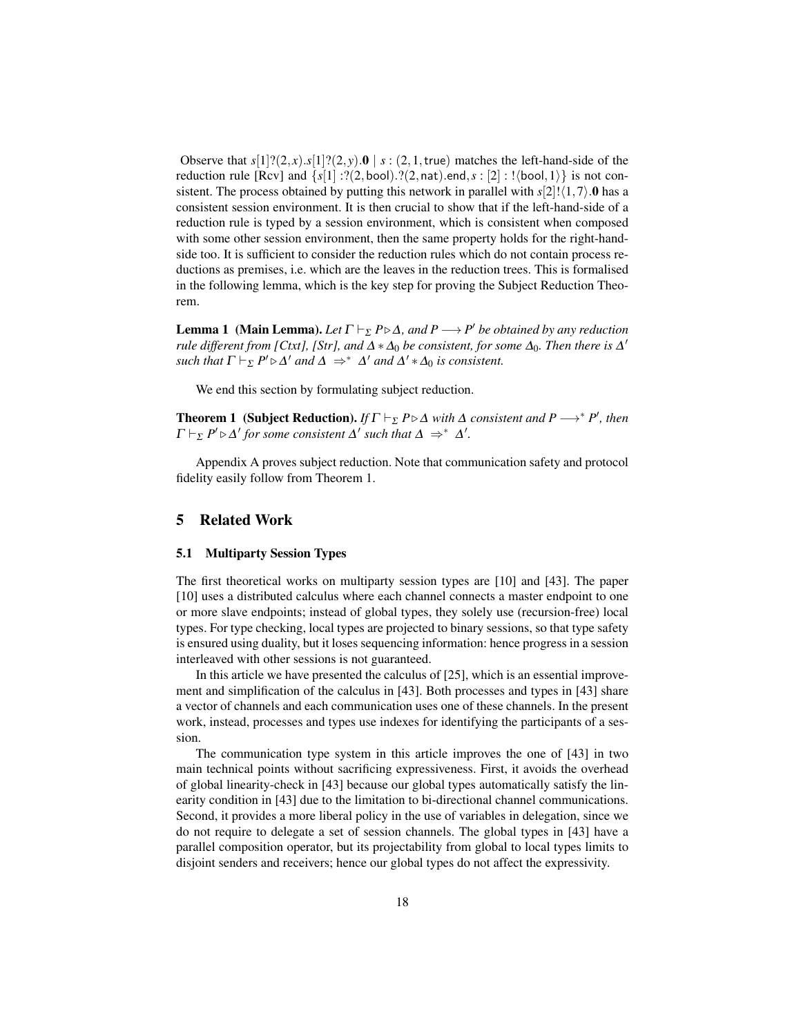Observe that $s[1]?(2,x).s[1]?(2,y).\mathbf{0} \mid s:(2,1,\mathsf{true})$ matches the left-hand-side of the reduction rule [Rcv] and $\{s[1]:?(2,\mathsf{bool}).?(2,\mathsf{nat}).\mathsf{end}, s:[2]:!\langle\mathsf{bool},1\rangle\}$ is not consistent. The process obtained by putting this network in parallel with $s[2]!\langle 1,7\rangle.\mathbf{0}$ has a consistent session environment. It is then crucial to show that if the left-hand-side of a reduction rule is typed by a session environment, which is consistent when composed with some other session environment, then the same property holds for the right-hand-side too. It is sufficient to consider the reduction rules which do not contain process reductions as premises, i.e. which are the leaves in the reduction trees. This is formalised in the following lemma, which is the key step for proving the Subject Reduction Theorem.

**Lemma 1 (Main Lemma).** *Let $\Gamma \vdash_\Sigma P \triangleright \Delta$, and $P \longrightarrow P'$ be obtained by any reduction rule different from [Ctxt], [Str], and $\Delta * \Delta_0$ be consistent, for some $\Delta_0$. Then there is $\Delta'$ such that $\Gamma \vdash_\Sigma P' \triangleright \Delta'$ and $\Delta \Rightarrow^* \Delta'$ and $\Delta' * \Delta_0$ is consistent.*

We end this section by formulating subject reduction.

**Theorem 1 (Subject Reduction).** *If $\Gamma \vdash_\Sigma P \triangleright \Delta$ with $\Delta$ consistent and $P \longrightarrow^* P'$, then $\Gamma \vdash_\Sigma P' \triangleright \Delta'$ for some consistent $\Delta'$ such that $\Delta \Rightarrow^* \Delta'$.*

Appendix A proves subject reduction. Note that communication safety and protocol fidelity easily follow from Theorem 1.

## 5 Related Work

### 5.1 Multiparty Session Types

The first theoretical works on multiparty session types are [10] and [43]. The paper [10] uses a distributed calculus where each channel connects a master endpoint to one or more slave endpoints; instead of global types, they solely use (recursion-free) local types. For type checking, local types are projected to binary sessions, so that type safety is ensured using duality, but it loses sequencing information: hence progress in a session interleaved with other sessions is not guaranteed.

In this article we have presented the calculus of [25], which is an essential improvement and simplification of the calculus in [43]. Both processes and types in [43] share a vector of channels and each communication uses one of these channels. In the present work, instead, processes and types use indexes for identifying the participants of a session.

The communication type system in this article improves the one of [43] in two main technical points without sacrificing expressiveness. First, it avoids the overhead of global linearity-check in [43] because our global types automatically satisfy the linearity condition in [43] due to the limitation to bi-directional channel communications. Second, it provides a more liberal policy in the use of variables in delegation, since we do not require to delegate a set of session channels. The global types in [43] have a parallel composition operator, but its projectability from global to local types limits to disjoint senders and receivers; hence our global types do not affect the expressivity.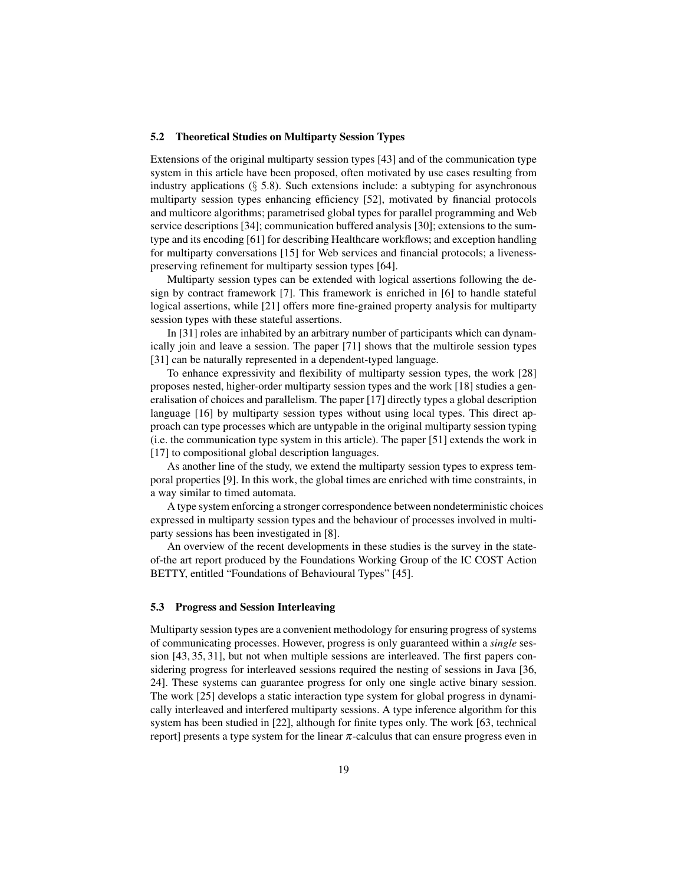### 5.2 Theoretical Studies on Multiparty Session Types

Extensions of the original multiparty session types [43] and of the communication type system in this article have been proposed, often motivated by use cases resulting from industry applications (§ 5.8). Such extensions include: a subtyping for asynchronous multiparty session types enhancing efficiency [52], motivated by financial protocols and multicore algorithms; parametrised global types for parallel programming and Web service descriptions [34]; communication buffered analysis [30]; extensions to the sum-type and its encoding [61] for describing Healthcare workflows; and exception handling for multiparty conversations [15] for Web services and financial protocols; a liveness-preserving refinement for multiparty session types [64].

Multiparty session types can be extended with logical assertions following the design by contract framework [7]. This framework is enriched in [6] to handle stateful logical assertions, while [21] offers more fine-grained property analysis for multiparty session types with these stateful assertions.

In [31] roles are inhabited by an arbitrary number of participants which can dynamically join and leave a session. The paper [71] shows that the multirole session types [31] can be naturally represented in a dependent-typed language.

To enhance expressivity and flexibility of multiparty session types, the work [28] proposes nested, higher-order multiparty session types and the work [18] studies a generalisation of choices and parallelism. The paper [17] directly types a global description language [16] by multiparty session types without using local types. This direct approach can type processes which are untypable in the original multiparty session typing (i.e. the communication type system in this article). The paper [51] extends the work in [17] to compositional global description languages.

As another line of the study, we extend the multiparty session types to express temporal properties [9]. In this work, the global times are enriched with time constraints, in a way similar to timed automata.

A type system enforcing a stronger correspondence between nondeterministic choices expressed in multiparty session types and the behaviour of processes involved in multiparty sessions has been investigated in [8].

An overview of the recent developments in these studies is the survey in the state-of-the art report produced by the Foundations Working Group of the IC COST Action BETTY, entitled "Foundations of Behavioural Types" [45].

### 5.3 Progress and Session Interleaving

Multiparty session types are a convenient methodology for ensuring progress of systems of communicating processes. However, progress is only guaranteed within a *single* session [43, 35, 31], but not when multiple sessions are interleaved. The first papers considering progress for interleaved sessions required the nesting of sessions in Java [36, 24]. These systems can guarantee progress for only one single active binary session. The work [25] develops a static interaction type system for global progress in dynamically interleaved and interfered multiparty sessions. A type inference algorithm for this system has been studied in [22], although for finite types only. The work [63, technical report] presents a type system for the linear $\pi$-calculus that can ensure progress even in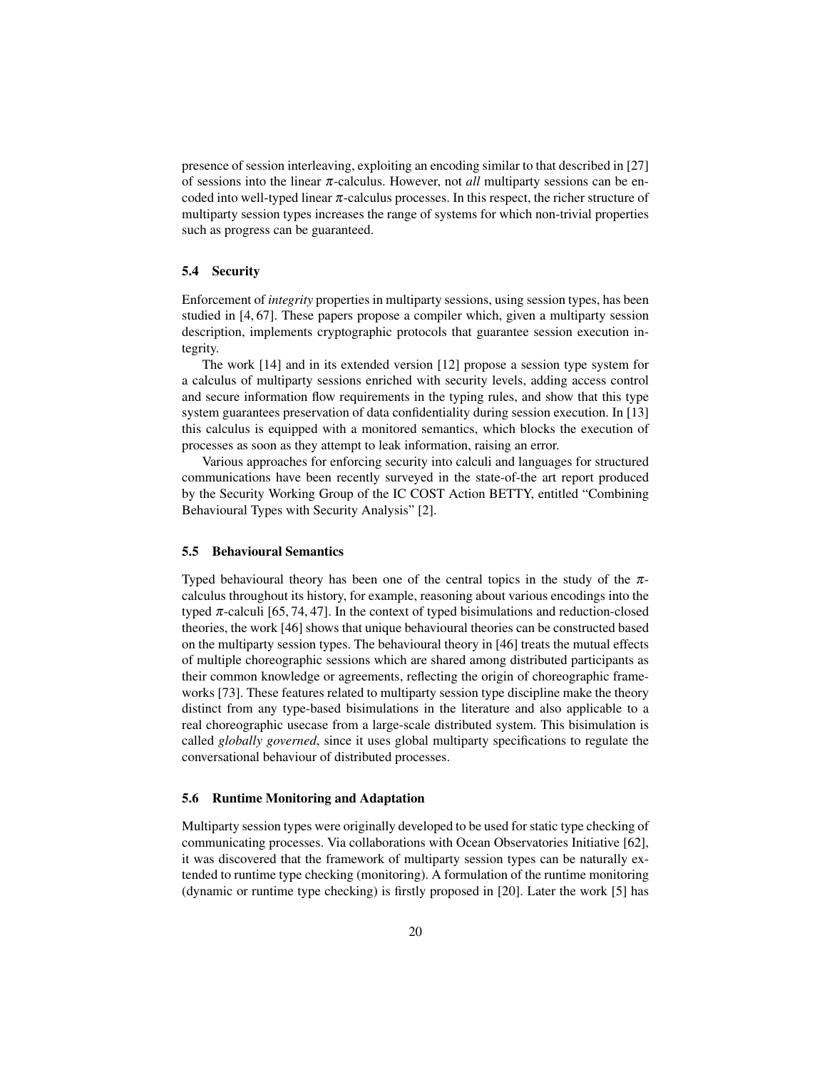presence of session interleaving, exploiting an encoding similar to that described in [27] of sessions into the linear $\pi$-calculus. However, not *all* multiparty sessions can be encoded into well-typed linear $\pi$-calculus processes. In this respect, the richer structure of multiparty session types increases the range of systems for which non-trivial properties such as progress can be guaranteed.

### 5.4 Security

Enforcement of *integrity* properties in multiparty sessions, using session types, has been studied in [4, 67]. These papers propose a compiler which, given a multiparty session description, implements cryptographic protocols that guarantee session execution integrity.

The work [14] and in its extended version [12] propose a session type system for a calculus of multiparty sessions enriched with security levels, adding access control and secure information flow requirements in the typing rules, and show that this type system guarantees preservation of data confidentiality during session execution. In [13] this calculus is equipped with a monitored semantics, which blocks the execution of processes as soon as they attempt to leak information, raising an error.

Various approaches for enforcing security into calculi and languages for structured communications have been recently surveyed in the state-of-the art report produced by the Security Working Group of the IC COST Action BETTY, entitled "Combining Behavioural Types with Security Analysis" [2].

### 5.5 Behavioural Semantics

Typed behavioural theory has been one of the central topics in the study of the $\pi$-calculus throughout its history, for example, reasoning about various encodings into the typed $\pi$-calculi [65, 74, 47]. In the context of typed bisimulations and reduction-closed theories, the work [46] shows that unique behavioural theories can be constructed based on the multiparty session types. The behavioural theory in [46] treats the mutual effects of multiple choreographic sessions which are shared among distributed participants as their common knowledge or agreements, reflecting the origin of choreographic frameworks [73]. These features related to multiparty session type discipline make the theory distinct from any type-based bisimulations in the literature and also applicable to a real choreographic usecase from a large-scale distributed system. This bisimulation is called *globally governed*, since it uses global multiparty specifications to regulate the conversational behaviour of distributed processes.

### 5.6 Runtime Monitoring and Adaptation

Multiparty session types were originally developed to be used for static type checking of communicating processes. Via collaborations with Ocean Observatories Initiative [62], it was discovered that the framework of multiparty session types can be naturally extended to runtime type checking (monitoring). A formulation of the runtime monitoring (dynamic or runtime type checking) is firstly proposed in [20]. Later the work [5] has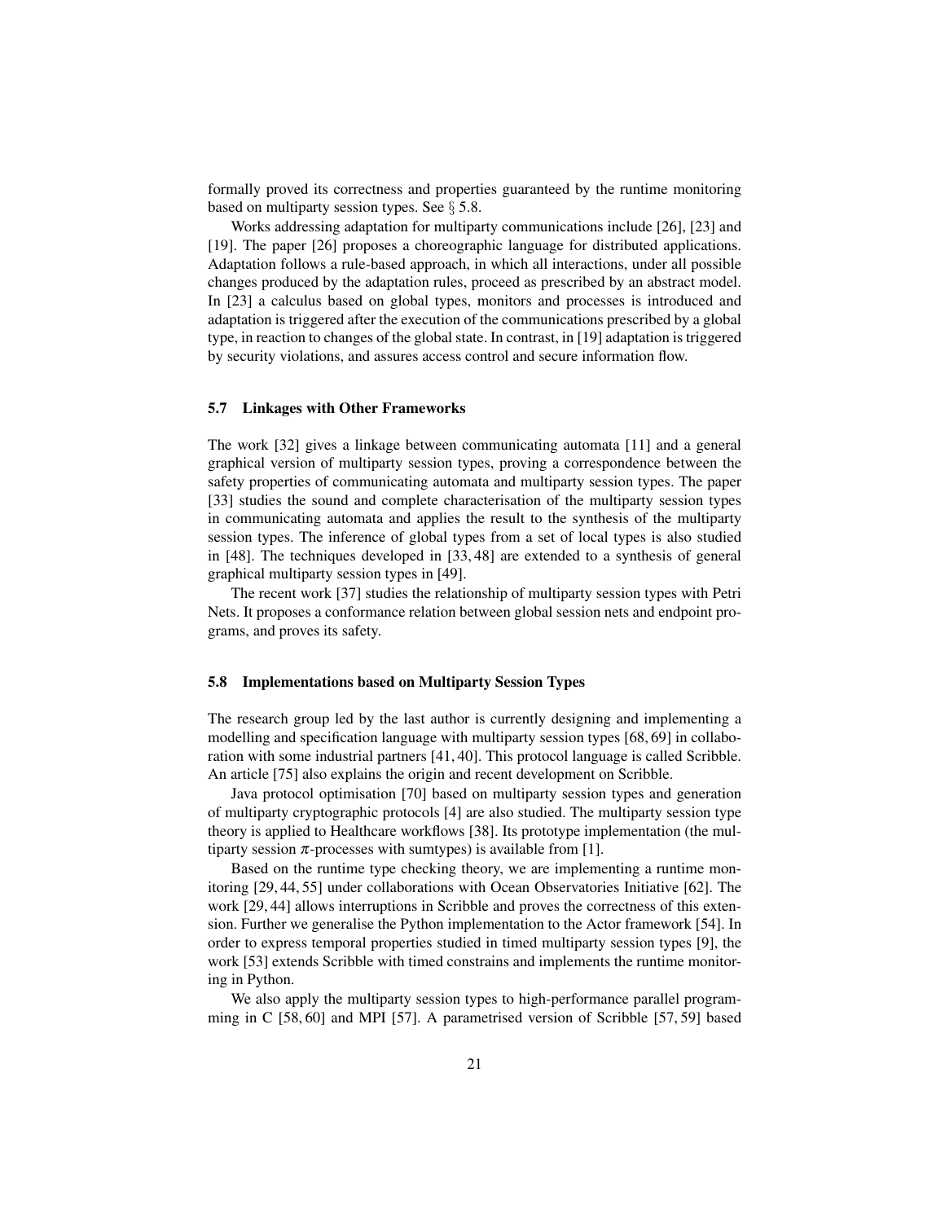formally proved its correctness and properties guaranteed by the runtime monitoring based on multiparty session types. See § 5.8.

Works addressing adaptation for multiparty communications include [26], [23] and [19]. The paper [26] proposes a choreographic language for distributed applications. Adaptation follows a rule-based approach, in which all interactions, under all possible changes produced by the adaptation rules, proceed as prescribed by an abstract model. In [23] a calculus based on global types, monitors and processes is introduced and adaptation is triggered after the execution of the communications prescribed by a global type, in reaction to changes of the global state. In contrast, in [19] adaptation is triggered by security violations, and assures access control and secure information flow.

### 5.7 Linkages with Other Frameworks

The work [32] gives a linkage between communicating automata [11] and a general graphical version of multiparty session types, proving a correspondence between the safety properties of communicating automata and multiparty session types. The paper [33] studies the sound and complete characterisation of the multiparty session types in communicating automata and applies the result to the synthesis of the multiparty session types. The inference of global types from a set of local types is also studied in [48]. The techniques developed in [33, 48] are extended to a synthesis of general graphical multiparty session types in [49].

The recent work [37] studies the relationship of multiparty session types with Petri Nets. It proposes a conformance relation between global session nets and endpoint programs, and proves its safety.

### 5.8 Implementations based on Multiparty Session Types

The research group led by the last author is currently designing and implementing a modelling and specification language with multiparty session types [68, 69] in collaboration with some industrial partners [41, 40]. This protocol language is called Scribble. An article [75] also explains the origin and recent development on Scribble.

Java protocol optimisation [70] based on multiparty session types and generation of multiparty cryptographic protocols [4] are also studied. The multiparty session type theory is applied to Healthcare workflows [38]. Its prototype implementation (the multiparty session $\pi$-processes with sumtypes) is available from [1].

Based on the runtime type checking theory, we are implementing a runtime monitoring [29, 44, 55] under collaborations with Ocean Observatories Initiative [62]. The work [29, 44] allows interruptions in Scribble and proves the correctness of this extension. Further we generalise the Python implementation to the Actor framework [54]. In order to express temporal properties studied in timed multiparty session types [9], the work [53] extends Scribble with timed constrains and implements the runtime monitoring in Python.

We also apply the multiparty session types to high-performance parallel programming in C [58, 60] and MPI [57]. A parametrised version of Scribble [57, 59] based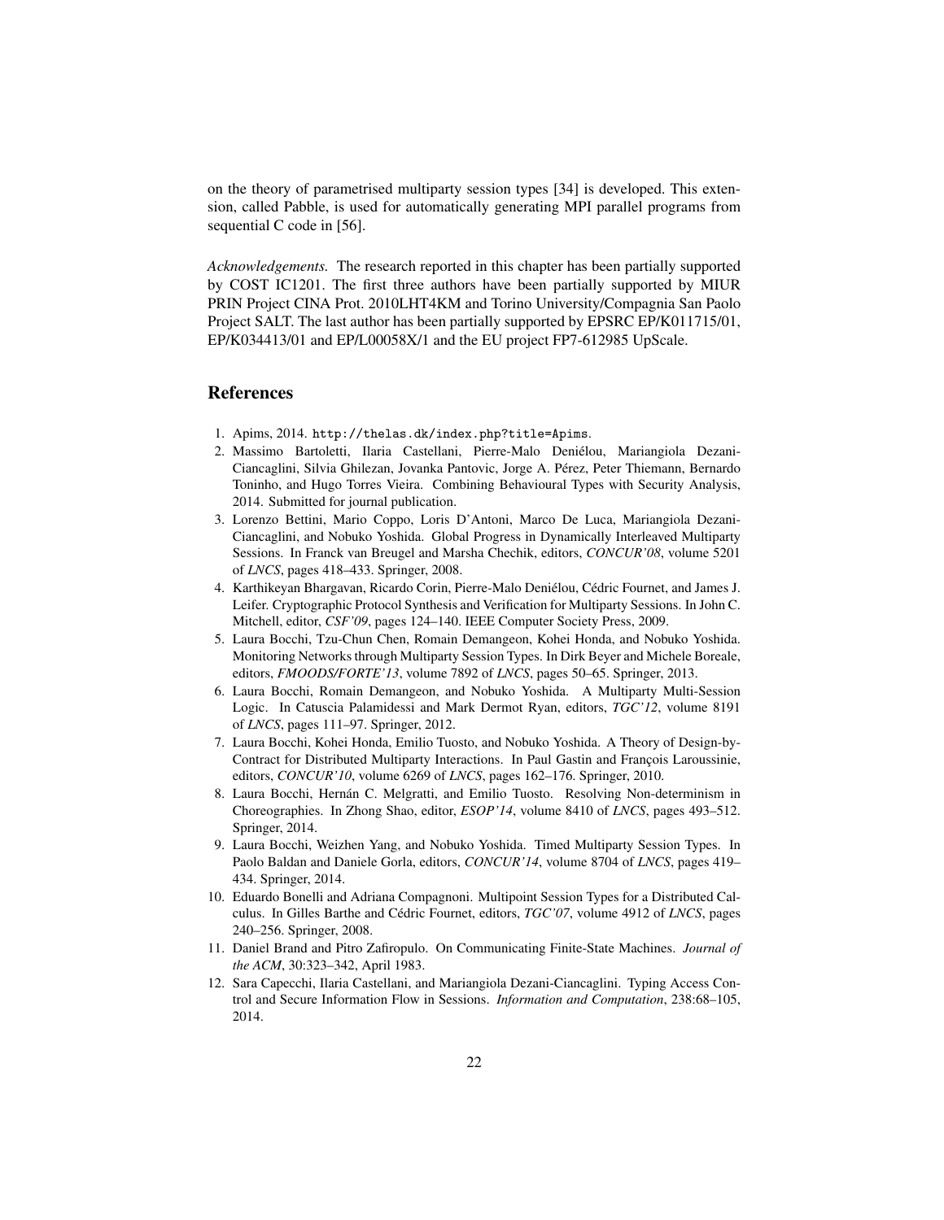on the theory of parametrised multiparty session types [34] is developed. This extension, called Pabble, is used for automatically generating MPI parallel programs from sequential C code in [56].

*Acknowledgements.* The research reported in this chapter has been partially supported by COST IC1201. The first three authors have been partially supported by MIUR PRIN Project CINA Prot. 2010LHT4KM and Torino University/Compagnia San Paolo Project SALT. The last author has been partially supported by EPSRC EP/K011715/01, EP/K034413/01 and EP/L00058X/1 and the EU project FP7-612985 UpScale.

## References

1. Apims, 2014. `http://thelas.dk/index.php?title=Apims`.
2. Massimo Bartoletti, Ilaria Castellani, Pierre-Malo Deniélou, Mariangiola Dezani-Ciancaglini, Silvia Ghilezan, Jovanka Pantovic, Jorge A. Pérez, Peter Thiemann, Bernardo Toninho, and Hugo Torres Vieira. Combining Behavioural Types with Security Analysis, 2014. Submitted for journal publication.
3. Lorenzo Bettini, Mario Coppo, Loris D'Antoni, Marco De Luca, Mariangiola Dezani-Ciancaglini, and Nobuko Yoshida. Global Progress in Dynamically Interleaved Multiparty Sessions. In Franck van Breugel and Marsha Chechik, editors, *CONCUR'08*, volume 5201 of *LNCS*, pages 418–433. Springer, 2008.
4. Karthikeyan Bhargavan, Ricardo Corin, Pierre-Malo Deniélou, Cédric Fournet, and James J. Leifer. Cryptographic Protocol Synthesis and Verification for Multiparty Sessions. In John C. Mitchell, editor, *CSF'09*, pages 124–140. IEEE Computer Society Press, 2009.
5. Laura Bocchi, Tzu-Chun Chen, Romain Demangeon, Kohei Honda, and Nobuko Yoshida. Monitoring Networks through Multiparty Session Types. In Dirk Beyer and Michele Boreale, editors, *FMOODS/FORTE'13*, volume 7892 of *LNCS*, pages 50–65. Springer, 2013.
6. Laura Bocchi, Romain Demangeon, and Nobuko Yoshida. A Multiparty Multi-Session Logic. In Catuscia Palamidessi and Mark Dermot Ryan, editors, *TGC'12*, volume 8191 of *LNCS*, pages 111–97. Springer, 2012.
7. Laura Bocchi, Kohei Honda, Emilio Tuosto, and Nobuko Yoshida. A Theory of Design-by-Contract for Distributed Multiparty Interactions. In Paul Gastin and François Laroussinie, editors, *CONCUR'10*, volume 6269 of *LNCS*, pages 162–176. Springer, 2010.
8. Laura Bocchi, Hernán C. Melgratti, and Emilio Tuosto. Resolving Non-determinism in Choreographies. In Zhong Shao, editor, *ESOP'14*, volume 8410 of *LNCS*, pages 493–512. Springer, 2014.
9. Laura Bocchi, Weizhen Yang, and Nobuko Yoshida. Timed Multiparty Session Types. In Paolo Baldan and Daniele Gorla, editors, *CONCUR'14*, volume 8704 of *LNCS*, pages 419–434. Springer, 2014.
10. Eduardo Bonelli and Adriana Compagnoni. Multipoint Session Types for a Distributed Calculus. In Gilles Barthe and Cédric Fournet, editors, *TGC'07*, volume 4912 of *LNCS*, pages 240–256. Springer, 2008.
11. Daniel Brand and Pitro Zafiropulo. On Communicating Finite-State Machines. *Journal of the ACM*, 30:323–342, April 1983.
12. Sara Capecchi, Ilaria Castellani, and Mariangiola Dezani-Ciancaglini. Typing Access Control and Secure Information Flow in Sessions. *Information and Computation*, 238:68–105, 2014.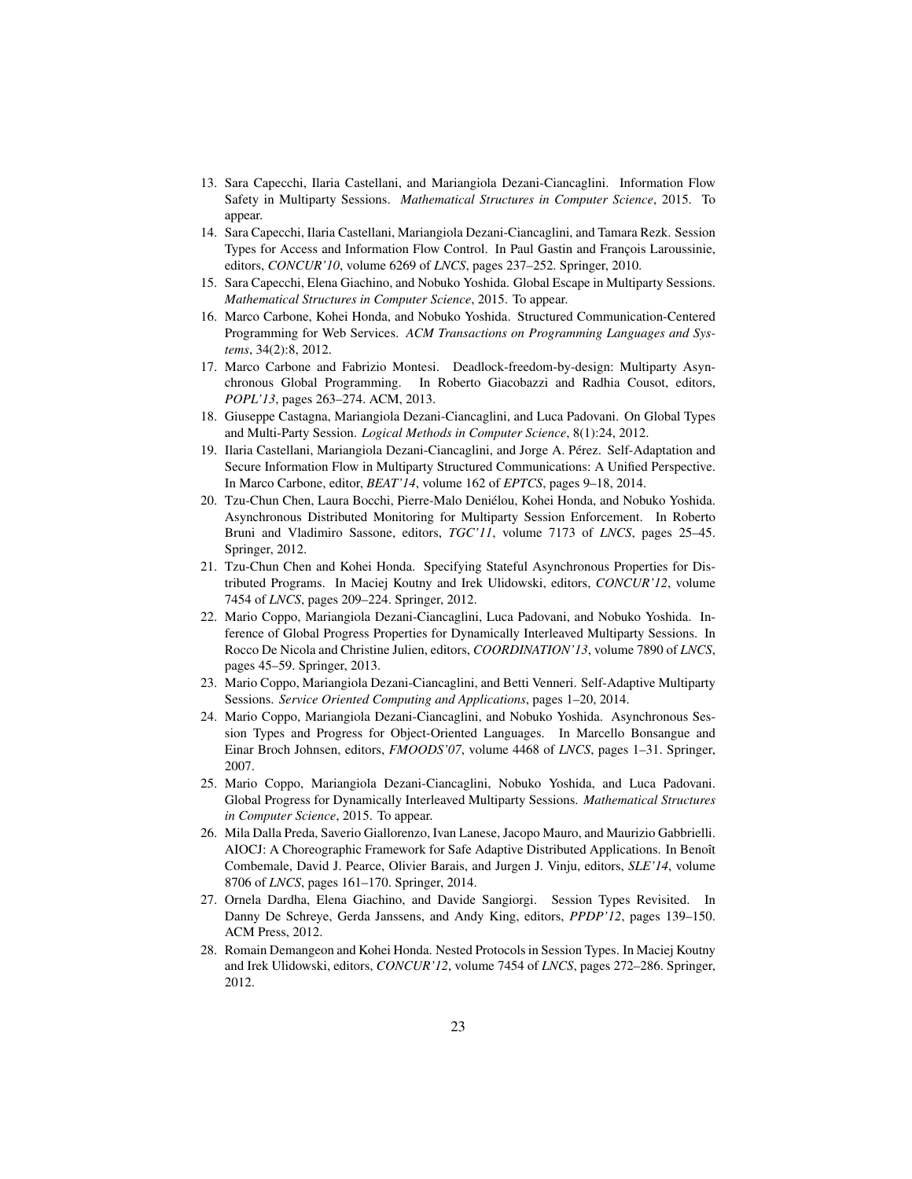13. Sara Capecchi, Ilaria Castellani, and Mariangiola Dezani-Ciancaglini. Information Flow Safety in Multiparty Sessions. *Mathematical Structures in Computer Science*, 2015. To appear.
14. Sara Capecchi, Ilaria Castellani, Mariangiola Dezani-Ciancaglini, and Tamara Rezk. Session Types for Access and Information Flow Control. In Paul Gastin and François Laroussinie, editors, *CONCUR'10*, volume 6269 of *LNCS*, pages 237–252. Springer, 2010.
15. Sara Capecchi, Elena Giachino, and Nobuko Yoshida. Global Escape in Multiparty Sessions. *Mathematical Structures in Computer Science*, 2015. To appear.
16. Marco Carbone, Kohei Honda, and Nobuko Yoshida. Structured Communication-Centered Programming for Web Services. *ACM Transactions on Programming Languages and Systems*, 34(2):8, 2012.
17. Marco Carbone and Fabrizio Montesi. Deadlock-freedom-by-design: Multiparty Asynchronous Global Programming. In Roberto Giacobazzi and Radhia Cousot, editors, *POPL'13*, pages 263–274. ACM, 2013.
18. Giuseppe Castagna, Mariangiola Dezani-Ciancaglini, and Luca Padovani. On Global Types and Multi-Party Session. *Logical Methods in Computer Science*, 8(1):24, 2012.
19. Ilaria Castellani, Mariangiola Dezani-Ciancaglini, and Jorge A. Pérez. Self-Adaptation and Secure Information Flow in Multiparty Structured Communications: A Unified Perspective. In Marco Carbone, editor, *BEAT'14*, volume 162 of *EPTCS*, pages 9–18, 2014.
20. Tzu-Chun Chen, Laura Bocchi, Pierre-Malo Deniélou, Kohei Honda, and Nobuko Yoshida. Asynchronous Distributed Monitoring for Multiparty Session Enforcement. In Roberto Bruni and Vladimiro Sassone, editors, *TGC'11*, volume 7173 of *LNCS*, pages 25–45. Springer, 2012.
21. Tzu-Chun Chen and Kohei Honda. Specifying Stateful Asynchronous Properties for Distributed Programs. In Maciej Koutny and Irek Ulidowski, editors, *CONCUR'12*, volume 7454 of *LNCS*, pages 209–224. Springer, 2012.
22. Mario Coppo, Mariangiola Dezani-Ciancaglini, Luca Padovani, and Nobuko Yoshida. Inference of Global Progress Properties for Dynamically Interleaved Multiparty Sessions. In Rocco De Nicola and Christine Julien, editors, *COORDINATION'13*, volume 7890 of *LNCS*, pages 45–59. Springer, 2013.
23. Mario Coppo, Mariangiola Dezani-Ciancaglini, and Betti Venneri. Self-Adaptive Multiparty Sessions. *Service Oriented Computing and Applications*, pages 1–20, 2014.
24. Mario Coppo, Mariangiola Dezani-Ciancaglini, and Nobuko Yoshida. Asynchronous Session Types and Progress for Object-Oriented Languages. In Marcello Bonsangue and Einar Broch Johnsen, editors, *FMOODS'07*, volume 4468 of *LNCS*, pages 1–31. Springer, 2007.
25. Mario Coppo, Mariangiola Dezani-Ciancaglini, Nobuko Yoshida, and Luca Padovani. Global Progress for Dynamically Interleaved Multiparty Sessions. *Mathematical Structures in Computer Science*, 2015. To appear.
26. Mila Dalla Preda, Saverio Giallorenzo, Ivan Lanese, Jacopo Mauro, and Maurizio Gabbrielli. AIOCJ: A Choreographic Framework for Safe Adaptive Distributed Applications. In Benoît Combemale, David J. Pearce, Olivier Barais, and Jurgen J. Vinju, editors, *SLE'14*, volume 8706 of *LNCS*, pages 161–170. Springer, 2014.
27. Ornela Dardha, Elena Giachino, and Davide Sangiorgi. Session Types Revisited. In Danny De Schreye, Gerda Janssens, and Andy King, editors, *PPDP'12*, pages 139–150. ACM Press, 2012.
28. Romain Demangeon and Kohei Honda. Nested Protocols in Session Types. In Maciej Koutny and Irek Ulidowski, editors, *CONCUR'12*, volume 7454 of *LNCS*, pages 272–286. Springer, 2012.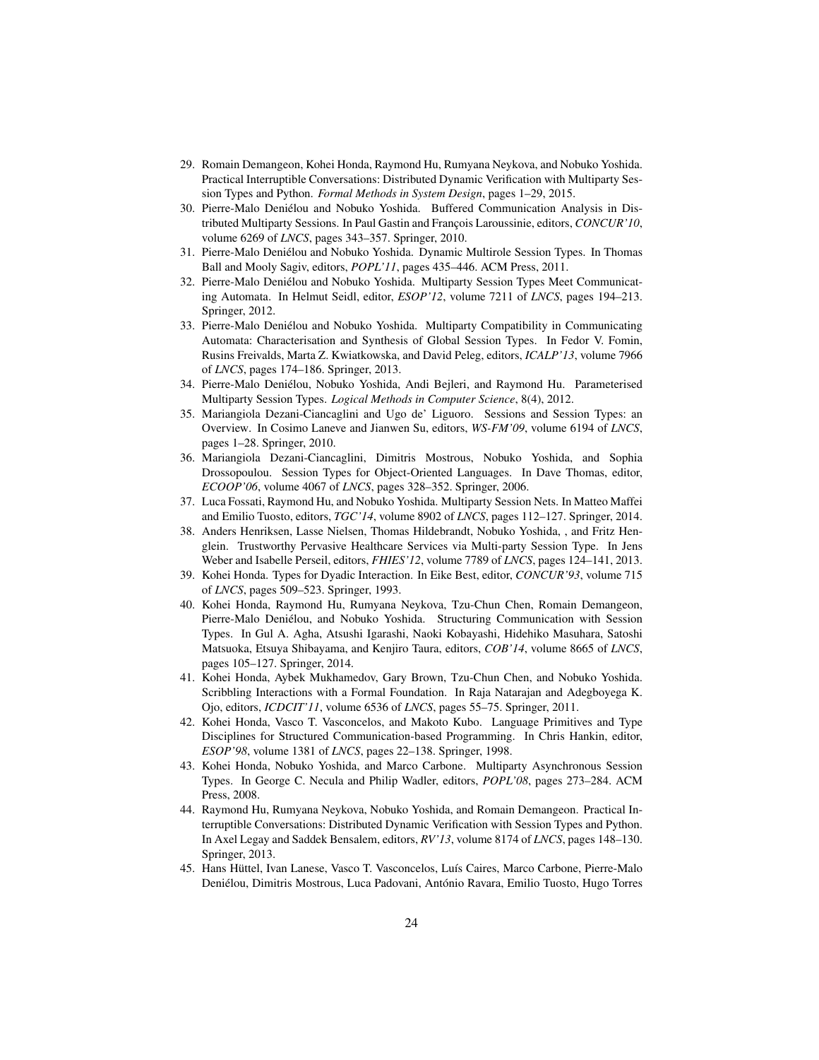29. Romain Demangeon, Kohei Honda, Raymond Hu, Rumyana Neykova, and Nobuko Yoshida. Practical Interruptible Conversations: Distributed Dynamic Verification with Multiparty Session Types and Python. *Formal Methods in System Design*, pages 1–29, 2015.
30. Pierre-Malo Deniélou and Nobuko Yoshida. Buffered Communication Analysis in Distributed Multiparty Sessions. In Paul Gastin and François Laroussinie, editors, *CONCUR'10*, volume 6269 of *LNCS*, pages 343–357. Springer, 2010.
31. Pierre-Malo Deniélou and Nobuko Yoshida. Dynamic Multirole Session Types. In Thomas Ball and Mooly Sagiv, editors, *POPL'11*, pages 435–446. ACM Press, 2011.
32. Pierre-Malo Deniélou and Nobuko Yoshida. Multiparty Session Types Meet Communicating Automata. In Helmut Seidl, editor, *ESOP'12*, volume 7211 of *LNCS*, pages 194–213. Springer, 2012.
33. Pierre-Malo Deniélou and Nobuko Yoshida. Multiparty Compatibility in Communicating Automata: Characterisation and Synthesis of Global Session Types. In Fedor V. Fomin, Rusins Freivalds, Marta Z. Kwiatkowska, and David Peleg, editors, *ICALP'13*, volume 7966 of *LNCS*, pages 174–186. Springer, 2013.
34. Pierre-Malo Deniélou, Nobuko Yoshida, Andi Bejleri, and Raymond Hu. Parameterised Multiparty Session Types. *Logical Methods in Computer Science*, 8(4), 2012.
35. Mariangiola Dezani-Ciancaglini and Ugo de' Liguoro. Sessions and Session Types: an Overview. In Cosimo Laneve and Jianwen Su, editors, *WS-FM'09*, volume 6194 of *LNCS*, pages 1–28. Springer, 2010.
36. Mariangiola Dezani-Ciancaglini, Dimitris Mostrous, Nobuko Yoshida, and Sophia Drossopoulou. Session Types for Object-Oriented Languages. In Dave Thomas, editor, *ECOOP'06*, volume 4067 of *LNCS*, pages 328–352. Springer, 2006.
37. Luca Fossati, Raymond Hu, and Nobuko Yoshida. Multiparty Session Nets. In Matteo Maffei and Emilio Tuosto, editors, *TGC'14*, volume 8902 of *LNCS*, pages 112–127. Springer, 2014.
38. Anders Henriksen, Lasse Nielsen, Thomas Hildebrandt, Nobuko Yoshida, , and Fritz Henglein. Trustworthy Pervasive Healthcare Services via Multi-party Session Type. In Jens Weber and Isabelle Perseil, editors, *FHIES'12*, volume 7789 of *LNCS*, pages 124–141, 2013.
39. Kohei Honda. Types for Dyadic Interaction. In Eike Best, editor, *CONCUR'93*, volume 715 of *LNCS*, pages 509–523. Springer, 1993.
40. Kohei Honda, Raymond Hu, Rumyana Neykova, Tzu-Chun Chen, Romain Demangeon, Pierre-Malo Deniélou, and Nobuko Yoshida. Structuring Communication with Session Types. In Gul A. Agha, Atsushi Igarashi, Naoki Kobayashi, Hidehiko Masuhara, Satoshi Matsuoka, Etsuya Shibayama, and Kenjiro Taura, editors, *COB'14*, volume 8665 of *LNCS*, pages 105–127. Springer, 2014.
41. Kohei Honda, Aybek Mukhamedov, Gary Brown, Tzu-Chun Chen, and Nobuko Yoshida. Scribbling Interactions with a Formal Foundation. In Raja Natarajan and Adegboyega K. Ojo, editors, *ICDCIT'11*, volume 6536 of *LNCS*, pages 55–75. Springer, 2011.
42. Kohei Honda, Vasco T. Vasconcelos, and Makoto Kubo. Language Primitives and Type Disciplines for Structured Communication-based Programming. In Chris Hankin, editor, *ESOP'98*, volume 1381 of *LNCS*, pages 22–138. Springer, 1998.
43. Kohei Honda, Nobuko Yoshida, and Marco Carbone. Multiparty Asynchronous Session Types. In George C. Necula and Philip Wadler, editors, *POPL'08*, pages 273–284. ACM Press, 2008.
44. Raymond Hu, Rumyana Neykova, Nobuko Yoshida, and Romain Demangeon. Practical Interruptible Conversations: Distributed Dynamic Verification with Session Types and Python. In Axel Legay and Saddek Bensalem, editors, *RV'13*, volume 8174 of *LNCS*, pages 148–130. Springer, 2013.
45. Hans Hüttel, Ivan Lanese, Vasco T. Vasconcelos, Luís Caires, Marco Carbone, Pierre-Malo Deniélou, Dimitris Mostrous, Luca Padovani, António Ravara, Emilio Tuosto, Hugo Torres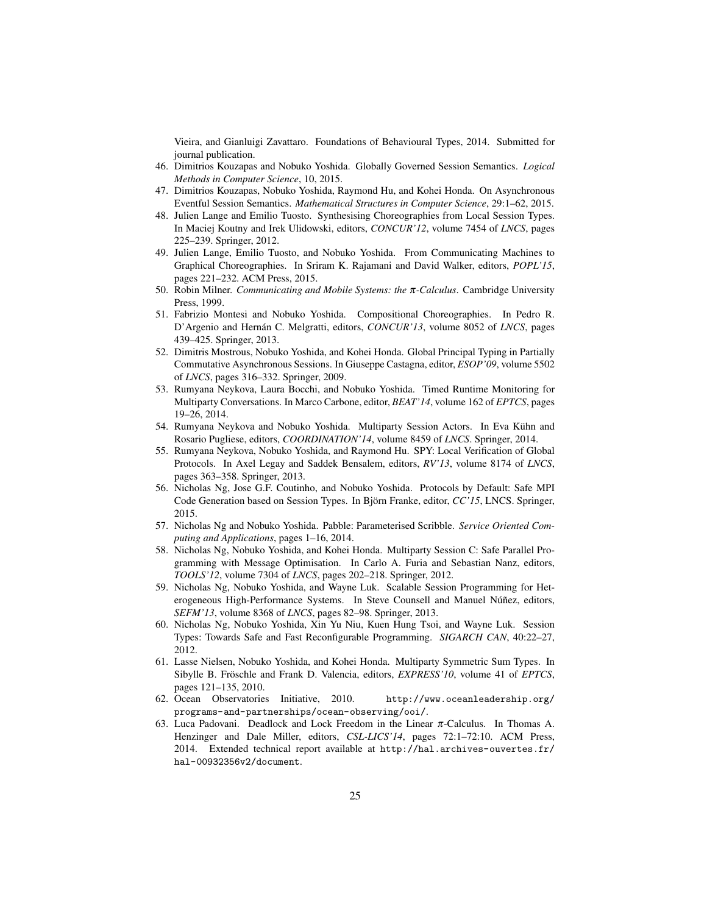Vieira, and Gianluigi Zavattaro. Foundations of Behavioural Types, 2014. Submitted for journal publication.

46. Dimitrios Kouzapas and Nobuko Yoshida. Globally Governed Session Semantics. *Logical Methods in Computer Science*, 10, 2015.
47. Dimitrios Kouzapas, Nobuko Yoshida, Raymond Hu, and Kohei Honda. On Asynchronous Eventful Session Semantics. *Mathematical Structures in Computer Science*, 29:1–62, 2015.
48. Julien Lange and Emilio Tuosto. Synthesising Choreographies from Local Session Types. In Maciej Koutny and Irek Ulidowski, editors, *CONCUR'12*, volume 7454 of *LNCS*, pages 225–239. Springer, 2012.
49. Julien Lange, Emilio Tuosto, and Nobuko Yoshida. From Communicating Machines to Graphical Choreographies. In Sriram K. Rajamani and David Walker, editors, *POPL'15*, pages 221–232. ACM Press, 2015.
50. Robin Milner. *Communicating and Mobile Systems: the $\pi$-Calculus*. Cambridge University Press, 1999.
51. Fabrizio Montesi and Nobuko Yoshida. Compositional Choreographies. In Pedro R. D'Argenio and Hernán C. Melgratti, editors, *CONCUR'13*, volume 8052 of *LNCS*, pages 439–425. Springer, 2013.
52. Dimitris Mostrous, Nobuko Yoshida, and Kohei Honda. Global Principal Typing in Partially Commutative Asynchronous Sessions. In Giuseppe Castagna, editor, *ESOP'09*, volume 5502 of *LNCS*, pages 316–332. Springer, 2009.
53. Rumyana Neykova, Laura Bocchi, and Nobuko Yoshida. Timed Runtime Monitoring for Multiparty Conversations. In Marco Carbone, editor, *BEAT'14*, volume 162 of *EPTCS*, pages 19–26, 2014.
54. Rumyana Neykova and Nobuko Yoshida. Multiparty Session Actors. In Eva Kühn and Rosario Pugliese, editors, *COORDINATION'14*, volume 8459 of *LNCS*. Springer, 2014.
55. Rumyana Neykova, Nobuko Yoshida, and Raymond Hu. SPY: Local Verification of Global Protocols. In Axel Legay and Saddek Bensalem, editors, *RV'13*, volume 8174 of *LNCS*, pages 363–358. Springer, 2013.
56. Nicholas Ng, Jose G.F. Coutinho, and Nobuko Yoshida. Protocols by Default: Safe MPI Code Generation based on Session Types. In Björn Franke, editor, *CC'15*, LNCS. Springer, 2015.
57. Nicholas Ng and Nobuko Yoshida. Pabble: Parameterised Scribble. *Service Oriented Computing and Applications*, pages 1–16, 2014.
58. Nicholas Ng, Nobuko Yoshida, and Kohei Honda. Multiparty Session C: Safe Parallel Programming with Message Optimisation. In Carlo A. Furia and Sebastian Nanz, editors, *TOOLS'12*, volume 7304 of *LNCS*, pages 202–218. Springer, 2012.
59. Nicholas Ng, Nobuko Yoshida, and Wayne Luk. Scalable Session Programming for Heterogeneous High-Performance Systems. In Steve Counsell and Manuel Núñez, editors, *SEFM'13*, volume 8368 of *LNCS*, pages 82–98. Springer, 2013.
60. Nicholas Ng, Nobuko Yoshida, Xin Yu Niu, Kuen Hung Tsoi, and Wayne Luk. Session Types: Towards Safe and Fast Reconfigurable Programming. *SIGARCH CAN*, 40:22–27, 2012.
61. Lasse Nielsen, Nobuko Yoshida, and Kohei Honda. Multiparty Symmetric Sum Types. In Sibylle B. Fröschle and Frank D. Valencia, editors, *EXPRESS'10*, volume 41 of *EPTCS*, pages 121–135, 2010.
62. Ocean Observatories Initiative, 2010. `http://www.oceanleadership.org/programs-and-partnerships/ocean-observing/ooi/`.
63. Luca Padovani. Deadlock and Lock Freedom in the Linear $\pi$-Calculus. In Thomas A. Henzinger and Dale Miller, editors, *CSL-LICS'14*, pages 72:1–72:10. ACM Press, 2014. Extended technical report available at `http://hal.archives-ouvertes.fr/hal-00932356v2/document`.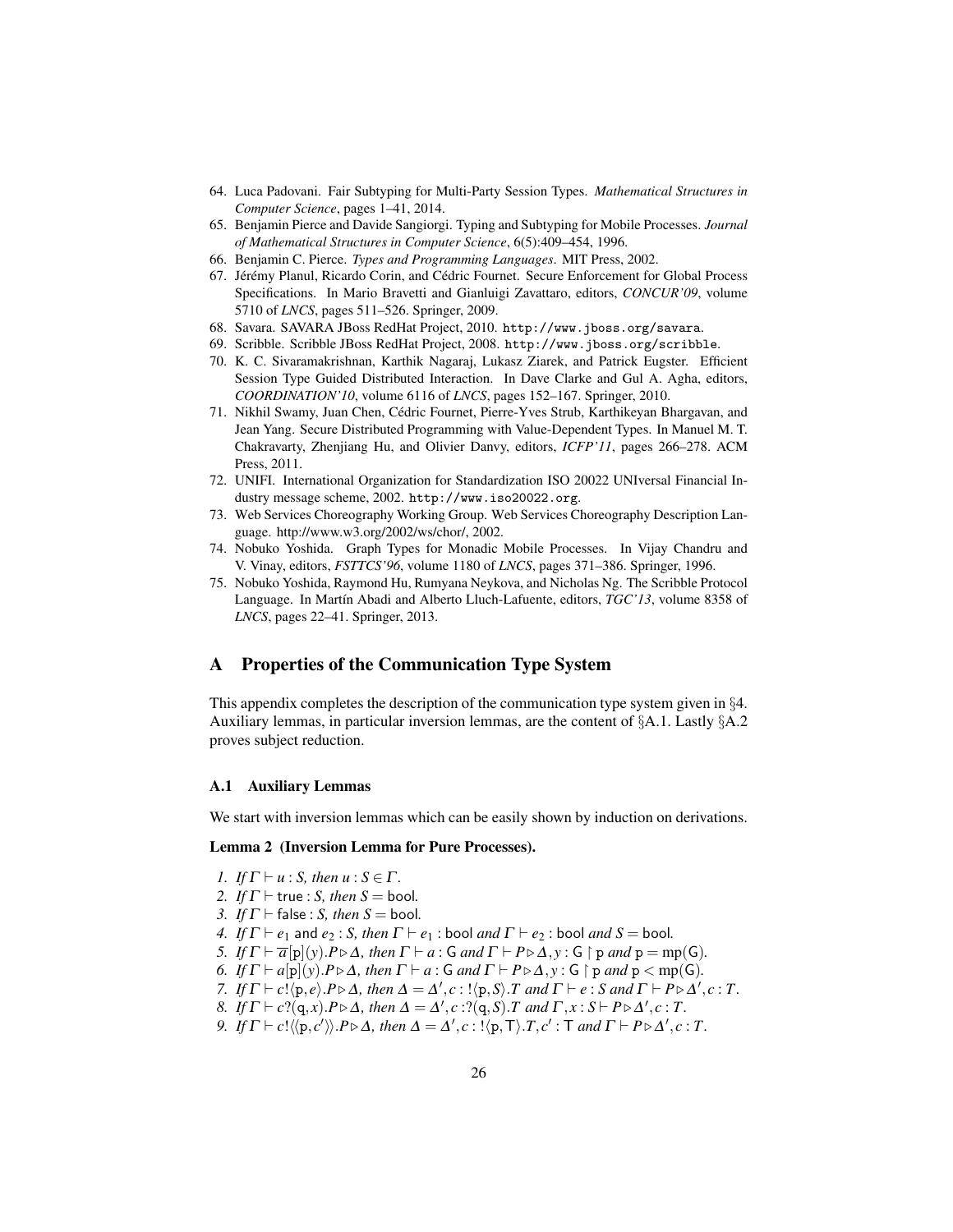64. Luca Padovani. Fair Subtyping for Multi-Party Session Types. *Mathematical Structures in Computer Science*, pages 1–41, 2014.
65. Benjamin Pierce and Davide Sangiorgi. Typing and Subtyping for Mobile Processes. *Journal of Mathematical Structures in Computer Science*, 6(5):409–454, 1996.
66. Benjamin C. Pierce. *Types and Programming Languages*. MIT Press, 2002.
67. Jérémy Planul, Ricardo Corin, and Cédric Fournet. Secure Enforcement for Global Process Specifications. In Mario Bravetti and Gianluigi Zavattaro, editors, *CONCUR'09*, volume 5710 of *LNCS*, pages 511–526. Springer, 2009.
68. Savara. SAVARA JBoss RedHat Project, 2010. `http://www.jboss.org/savara`.
69. Scribble. Scribble JBoss RedHat Project, 2008. `http://www.jboss.org/scribble`.
70. K. C. Sivaramakrishnan, Karthik Nagaraj, Lukasz Ziarek, and Patrick Eugster. Efficient Session Type Guided Distributed Interaction. In Dave Clarke and Gul A. Agha, editors, *COORDINATION'10*, volume 6116 of *LNCS*, pages 152–167. Springer, 2010.
71. Nikhil Swamy, Juan Chen, Cédric Fournet, Pierre-Yves Strub, Karthikeyan Bhargavan, and Jean Yang. Secure Distributed Programming with Value-Dependent Types. In Manuel M. T. Chakravarty, Zhenjiang Hu, and Olivier Danvy, editors, *ICFP'11*, pages 266–278. ACM Press, 2011.
72. UNIFI. International Organization for Standardization ISO 20022 UNIversal Financial Industry message scheme, 2002. `http://www.iso20022.org`.
73. Web Services Choreography Working Group. Web Services Choreography Description Language. http://www.w3.org/2002/ws/chor/, 2002.
74. Nobuko Yoshida. Graph Types for Monadic Mobile Processes. In Vijay Chandru and V. Vinay, editors, *FSTTCS'96*, volume 1180 of *LNCS*, pages 371–386. Springer, 1996.
75. Nobuko Yoshida, Raymond Hu, Rumyana Neykova, and Nicholas Ng. The Scribble Protocol Language. In Martín Abadi and Alberto Lluch-Lafuente, editors, *TGC'13*, volume 8358 of *LNCS*, pages 22–41. Springer, 2013.

## A Properties of the Communication Type System

This appendix completes the description of the communication type system given in §4. Auxiliary lemmas, in particular inversion lemmas, are the content of §A.1. Lastly §A.2 proves subject reduction.

### A.1 Auxiliary Lemmas

We start with inversion lemmas which can be easily shown by induction on derivations.

**Lemma 2 (Inversion Lemma for Pure Processes).**

1. *If* $\Gamma \vdash u : S$*, then* $u : S \in \Gamma$.
2. *If* $\Gamma \vdash \mathsf{true} : S$*, then* $S = \mathsf{bool}$.
3. *If* $\Gamma \vdash \mathsf{false} : S$*, then* $S = \mathsf{bool}$.
4. *If* $\Gamma \vdash e_1$ and $e_2 : S$*, then* $\Gamma \vdash e_1 : \mathsf{bool}$ *and* $\Gamma \vdash e_2 : \mathsf{bool}$ *and* $S = \mathsf{bool}$.
5. *If* $\Gamma \vdash \overline{a}[\mathtt{p}](y).P \triangleright \Delta$*, then* $\Gamma \vdash a : \mathsf{G}$ *and* $\Gamma \vdash P \triangleright \Delta, y : \mathsf{G} \upharpoonright \mathtt{p}$ *and* $\mathtt{p} = \mathrm{mp}(\mathsf{G})$.
6. *If* $\Gamma \vdash a[\mathtt{p}](y).P \triangleright \Delta$*, then* $\Gamma \vdash a : \mathsf{G}$ *and* $\Gamma \vdash P \triangleright \Delta, y : \mathsf{G} \upharpoonright \mathtt{p}$ *and* $\mathtt{p} < \mathrm{mp}(\mathsf{G})$.
7. *If* $\Gamma \vdash c!\langle \mathtt{p}, e\rangle.P \triangleright \Delta$*, then* $\Delta = \Delta', c : !\langle \mathtt{p}, S\rangle.T$ *and* $\Gamma \vdash e : S$ *and* $\Gamma \vdash P \triangleright \Delta', c : T$.
8. *If* $\Gamma \vdash c?(\mathtt{q}, x).P \triangleright \Delta$*, then* $\Delta = \Delta', c : ?(\mathtt{q}, S).T$ *and* $\Gamma, x : S \vdash P \triangleright \Delta', c : T$.
9. *If* $\Gamma \vdash c!\langle\langle \mathtt{p}, c'\rangle\rangle.P \triangleright \Delta$*, then* $\Delta = \Delta', c : !\langle \mathtt{p}, \mathsf{T}\rangle.T, c' : \mathsf{T}$ *and* $\Gamma \vdash P \triangleright \Delta', c : T$.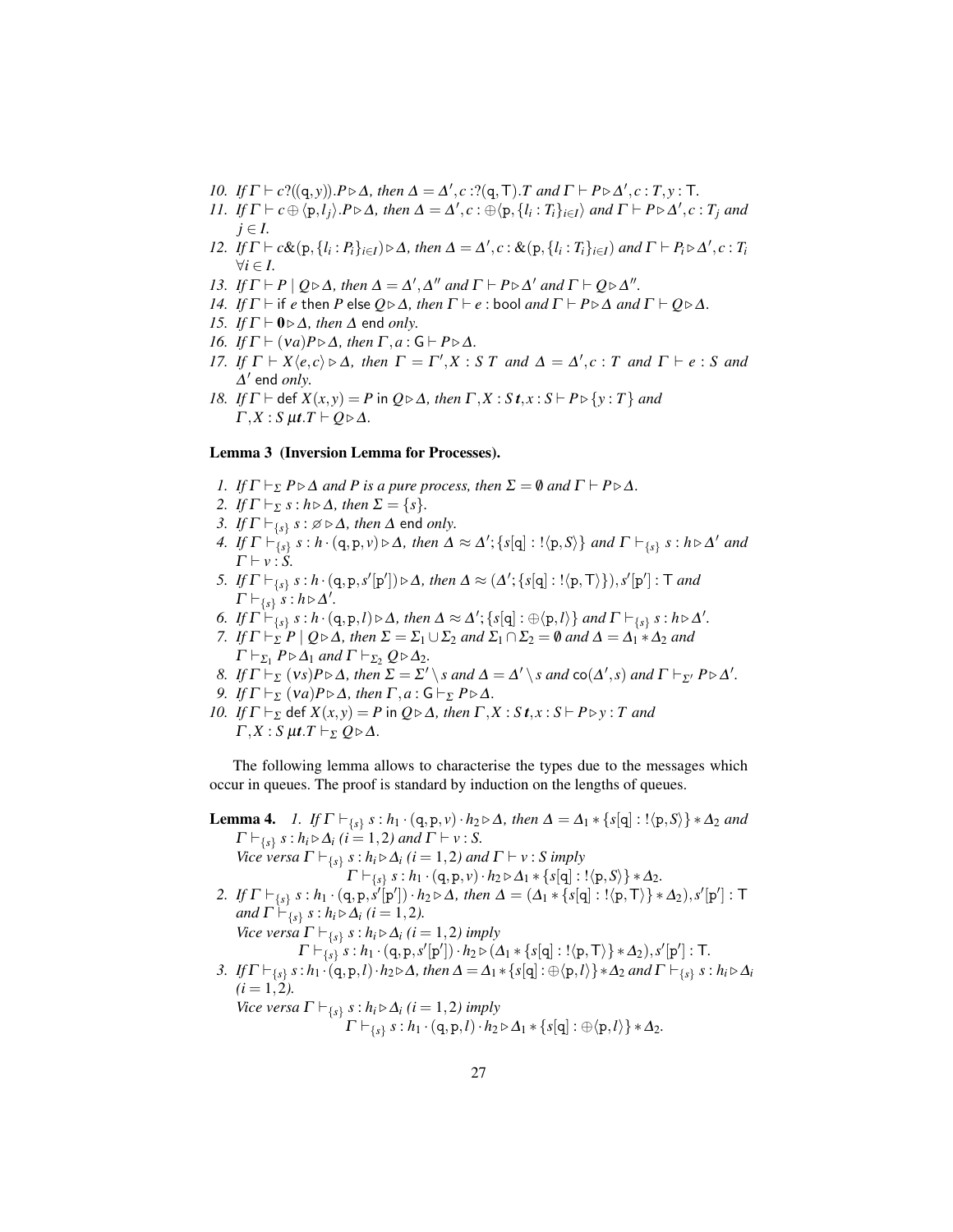10. *If* $\Gamma \vdash c?((\mathsf{q},y)).P \triangleright \Delta$*, then* $\Delta = \Delta', c: ?(\mathsf{q},\mathsf{T}).T$ *and* $\Gamma \vdash P \triangleright \Delta', c:T, y:\mathsf{T}$.
11. *If* $\Gamma \vdash c \oplus \langle \mathsf{p}, l_j \rangle.P \triangleright \Delta$*, then* $\Delta = \Delta', c: \oplus\langle \mathsf{p}, \{l_i : T_i\}_{i \in I}\rangle$ *and* $\Gamma \vdash P \triangleright \Delta', c:T_j$ *and* $j \in I$.
12. *If* $\Gamma \vdash c\&(\mathsf{p}, \{l_i : P_i\}_{i \in I}) \triangleright \Delta$*, then* $\Delta = \Delta', c: \&(\mathsf{p}, \{l_i : T_i\}_{i \in I})$ *and* $\Gamma \vdash P_i \triangleright \Delta', c:T_i$ $\forall i \in I$.
13. *If* $\Gamma \vdash P \mid Q \triangleright \Delta$*, then* $\Delta = \Delta', \Delta''$ *and* $\Gamma \vdash P \triangleright \Delta'$ *and* $\Gamma \vdash Q \triangleright \Delta''$.
14. *If* $\Gamma \vdash \mathsf{if}\ e\ \mathsf{then}\ P\ \mathsf{else}\ Q \triangleright \Delta$*, then* $\Gamma \vdash e : \mathsf{bool}$ *and* $\Gamma \vdash P \triangleright \Delta$ *and* $\Gamma \vdash Q \triangleright \Delta$.
15. *If* $\Gamma \vdash \mathbf{0} \triangleright \Delta$*, then* $\Delta$ $\mathsf{end}$ *only.*
16. *If* $\Gamma \vdash (\nu a)P \triangleright \Delta$*, then* $\Gamma, a:\mathsf{G} \vdash P \triangleright \Delta$.
17. *If* $\Gamma \vdash X\langle e, c\rangle \triangleright \Delta$*, then* $\Gamma = \Gamma', X : S\ T$ *and* $\Delta = \Delta', c:T$ *and* $\Gamma \vdash e:S$ *and* $\Delta'$ $\mathsf{end}$ *only.*
18. *If* $\Gamma \vdash \mathsf{def}\ X(x,y) = P\ \mathsf{in}\ Q \triangleright \Delta$*, then* $\Gamma, X : S\,\boldsymbol{t}, x:S \vdash P \triangleright \{y:T\}$ *and* $\Gamma, X : S\,\mu\boldsymbol{t}.T \vdash Q \triangleright \Delta$.

**Lemma 3 (Inversion Lemma for Processes).**

1. *If* $\Gamma \vdash_\Sigma P \triangleright \Delta$ *and* $P$ *is a pure process, then* $\Sigma = \emptyset$ *and* $\Gamma \vdash P \triangleright \Delta$.
2. *If* $\Gamma \vdash_\Sigma s:h \triangleright \Delta$*, then* $\Sigma = \{s\}$.
3. *If* $\Gamma \vdash_{\{s\}} s:\varnothing \triangleright \Delta$*, then* $\Delta$ $\mathsf{end}$ *only.*
4. *If* $\Gamma \vdash_{\{s\}} s:h\cdot(\mathsf{q},\mathsf{p},v) \triangleright \Delta$*, then* $\Delta \approx \Delta'; \{s[\mathsf{q}] : !\langle \mathsf{p}, S\rangle\}$ *and* $\Gamma \vdash_{\{s\}} s:h \triangleright \Delta'$ *and* $\Gamma \vdash v:S$.
5. *If* $\Gamma \vdash_{\{s\}} s:h\cdot(\mathsf{q},\mathsf{p},s'[\mathsf{p}']) \triangleright \Delta$*, then* $\Delta \approx (\Delta'; \{s[\mathsf{q}] : !\langle \mathsf{p}, \mathsf{T}\rangle\}), s'[\mathsf{p}'] : \mathsf{T}$ *and* $\Gamma \vdash_{\{s\}} s:h \triangleright \Delta'$.
6. *If* $\Gamma \vdash_{\{s\}} s:h\cdot(\mathsf{q},\mathsf{p},l) \triangleright \Delta$*, then* $\Delta \approx \Delta'; \{s[\mathsf{q}] : \oplus\langle \mathsf{p}, l\rangle\}$ *and* $\Gamma \vdash_{\{s\}} s:h \triangleright \Delta'$.
7. *If* $\Gamma \vdash_\Sigma P \mid Q \triangleright \Delta$*, then* $\Sigma = \Sigma_1 \cup \Sigma_2$ *and* $\Sigma_1 \cap \Sigma_2 = \emptyset$ *and* $\Delta = \Delta_1 * \Delta_2$ *and* $\Gamma \vdash_{\Sigma_1} P \triangleright \Delta_1$ *and* $\Gamma \vdash_{\Sigma_2} Q \triangleright \Delta_2$.
8. *If* $\Gamma \vdash_\Sigma (\nu s)P \triangleright \Delta$*, then* $\Sigma = \Sigma' \setminus s$ *and* $\Delta = \Delta' \setminus s$ *and* $\mathsf{co}(\Delta', s)$ *and* $\Gamma \vdash_{\Sigma'} P \triangleright \Delta'$.
9. *If* $\Gamma \vdash_\Sigma (\nu a)P \triangleright \Delta$*, then* $\Gamma, a:\mathsf{G} \vdash_\Sigma P \triangleright \Delta$.
10. *If* $\Gamma \vdash_\Sigma \mathsf{def}\ X(x,y) = P\ \mathsf{in}\ Q \triangleright \Delta$*, then* $\Gamma, X : S\,\boldsymbol{t}, x:S \vdash P \triangleright y:T$ *and* $\Gamma, X : S\,\mu\boldsymbol{t}.T \vdash_\Sigma Q \triangleright \Delta$.

The following lemma allows to characterise the types due to the messages which occur in queues. The proof is standard by induction on the lengths of queues.

**Lemma 4.**

1. *If* $\Gamma \vdash_{\{s\}} s:h_1\cdot(\mathsf{q},\mathsf{p},v)\cdot h_2 \triangleright \Delta$*, then* $\Delta = \Delta_1 * \{s[\mathsf{q}] : !\langle \mathsf{p}, S\rangle\} * \Delta_2$ *and* $\Gamma \vdash_{\{s\}} s:h_i \triangleright \Delta_i$ $(i=1,2)$ *and* $\Gamma \vdash v:S$.
   *Vice versa* $\Gamma \vdash_{\{s\}} s:h_i \triangleright \Delta_i$ $(i=1,2)$ *and* $\Gamma \vdash v:S$ *imply*
   $$\Gamma \vdash_{\{s\}} s:h_1\cdot(\mathsf{q},\mathsf{p},v)\cdot h_2 \triangleright \Delta_1 * \{s[\mathsf{q}] : !\langle \mathsf{p}, S\rangle\} * \Delta_2.$$
2. *If* $\Gamma \vdash_{\{s\}} s:h_1\cdot(\mathsf{q},\mathsf{p},s'[\mathsf{p}'])\cdot h_2 \triangleright \Delta$*, then* $\Delta = (\Delta_1 * \{s[\mathsf{q}] : !\langle \mathsf{p}, \mathsf{T}\rangle\} * \Delta_2), s'[\mathsf{p}'] : \mathsf{T}$ *and* $\Gamma \vdash_{\{s\}} s:h_i \triangleright \Delta_i$ $(i=1,2)$.
   *Vice versa* $\Gamma \vdash_{\{s\}} s:h_i \triangleright \Delta_i$ $(i=1,2)$ *imply*
   $$\Gamma \vdash_{\{s\}} s:h_1\cdot(\mathsf{q},\mathsf{p},s'[\mathsf{p}'])\cdot h_2 \triangleright (\Delta_1 * \{s[\mathsf{q}] : !\langle \mathsf{p}, \mathsf{T}\rangle\} * \Delta_2), s'[\mathsf{p}'] : \mathsf{T}.$$
3. *If* $\Gamma \vdash_{\{s\}} s:h_1\cdot(\mathsf{q},\mathsf{p},l)\cdot h_2 \triangleright \Delta$*, then* $\Delta = \Delta_1 * \{s[\mathsf{q}] : \oplus\langle \mathsf{p}, l\rangle\} * \Delta_2$ *and* $\Gamma \vdash_{\{s\}} s:h_i \triangleright \Delta_i$ $(i=1,2)$.
   *Vice versa* $\Gamma \vdash_{\{s\}} s:h_i \triangleright \Delta_i$ $(i=1,2)$ *imply*
   $$\Gamma \vdash_{\{s\}} s:h_1\cdot(\mathsf{q},\mathsf{p},l)\cdot h_2 \triangleright \Delta_1 * \{s[\mathsf{q}] : \oplus\langle \mathsf{p}, l\rangle\} * \Delta_2.$$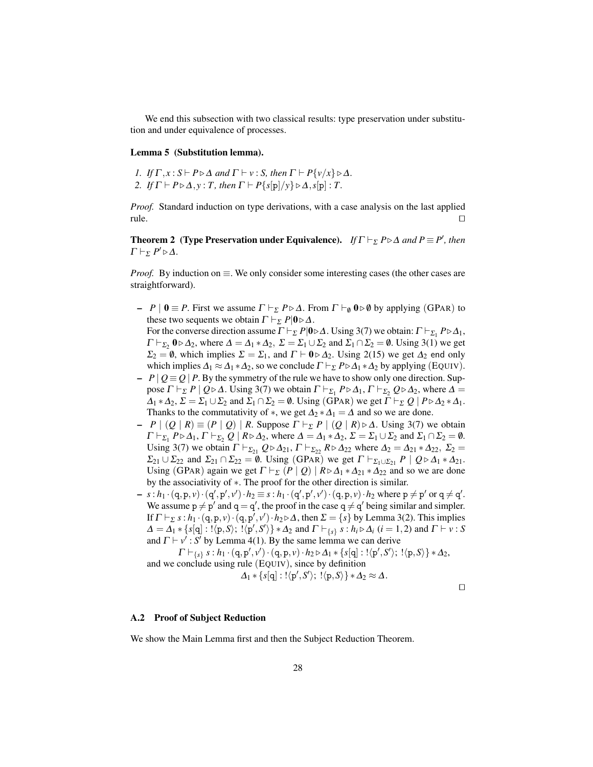We end this subsection with two classical results: type preservation under substitution and under equivalence of processes.

**Lemma 5 (Substitution lemma).**

*1. If $\Gamma, x : S \vdash P \triangleright \Delta$ and $\Gamma \vdash v : S$, then $\Gamma \vdash P\{v/x\} \triangleright \Delta$.*
*2. If $\Gamma \vdash P \triangleright \Delta, y : T$, then $\Gamma \vdash P\{s[\mathtt{p}]/y\} \triangleright \Delta, s[\mathtt{p}] : T$.*

*Proof.* Standard induction on type derivations, with a case analysis on the last applied rule. $\square$

**Theorem 2 (Type Preservation under Equivalence).** *If $\Gamma \vdash_\Sigma P \triangleright \Delta$ and $P \equiv P'$, then $\Gamma \vdash_\Sigma P' \triangleright \Delta$.*

*Proof.* By induction on $\equiv$. We only consider some interesting cases (the other cases are straightforward).

- $P \mid \mathbf{0} \equiv P$. First we assume $\Gamma \vdash_\Sigma P \triangleright \Delta$. From $\Gamma \vdash_\emptyset \mathbf{0} \triangleright \emptyset$ by applying $(\text{GPAR})$ to these two sequents we obtain $\Gamma \vdash_\Sigma P|\mathbf{0} \triangleright \Delta$.
  For the converse direction assume $\Gamma \vdash_\Sigma P|\mathbf{0} \triangleright \Delta$. Using 3(7) we obtain: $\Gamma \vdash_{\Sigma_1} P \triangleright \Delta_1$, $\Gamma \vdash_{\Sigma_2} \mathbf{0} \triangleright \Delta_2$, where $\Delta = \Delta_1 * \Delta_2$, $\Sigma = \Sigma_1 \cup \Sigma_2$ and $\Sigma_1 \cap \Sigma_2 = \emptyset$. Using 3(1) we get $\Sigma_2 = \emptyset$, which implies $\Sigma = \Sigma_1$, and $\Gamma \vdash \mathbf{0} \triangleright \Delta_2$. Using 2(15) we get $\Delta_2$ end only which implies $\Delta_1 \approx \Delta_1 * \Delta_2$, so we conclude $\Gamma \vdash_\Sigma P \triangleright \Delta_1 * \Delta_2$ by applying $(\text{EQUIV})$.
- $P \mid Q \equiv Q \mid P$. By the symmetry of the rule we have to show only one direction. Suppose $\Gamma \vdash_\Sigma P \mid Q \triangleright \Delta$. Using 3(7) we obtain $\Gamma \vdash_{\Sigma_1} P \triangleright \Delta_1$, $\Gamma \vdash_{\Sigma_2} Q \triangleright \Delta_2$, where $\Delta = \Delta_1 * \Delta_2$, $\Sigma = \Sigma_1 \cup \Sigma_2$ and $\Sigma_1 \cap \Sigma_2 = \emptyset$. Using $(\text{GPAR})$ we get $\Gamma \vdash_\Sigma Q \mid P \triangleright \Delta_2 * \Delta_1$. Thanks to the commutativity of $*$, we get $\Delta_2 * \Delta_1 = \Delta$ and so we are done.
- $P \mid (Q \mid R) \equiv (P \mid Q) \mid R$. Suppose $\Gamma \vdash_\Sigma P \mid (Q \mid R) \triangleright \Delta$. Using 3(7) we obtain $\Gamma \vdash_{\Sigma_1} P \triangleright \Delta_1$, $\Gamma \vdash_{\Sigma_2} Q \mid R \triangleright \Delta_2$, where $\Delta = \Delta_1 * \Delta_2$, $\Sigma = \Sigma_1 \cup \Sigma_2$ and $\Sigma_1 \cap \Sigma_2 = \emptyset$. Using 3(7) we obtain $\Gamma \vdash_{\Sigma_{21}} Q \triangleright \Delta_{21}$, $\Gamma \vdash_{\Sigma_{22}} R \triangleright \Delta_{22}$ where $\Delta_2 = \Delta_{21} * \Delta_{22}$, $\Sigma_2 = \Sigma_{21} \cup \Sigma_{22}$ and $\Sigma_{21} \cap \Sigma_{22} = \emptyset$. Using $(\text{GPAR})$ we get $\Gamma \vdash_{\Sigma_1 \cup \Sigma_{21}} P \mid Q \triangleright \Delta_1 * \Delta_{21}$. Using $(\text{GPAR})$ again we get $\Gamma \vdash_\Sigma (P \mid Q) \mid R \triangleright \Delta_1 * \Delta_{21} * \Delta_{22}$ and so we are done by the associativity of $*$. The proof for the other direction is similar.
- $s : h_1 \cdot (\mathtt{q}, \mathtt{p}, v) \cdot (\mathtt{q}', \mathtt{p}', v') \cdot h_2 \equiv s : h_1 \cdot (\mathtt{q}', \mathtt{p}', v') \cdot (\mathtt{q}, \mathtt{p}, v) \cdot h_2$ where $\mathtt{p} \neq \mathtt{p}'$ or $\mathtt{q} \neq \mathtt{q}'$. We assume $\mathtt{p} \neq \mathtt{p}'$ and $\mathtt{q} = \mathtt{q}'$, the proof in the case $\mathtt{q} \neq \mathtt{q}'$ being similar and simpler. If $\Gamma \vdash_\Sigma s : h_1 \cdot (\mathtt{q}, \mathtt{p}, v) \cdot (\mathtt{q}, \mathtt{p}', v') \cdot h_2 \triangleright \Delta$, then $\Sigma = \{s\}$ by Lemma 3(2). This implies $\Delta = \Delta_1 * \{s[\mathtt{q}] : !\langle \mathtt{p}, S\rangle;\ !\langle \mathtt{p}', S'\rangle\} * \Delta_2$ and $\Gamma \vdash_{\{s\}} s : h_i \triangleright \Delta_i$ $(i = 1, 2)$ and $\Gamma \vdash v : S$ and $\Gamma \vdash v' : S'$ by Lemma 4(1). By the same lemma we can derive
  $$\Gamma \vdash_{\{s\}} s : h_1 \cdot (\mathtt{q}, \mathtt{p}', v') \cdot (\mathtt{q}, \mathtt{p}, v) \cdot h_2 \triangleright \Delta_1 * \{s[\mathtt{q}] : !\langle \mathtt{p}', S'\rangle;\ !\langle \mathtt{p}, S\rangle\} * \Delta_2,$$
  and we conclude using rule $(\text{EQUIV})$, since by definition
  $$\Delta_1 * \{s[\mathtt{q}] : !\langle \mathtt{p}', S'\rangle;\ !\langle \mathtt{p}, S\rangle\} * \Delta_2 \approx \Delta.$$

$\square$

### A.2 Proof of Subject Reduction

We show the Main Lemma first and then the Subject Reduction Theorem.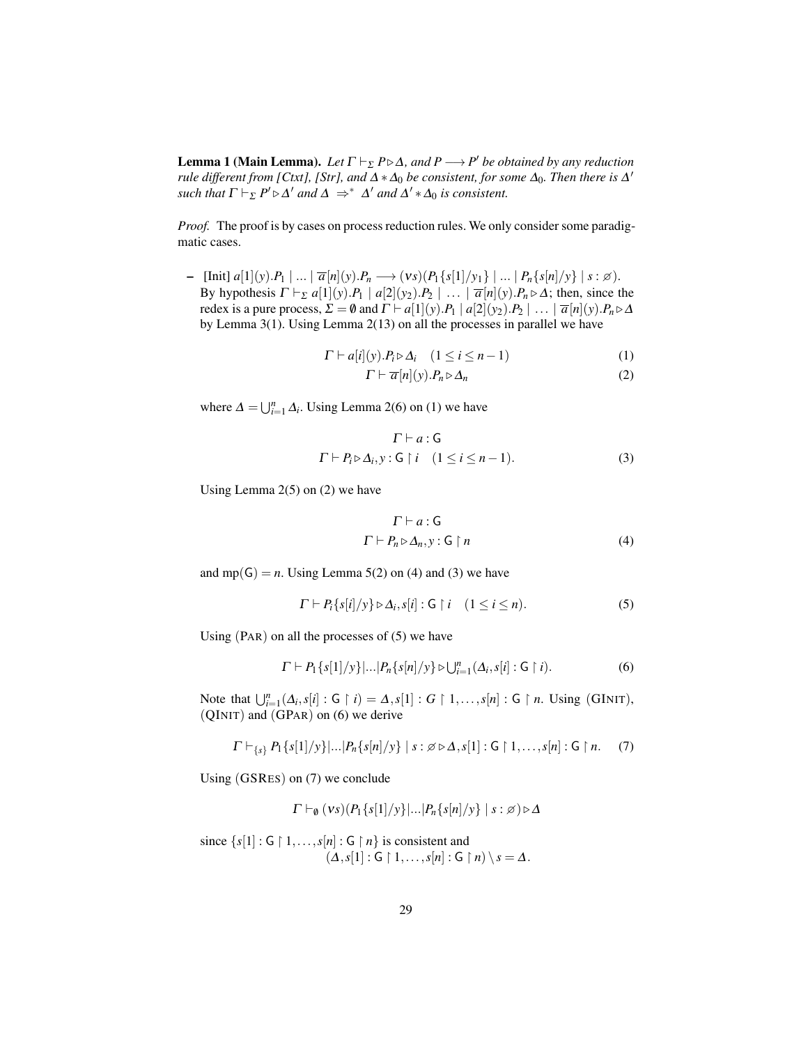**Lemma 1 (Main Lemma).** *Let $\Gamma \vdash_\Sigma P \triangleright \Delta$, and $P \longrightarrow P'$ be obtained by any reduction rule different from [Ctxt], [Str], and $\Delta * \Delta_0$ be consistent, for some $\Delta_0$. Then there is $\Delta'$ such that $\Gamma \vdash_\Sigma P' \triangleright \Delta'$ and $\Delta \Rightarrow^* \Delta'$ and $\Delta' * \Delta_0$ is consistent.*

*Proof.* The proof is by cases on process reduction rules. We only consider some paradigmatic cases.

– [Init] $a[1](y).P_1 \mid ... \mid \overline{a}[n](y).P_n \longrightarrow (\nu s)(P_1\{s[1]/y_1\} \mid ... \mid P_n\{s[n]/y\} \mid s : \varnothing)$.
By hypothesis $\Gamma \vdash_\Sigma a[1](y).P_1 \mid a[2](y_2).P_2 \mid \ldots \mid \overline{a}[n](y).P_n \triangleright \Delta$; then, since the redex is a pure process, $\Sigma = \emptyset$ and $\Gamma \vdash a[1](y).P_1 \mid a[2](y_2).P_2 \mid \ldots \mid \overline{a}[n](y).P_n \triangleright \Delta$ by Lemma 3(1). Using Lemma 2(13) on all the processes in parallel we have

$$\Gamma \vdash a[i](y).P_i \triangleright \Delta_i \quad (1 \leq i \leq n-1) \tag{1}$$

$$\Gamma \vdash \overline{a}[n](y).P_n \triangleright \Delta_n \tag{2}$$

where $\Delta = \bigcup_{i=1}^{n} \Delta_i$. Using Lemma 2(6) on (1) we have

$$\Gamma \vdash a : \mathsf{G}$$
$$\Gamma \vdash P_i \triangleright \Delta_i, y : \mathsf{G} \upharpoonright i \quad (1 \leq i \leq n-1). \tag{3}$$

Using Lemma 2(5) on (2) we have

$$\Gamma \vdash a : \mathsf{G}$$
$$\Gamma \vdash P_n \triangleright \Delta_n, y : \mathsf{G} \upharpoonright n \tag{4}$$

and $\mathrm{mp}(\mathsf{G}) = n$. Using Lemma 5(2) on (4) and (3) we have

$$\Gamma \vdash P_i\{s[i]/y\} \triangleright \Delta_i, s[i] : \mathsf{G} \upharpoonright i \quad (1 \leq i \leq n). \tag{5}$$

Using (PAR) on all the processes of (5) we have

$$\Gamma \vdash P_1\{s[1]/y\}|...|P_n\{s[n]/y\} \triangleright \bigcup_{i=1}^{n} (\Delta_i, s[i] : \mathsf{G} \upharpoonright i). \tag{6}$$

Note that $\bigcup_{i=1}^{n} (\Delta_i, s[i] : \mathsf{G} \upharpoonright i) = \Delta, s[1] : G \upharpoonright 1, \ldots, s[n] : \mathsf{G} \upharpoonright n$. Using (GINIT), (QINIT) and (GPAR) on (6) we derive

$$\Gamma \vdash_{\{s\}} P_1\{s[1]/y\}|...|P_n\{s[n]/y\} \mid s : \varnothing \triangleright \Delta, s[1] : \mathsf{G} \upharpoonright 1, \ldots, s[n] : \mathsf{G} \upharpoonright n. \tag{7}$$

Using (GSRES) on (7) we conclude

$$\Gamma \vdash_\emptyset (\nu s)(P_1\{s[1]/y\}|...|P_n\{s[n]/y\} \mid s : \varnothing) \triangleright \Delta$$

since $\{s[1] : \mathsf{G} \upharpoonright 1, \ldots, s[n] : \mathsf{G} \upharpoonright n\}$ is consistent and
$(\Delta, s[1] : \mathsf{G} \upharpoonright 1, \ldots, s[n] : \mathsf{G} \upharpoonright n) \setminus s = \Delta$.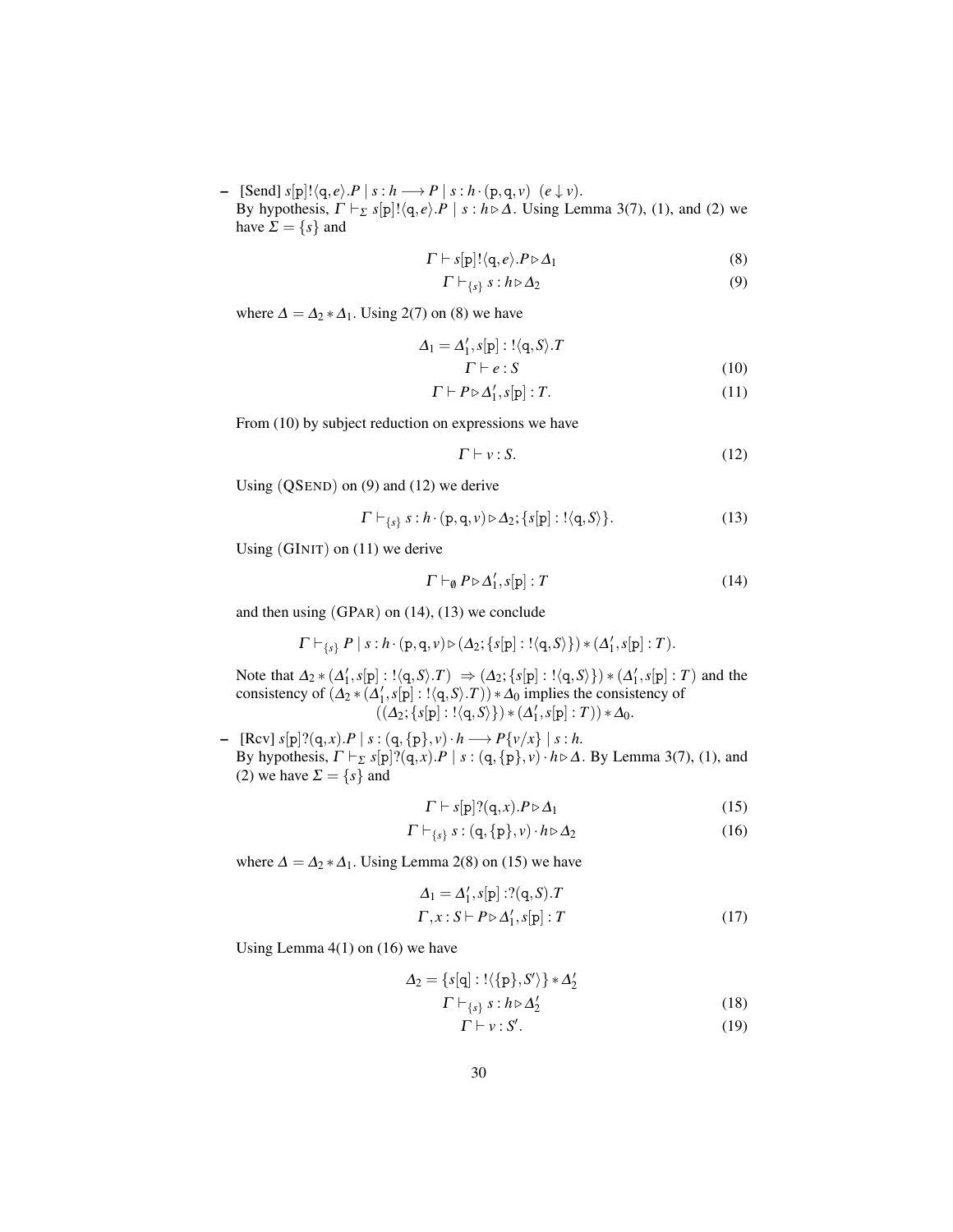- [Send] $s[\mathtt{p}]!\langle \mathtt{q}, e\rangle.P \mid s : h \longrightarrow P \mid s : h \cdot (\mathtt{p}, \mathtt{q}, v)\ \ (e \downarrow v)$.
  By hypothesis, $\Gamma \vdash_\Sigma s[\mathtt{p}]!\langle \mathtt{q}, e\rangle.P \mid s : h \triangleright \Delta$. Using Lemma 3(7), (1), and (2) we have $\Sigma = \{s\}$ and

$$\Gamma \vdash s[\mathtt{p}]!\langle \mathtt{q}, e\rangle.P \triangleright \Delta_1 \tag{8}$$

$$\Gamma \vdash_{\{s\}} s : h \triangleright \Delta_2 \tag{9}$$

  where $\Delta = \Delta_2 * \Delta_1$. Using 2(7) on (8) we have

$$\Delta_1 = \Delta_1', s[\mathtt{p}] : !\langle \mathtt{q}, S\rangle.T$$

$$\Gamma \vdash e : S \tag{10}$$

$$\Gamma \vdash P \triangleright \Delta_1', s[\mathtt{p}] : T. \tag{11}$$

  From (10) by subject reduction on expressions we have

$$\Gamma \vdash v : S. \tag{12}$$

  Using (QSEND) on (9) and (12) we derive

$$\Gamma \vdash_{\{s\}} s : h \cdot (\mathtt{p}, \mathtt{q}, v) \triangleright \Delta_2; \{s[\mathtt{p}] : !\langle \mathtt{q}, S\rangle\}. \tag{13}$$

  Using (GINIT) on (11) we derive

$$\Gamma \vdash_\emptyset P \triangleright \Delta_1', s[\mathtt{p}] : T \tag{14}$$

  and then using (GPAR) on (14), (13) we conclude

$$\Gamma \vdash_{\{s\}} P \mid s : h \cdot (\mathtt{p}, \mathtt{q}, v) \triangleright (\Delta_2; \{s[\mathtt{p}] : !\langle \mathtt{q}, S\rangle\}) * (\Delta_1', s[\mathtt{p}] : T).$$

  Note that $\Delta_2 * (\Delta_1', s[\mathtt{p}] : !\langle \mathtt{q}, S\rangle.T) \Rightarrow (\Delta_2; \{s[\mathtt{p}] : !\langle \mathtt{q}, S\rangle\}) * (\Delta_1', s[\mathtt{p}] : T)$ and the consistency of $(\Delta_2 * (\Delta_1', s[\mathtt{p}] : !\langle \mathtt{q}, S\rangle.T)) * \Delta_0$ implies the consistency of $((\Delta_2; \{s[\mathtt{p}] : !\langle \mathtt{q}, S\rangle\}) * (\Delta_1', s[\mathtt{p}] : T)) * \Delta_0$.

- [Rcv] $s[\mathtt{p}]?(\mathtt{q}, x).P \mid s : (\mathtt{q}, \{\mathtt{p}\}, v) \cdot h \longrightarrow P\{v/x\} \mid s : h$.
  By hypothesis, $\Gamma \vdash_\Sigma s[\mathtt{p}]?(\mathtt{q}, x).P \mid s : (\mathtt{q}, \{\mathtt{p}\}, v) \cdot h \triangleright \Delta$. By Lemma 3(7), (1), and (2) we have $\Sigma = \{s\}$ and

$$\Gamma \vdash s[\mathtt{p}]?(\mathtt{q}, x).P \triangleright \Delta_1 \tag{15}$$

$$\Gamma \vdash_{\{s\}} s : (\mathtt{q}, \{\mathtt{p}\}, v) \cdot h \triangleright \Delta_2 \tag{16}$$

  where $\Delta = \Delta_2 * \Delta_1$. Using Lemma 2(8) on (15) we have

$$\Delta_1 = \Delta_1', s[\mathtt{p}] : ?(\mathtt{q}, S).T$$

$$\Gamma, x : S \vdash P \triangleright \Delta_1', s[\mathtt{p}] : T \tag{17}$$

  Using Lemma 4(1) on (16) we have

$$\Delta_2 = \{s[\mathtt{q}] : !\langle \{\mathtt{p}\}, S'\rangle\} * \Delta_2'$$

$$\Gamma \vdash_{\{s\}} s : h \triangleright \Delta_2' \tag{18}$$

$$\Gamma \vdash v : S'. \tag{19}$$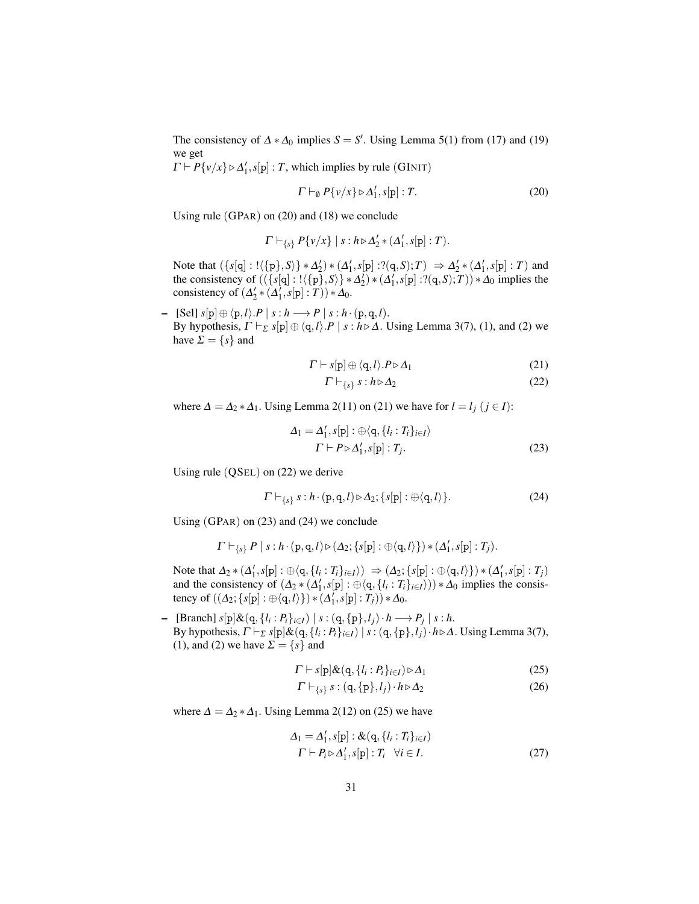The consistency of $\Delta * \Delta_0$ implies $S = S'$. Using Lemma 5(1) from (17) and (19) we get
$\Gamma \vdash P\{v/x\} \triangleright \Delta_1', s[\mathrm{p}] : T$, which implies by rule $(\mathrm{GINIT})$

$$\Gamma \vdash_{\emptyset} P\{v/x\} \triangleright \Delta_1', s[\mathrm{p}] : T. \tag{20}$$

Using rule $(\mathrm{GPAR})$ on (20) and (18) we conclude

$$\Gamma \vdash_{\{s\}} P\{v/x\} \mid s : h \triangleright \Delta_2' * (\Delta_1', s[\mathrm{p}] : T).$$

Note that $(\{s[\mathrm{q}] : !\langle\{\mathrm{p}\}, S\rangle\} * \Delta_2') * (\Delta_1', s[\mathrm{p}] : ?(\mathrm{q}, S); T) \Rightarrow \Delta_2' * (\Delta_1', s[\mathrm{p}] : T)$ and the consistency of $((\{s[\mathrm{q}] : !\langle\{\mathrm{p}\}, S\rangle\} * \Delta_2') * (\Delta_1', s[\mathrm{p}] : ?(\mathrm{q}, S); T)) * \Delta_0$ implies the consistency of $(\Delta_2' * (\Delta_1', s[\mathrm{p}] : T)) * \Delta_0$.

– [Sel] $s[\mathrm{p}] \oplus \langle \mathrm{p}, l\rangle.P \mid s : h \longrightarrow P \mid s : h \cdot (\mathrm{p}, \mathrm{q}, l)$.
By hypothesis, $\Gamma \vdash_{\Sigma} s[\mathrm{p}] \oplus \langle \mathrm{q}, l\rangle.P \mid s : h \triangleright \Delta$. Using Lemma 3(7), (1), and (2) we have $\Sigma = \{s\}$ and

$$\Gamma \vdash s[\mathrm{p}] \oplus \langle \mathrm{q}, l\rangle.P \triangleright \Delta_1 \tag{21}$$

$$\Gamma \vdash_{\{s\}} s : h \triangleright \Delta_2 \tag{22}$$

where $\Delta = \Delta_2 * \Delta_1$. Using Lemma 2(11) on (21) we have for $l = l_j$ $(j \in I)$:

$$\Delta_1 = \Delta_1', s[\mathrm{p}] : \oplus\langle \mathrm{q}, \{l_i : T_i\}_{i \in I}\rangle$$
$$\Gamma \vdash P \triangleright \Delta_1', s[\mathrm{p}] : T_j. \tag{23}$$

Using rule $(\mathrm{QSEL})$ on (22) we derive

$$\Gamma \vdash_{\{s\}} s : h \cdot (\mathrm{p}, \mathrm{q}, l) \triangleright \Delta_2; \{s[\mathrm{p}] : \oplus\langle \mathrm{q}, l\rangle\}. \tag{24}$$

Using $(\mathrm{GPAR})$ on (23) and (24) we conclude

$$\Gamma \vdash_{\{s\}} P \mid s : h \cdot (\mathrm{p}, \mathrm{q}, l) \triangleright (\Delta_2; \{s[\mathrm{p}] : \oplus\langle \mathrm{q}, l\rangle\}) * (\Delta_1', s[\mathrm{p}] : T_j).$$

Note that $\Delta_2 * (\Delta_1', s[\mathrm{p}] : \oplus\langle \mathrm{q}, \{l_i : T_i\}_{i \in I}\rangle) \Rightarrow (\Delta_2; \{s[\mathrm{p}] : \oplus\langle \mathrm{q}, l\rangle\}) * (\Delta_1', s[\mathrm{p}] : T_j)$ and the consistency of $(\Delta_2 * (\Delta_1', s[\mathrm{p}] : \oplus\langle \mathrm{q}, \{l_i : T_i\}_{i \in I}\rangle)) * \Delta_0$ implies the consistency of $((\Delta_2; \{s[\mathrm{p}] : \oplus\langle \mathrm{q}, l\rangle\}) * (\Delta_1', s[\mathrm{p}] : T_j)) * \Delta_0$.

– [Branch] $s[\mathrm{p}]\&(\mathrm{q}, \{l_i : P_i\}_{i \in I}) \mid s : (\mathrm{q}, \{\mathrm{p}\}, l_j) \cdot h \longrightarrow P_j \mid s : h$.
By hypothesis, $\Gamma \vdash_{\Sigma} s[\mathrm{p}]\&(\mathrm{q}, \{l_i : P_i\}_{i \in I}) \mid s : (\mathrm{q}, \{\mathrm{p}\}, l_j) \cdot h \triangleright \Delta$. Using Lemma 3(7), (1), and (2) we have $\Sigma = \{s\}$ and

$$\Gamma \vdash s[\mathrm{p}]\&(\mathrm{q}, \{l_i : P_i\}_{i \in I}) \triangleright \Delta_1 \tag{25}$$

$$\Gamma \vdash_{\{s\}} s : (\mathrm{q}, \{\mathrm{p}\}, l_j) \cdot h \triangleright \Delta_2 \tag{26}$$

where $\Delta = \Delta_2 * \Delta_1$. Using Lemma 2(12) on (25) we have

$$\Delta_1 = \Delta_1', s[\mathrm{p}] : \&(\mathrm{q}, \{l_i : T_i\}_{i \in I})$$
$$\Gamma \vdash P_i \triangleright \Delta_1', s[\mathrm{p}] : T_i \quad \forall i \in I. \tag{27}$$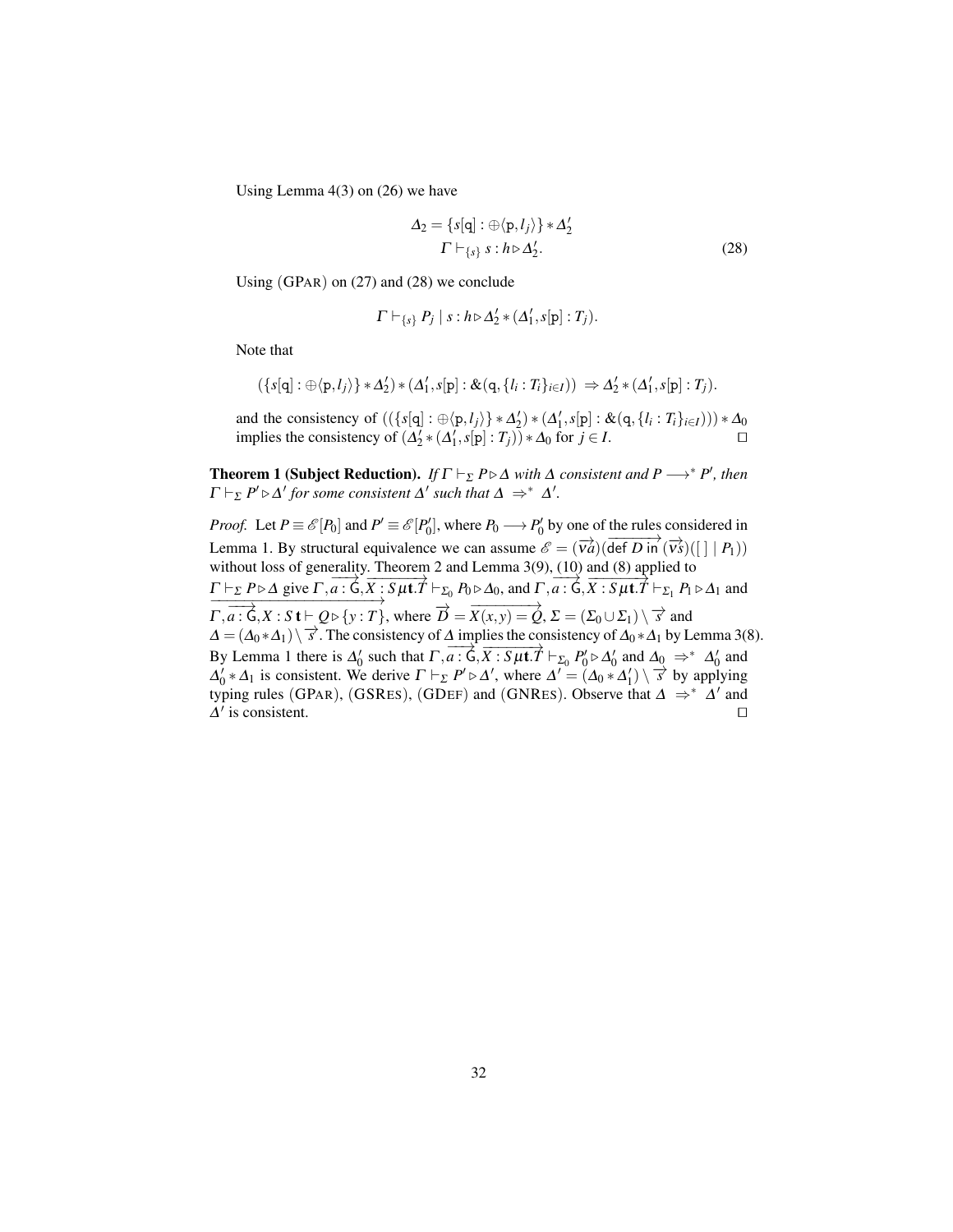Using Lemma 4(3) on (26) we have

$$\begin{array}{c} \Delta_2 = \{s[\mathtt{q}] : \oplus\langle \mathtt{p}, l_j\rangle\} * \Delta_2' \\ \Gamma \vdash_{\{s\}} s : h \triangleright \Delta_2'. \end{array} \tag{28}$$

Using (GPAR) on (27) and (28) we conclude

$$\Gamma \vdash_{\{s\}} P_j \mid s : h \triangleright \Delta_2' * (\Delta_1', s[\mathtt{p}] : T_j).$$

Note that

$$(\{s[\mathtt{q}] : \oplus\langle \mathtt{p}, l_j\rangle\} * \Delta_2') * (\Delta_1', s[\mathtt{p}] : \&(\mathtt{q}, \{l_i : T_i\}_{i \in I})) \Rightarrow \Delta_2' * (\Delta_1', s[\mathtt{p}] : T_j).$$

and the consistency of $((\{s[\mathtt{q}] : \oplus\langle \mathtt{p}, l_j\rangle\} * \Delta_2') * (\Delta_1', s[\mathtt{p}] : \&(\mathtt{q}, \{l_i : T_i\}_{i \in I}))) * \Delta_0$ implies the consistency of $(\Delta_2' * (\Delta_1', s[\mathtt{p}] : T_j)) * \Delta_0$ for $j \in I$. $\square$

**Theorem 1 (Subject Reduction).** *If $\Gamma \vdash_\Sigma P \triangleright \Delta$ with $\Delta$ consistent and $P \longrightarrow^* P'$, then $\Gamma \vdash_\Sigma P' \triangleright \Delta'$ for some consistent $\Delta'$ such that $\Delta \Rightarrow^* \Delta'$.*

*Proof.* Let $P \equiv \mathscr{E}[P_0]$ and $P' \equiv \mathscr{E}[P_0']$, where $P_0 \longrightarrow P_0'$ by one of the rules considered in Lemma 1. By structural equivalence we can assume $\mathscr{E} = (\nu \overrightarrow{a})(\overrightarrow{\mathsf{def}\ D\ \mathsf{in}}\ (\nu \overrightarrow{s})([\,] \mid P_1))$ without loss of generality. Theorem 2 and Lemma 3(9), (10) and (8) applied to $\Gamma \vdash_\Sigma P \triangleright \Delta$ give $\Gamma, \overrightarrow{a : \mathsf{G}}, \overrightarrow{X : S\,\mu\mathbf{t}.T} \vdash_{\Sigma_0} P_0 \triangleright \Delta_0$, and $\Gamma, \overrightarrow{a : \mathsf{G}}, \overrightarrow{X : S\,\mu\mathbf{t}.T} \vdash_{\Sigma_1} P_1 \triangleright \Delta_1$ and $\overrightarrow{\Gamma, \overrightarrow{a : \mathsf{G}}, X : S\,\mathbf{t} \vdash Q \triangleright \{y : T\}}$, where $\overrightarrow{D} = \overrightarrow{X(x,y) = Q}$, $\Sigma = (\Sigma_0 \cup \Sigma_1) \setminus \overrightarrow{s}$ and $\Delta = (\Delta_0 * \Delta_1) \setminus \overrightarrow{s}$. The consistency of $\Delta$ implies the consistency of $\Delta_0 * \Delta_1$ by Lemma 3(8). By Lemma 1 there is $\Delta_0'$ such that $\Gamma, \overrightarrow{a : \mathsf{G}}, \overrightarrow{X : S\,\mu\mathbf{t}.T} \vdash_{\Sigma_0} P_0' \triangleright \Delta_0'$ and $\Delta_0 \Rightarrow^* \Delta_0'$ and $\Delta_0' * \Delta_1$ is consistent. We derive $\Gamma \vdash_\Sigma P' \triangleright \Delta'$, where $\Delta' = (\Delta_0 * \Delta_1') \setminus \overrightarrow{s}$ by applying typing rules (GPAR), (GSRES), (GDEF) and (GNRES). Observe that $\Delta \Rightarrow^* \Delta'$ and $\Delta'$ is consistent. $\square$